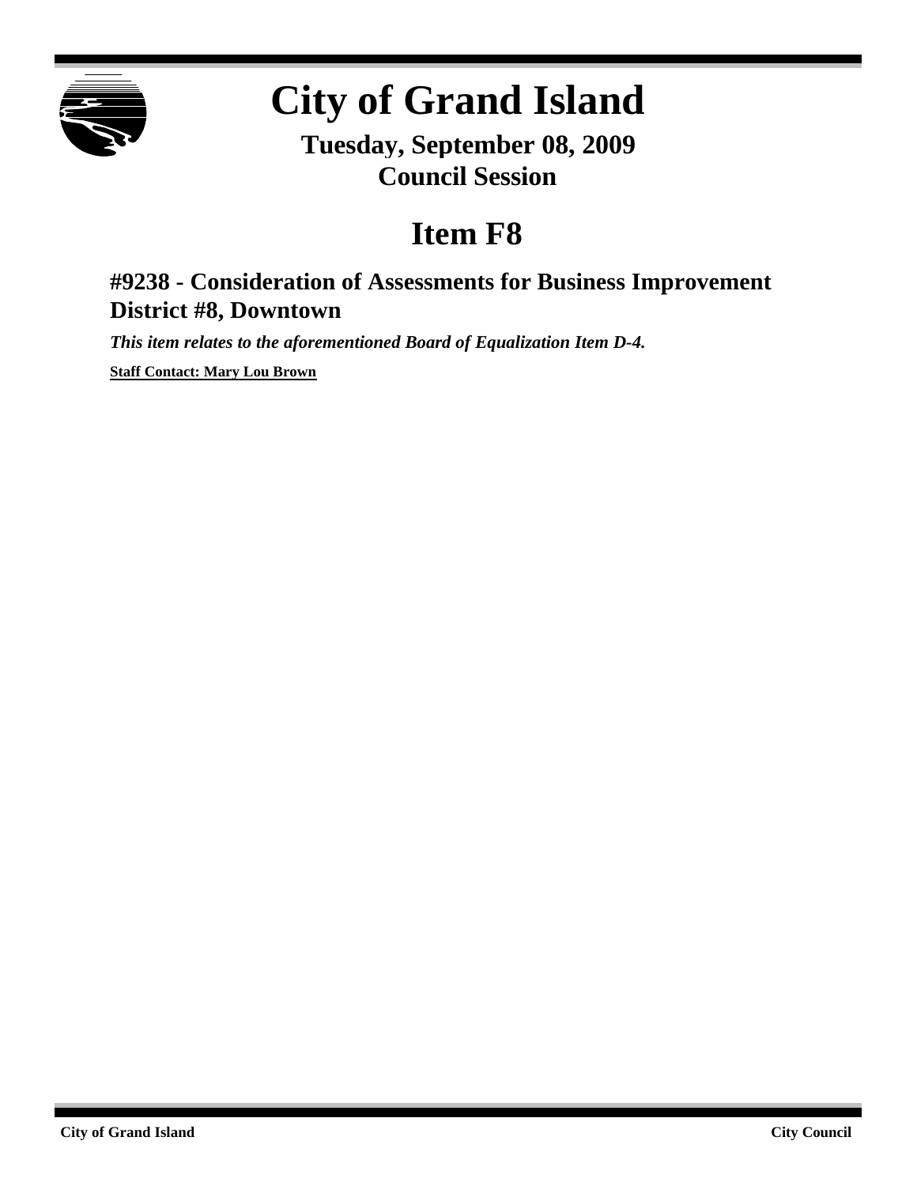# City of Grand Island

**Tuesday, September 08, 2009**
**Council Session**

# Item F8

## #9238 - Consideration of Assessments for Business Improvement District #8, Downtown

***This item relates to the aforementioned Board of Equalization Item D-4.***

**Staff Contact: Mary Lou Brown**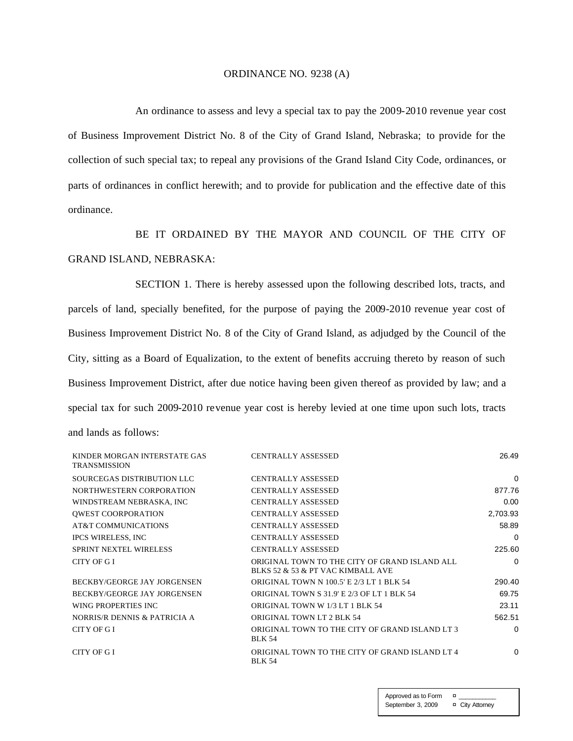ORDINANCE NO. 9238 (A)

An ordinance to assess and levy a special tax to pay the 2009-2010 revenue year cost of Business Improvement District No. 8 of the City of Grand Island, Nebraska; to provide for the collection of such special tax; to repeal any provisions of the Grand Island City Code, ordinances, or parts of ordinances in conflict herewith; and to provide for publication and the effective date of this ordinance.

BE IT ORDAINED BY THE MAYOR AND COUNCIL OF THE CITY OF GRAND ISLAND, NEBRASKA:

SECTION 1. There is hereby assessed upon the following described lots, tracts, and parcels of land, specially benefited, for the purpose of paying the 2009-2010 revenue year cost of Business Improvement District No. 8 of the City of Grand Island, as adjudged by the Council of the City, sitting as a Board of Equalization, to the extent of benefits accruing thereto by reason of such Business Improvement District, after due notice having been given thereof as provided by law; and a special tax for such 2009-2010 revenue year cost is hereby levied at one time upon such lots, tracts and lands as follows:

| | | |
|---|---|---|
| KINDER MORGAN INTERSTATE GAS TRANSMISSION | CENTRALLY ASSESSED | 26.49 |
| SOURCEGAS DISTRIBUTION LLC | CENTRALLY ASSESSED | 0 |
| NORTHWESTERN CORPORATION | CENTRALLY ASSESSED | 877.76 |
| WINDSTREAM NEBRASKA, INC | CENTRALLY ASSESSED | 0.00 |
| QWEST COORPORATION | CENTRALLY ASSESSED | 2,703.93 |
| AT&T COMMUNICATIONS | CENTRALLY ASSESSED | 58.89 |
| IPCS WIRELESS, INC | CENTRALLY ASSESSED | 0 |
| SPRINT NEXTEL WIRELESS | CENTRALLY ASSESSED | 225.60 |
| CITY OF G I | ORIGINAL TOWN TO THE CITY OF GRAND ISLAND ALL BLKS 52 & 53 & PT VAC KIMBALL AVE | 0 |
| BECKBY/GEORGE JAY JORGENSEN | ORIGINAL TOWN N 100.5' E 2/3 LT 1 BLK 54 | 290.40 |
| BECKBY/GEORGE JAY JORGENSEN | ORIGINAL TOWN S 31.9' E 2/3 OF LT 1 BLK 54 | 69.75 |
| WING PROPERTIES INC | ORIGINAL TOWN W 1/3 LT 1 BLK 54 | 23.11 |
| NORRIS/R DENNIS & PATRICIA A | ORIGINAL TOWN LT 2 BLK 54 | 562.51 |
| CITY OF G I | ORIGINAL TOWN TO THE CITY OF GRAND ISLAND LT 3 BLK 54 | 0 |
| CITY OF G I | ORIGINAL TOWN TO THE CITY OF GRAND ISLAND LT 4 BLK 54 | 0 |

Approved as to Form ¤ \_\_\_\_\_\_\_\_\_\_
September 3, 2009 ¤ City Attorney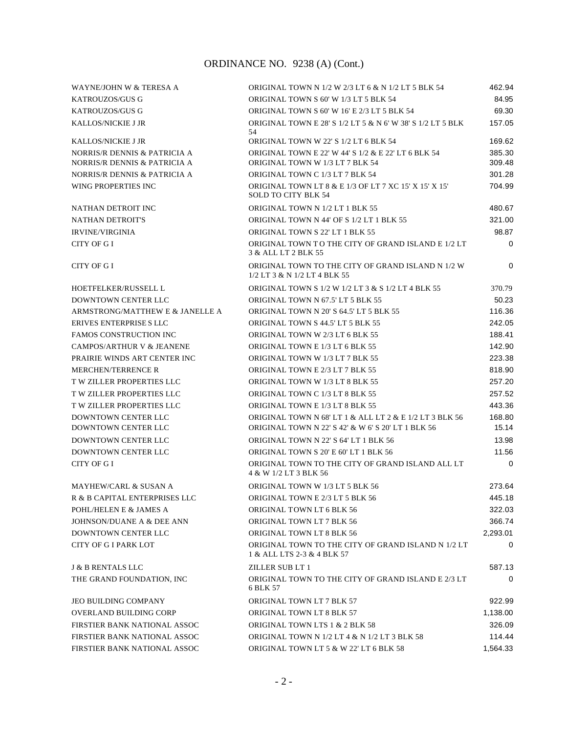# ORDINANCE NO. 9238 (A) (Cont.)

| | | |
|---|---|---|
| WAYNE/JOHN W & TERESA A | ORIGINAL TOWN N 1/2 W 2/3 LT 6 & N 1/2 LT 5 BLK 54 | 462.94 |
| KATROUZOS/GUS G | ORIGINAL TOWN S 60' W 1/3 LT 5 BLK 54 | 84.95 |
| KATROUZOS/GUS G | ORIGINAL TOWN S 60' W 16' E 2/3 LT 5 BLK 54 | 69.30 |
| KALLOS/NICKIE J JR | ORIGINAL TOWN E 28' S 1/2 LT 5 & N 6' W 38' S 1/2 LT 5 BLK 54 | 157.05 |
| KALLOS/NICKIE J JR | ORIGINAL TOWN W 22' S 1/2 LT 6 BLK 54 | 169.62 |
| NORRIS/R DENNIS & PATRICIA A | ORIGINAL TOWN E 22' W 44' S 1/2 & E 22' LT 6 BLK 54 | 385.30 |
| NORRIS/R DENNIS & PATRICIA A | ORIGINAL TOWN W 1/3 LT 7 BLK 54 | 309.48 |
| NORRIS/R DENNIS & PATRICIA A | ORIGINAL TOWN C 1/3 LT 7 BLK 54 | 301.28 |
| WING PROPERTIES INC | ORIGINAL TOWN LT 8 & E 1/3 OF LT 7 XC 15' X 15' X 15' SOLD TO CITY BLK 54 | 704.99 |
| NATHAN DETROIT INC | ORIGINAL TOWN N 1/2 LT 1 BLK 55 | 480.67 |
| NATHAN DETROIT'S | ORIGINAL TOWN N 44' OF S 1/2 LT 1 BLK 55 | 321.00 |
| IRVINE/VIRGINIA | ORIGINAL TOWN S 22' LT 1 BLK 55 | 98.87 |
| CITY OF G I | ORIGINAL TOWN T O THE CITY OF GRAND ISLAND E 1/2 LT 3 & ALL LT 2 BLK 55 | 0 |
| CITY OF G I | ORIGINAL TOWN TO THE CITY OF GRAND ISLAND N 1/2 W 1/2 LT 3 & N 1/2 LT 4 BLK 55 | 0 |
| HOETFELKER/RUSSELL L | ORIGINAL TOWN S 1/2 W 1/2 LT 3 & S 1/2 LT 4 BLK 55 | 370.79 |
| DOWNTOWN CENTER LLC | ORIGINAL TOWN N 67.5' LT 5 BLK 55 | 50.23 |
| ARMSTRONG/MATTHEW E & JANELLE A | ORIGINAL TOWN N 20' S 64.5' LT 5 BLK 55 | 116.36 |
| ERIVES ENTERPRISE S LLC | ORIGINAL TOWN S 44.5' LT 5 BLK 55 | 242.05 |
| FAMOS CONSTRUCTION INC | ORIGINAL TOWN W 2/3 LT 6 BLK 55 | 188.41 |
| CAMPOS/ARTHUR V & JEANENE | ORIGINAL TOWN E 1/3 LT 6 BLK 55 | 142.90 |
| PRAIRIE WINDS ART CENTER INC | ORIGINAL TOWN W 1/3 LT 7 BLK 55 | 223.38 |
| MERCHEN/TERRENCE R | ORIGINAL TOWN E 2/3 LT 7 BLK 55 | 818.90 |
| T W ZILLER PROPERTIES LLC | ORIGINAL TOWN W 1/3 LT 8 BLK 55 | 257.20 |
| T W ZILLER PROPERTIES LLC | ORIGINAL TOWN C 1/3 LT 8 BLK 55 | 257.52 |
| T W ZILLER PROPERTIES LLC | ORIGINAL TOWN E 1/3 LT 8 BLK 55 | 443.36 |
| DOWNTOWN CENTER LLC | ORIGINAL TOWN N 68' LT 1 & ALL LT 2 & E 1/2 LT 3 BLK 56 | 168.80 |
| DOWNTOWN CENTER LLC | ORIGINAL TOWN N 22' S 42' & W 6' S 20' LT 1 BLK 56 | 15.14 |
| DOWNTOWN CENTER LLC | ORIGINAL TOWN N 22' S 64' LT 1 BLK 56 | 13.98 |
| DOWNTOWN CENTER LLC | ORIGINAL TOWN S 20' E 60' LT 1 BLK 56 | 11.56 |
| CITY OF G I | ORIGINAL TOWN TO THE CITY OF GRAND ISLAND ALL LT 4 & W 1/2 LT 3 BLK 56 | 0 |
| MAYHEW/CARL & SUSAN A | ORIGINAL TOWN W 1/3 LT 5 BLK 56 | 273.64 |
| R & B CAPITAL ENTERPRISES LLC | ORIGINAL TOWN E 2/3 LT 5 BLK 56 | 445.18 |
| POHL/HELEN E & JAMES A | ORIGINAL TOWN LT 6 BLK 56 | 322.03 |
| JOHNSON/DUANE A & DEE ANN | ORIGINAL TOWN LT 7 BLK 56 | 366.74 |
| DOWNTOWN CENTER LLC | ORIGINAL TOWN LT 8 BLK 56 | 2,293.01 |
| CITY OF G I PARK LOT | ORIGINAL TOWN TO THE CITY OF GRAND ISLAND N 1/2 LT 1 & ALL LTS 2-3 & 4 BLK 57 | 0 |
| J & B RENTALS LLC | ZILLER SUB LT 1 | 587.13 |
| THE GRAND FOUNDATION, INC | ORIGINAL TOWN TO THE CITY OF GRAND ISLAND E 2/3 LT 6 BLK 57 | 0 |
| JEO BUILDING COMPANY | ORIGINAL TOWN LT 7 BLK 57 | 922.99 |
| OVERLAND BUILDING CORP | ORIGINAL TOWN LT 8 BLK 57 | 1,138.00 |
| FIRSTIER BANK NATIONAL ASSOC | ORIGINAL TOWN LTS 1 & 2 BLK 58 | 326.09 |
| FIRSTIER BANK NATIONAL ASSOC | ORIGINAL TOWN N 1/2 LT 4 & N 1/2 LT 3 BLK 58 | 114.44 |
| FIRSTIER BANK NATIONAL ASSOC | ORIGINAL TOWN LT 5 & W 22' LT 6 BLK 58 | 1,564.33 |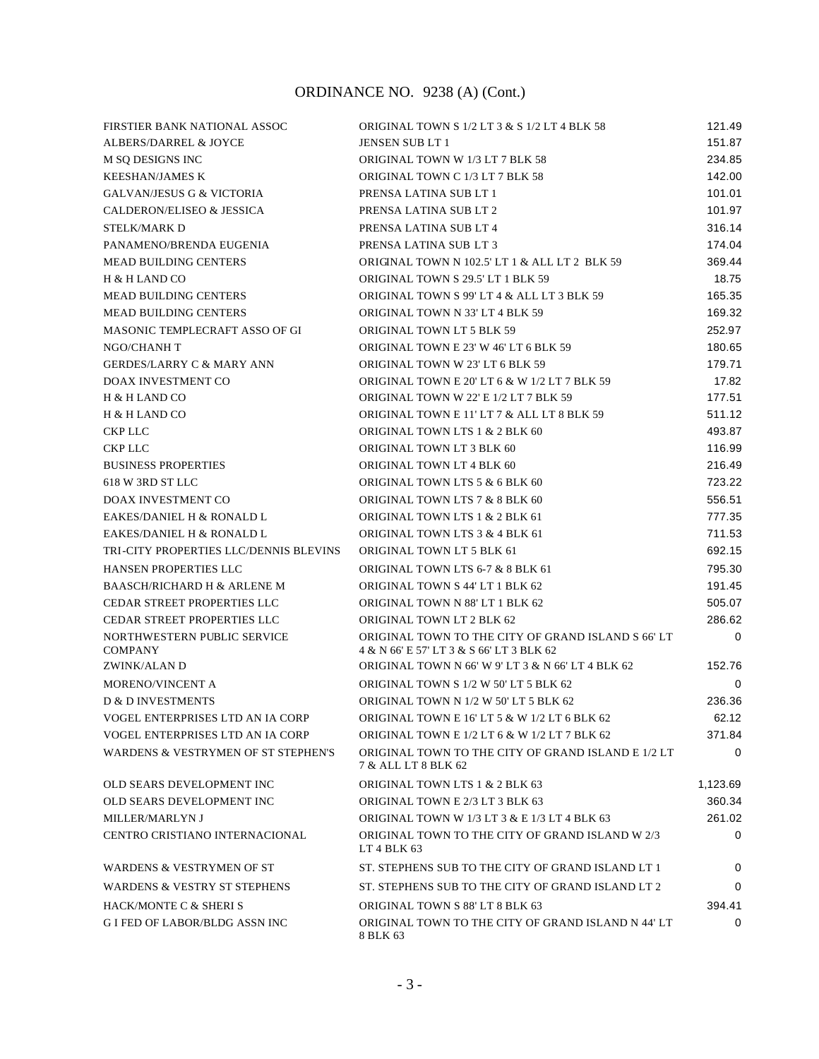# ORDINANCE NO. 9238 (A) (Cont.)

| | | |
|---|---|---|
| FIRSTIER BANK NATIONAL ASSOC | ORIGINAL TOWN S 1/2 LT 3 & S 1/2 LT 4 BLK 58 | 121.49 |
| ALBERS/DARREL & JOYCE | JENSEN SUB LT 1 | 151.87 |
| M SQ DESIGNS INC | ORIGINAL TOWN W 1/3 LT 7 BLK 58 | 234.85 |
| KEESHAN/JAMES K | ORIGINAL TOWN C 1/3 LT 7 BLK 58 | 142.00 |
| GALVAN/JESUS G & VICTORIA | PRENSA LATINA SUB LT 1 | 101.01 |
| CALDERON/ELISEO & JESSICA | PRENSA LATINA SUB LT 2 | 101.97 |
| STELK/MARK D | PRENSA LATINA SUB LT 4 | 316.14 |
| PANAMENO/BRENDA EUGENIA | PRENSA LATINA SUB LT 3 | 174.04 |
| MEAD BUILDING CENTERS | ORIGINAL TOWN N 102.5' LT 1 & ALL LT 2 BLK 59 | 369.44 |
| H & H LAND CO | ORIGINAL TOWN S 29.5' LT 1 BLK 59 | 18.75 |
| MEAD BUILDING CENTERS | ORIGINAL TOWN S 99' LT 4 & ALL LT 3 BLK 59 | 165.35 |
| MEAD BUILDING CENTERS | ORIGINAL TOWN N 33' LT 4 BLK 59 | 169.32 |
| MASONIC TEMPLECRAFT ASSO OF GI | ORIGINAL TOWN LT 5 BLK 59 | 252.97 |
| NGO/CHANH T | ORIGINAL TOWN E 23' W 46' LT 6 BLK 59 | 180.65 |
| GERDES/LARRY C & MARY ANN | ORIGINAL TOWN W 23' LT 6 BLK 59 | 179.71 |
| DOAX INVESTMENT CO | ORIGINAL TOWN E 20' LT 6 & W 1/2 LT 7 BLK 59 | 17.82 |
| H & H LAND CO | ORIGINAL TOWN W 22' E 1/2 LT 7 BLK 59 | 177.51 |
| H & H LAND CO | ORIGINAL TOWN E 11' LT 7 & ALL LT 8 BLK 59 | 511.12 |
| CKP LLC | ORIGINAL TOWN LTS 1 & 2 BLK 60 | 493.87 |
| CKP LLC | ORIGINAL TOWN LT 3 BLK 60 | 116.99 |
| BUSINESS PROPERTIES | ORIGINAL TOWN LT 4 BLK 60 | 216.49 |
| 618 W 3RD ST LLC | ORIGINAL TOWN LTS 5 & 6 BLK 60 | 723.22 |
| DOAX INVESTMENT CO | ORIGINAL TOWN LTS 7 & 8 BLK 60 | 556.51 |
| EAKES/DANIEL H & RONALD L | ORIGINAL TOWN LTS 1 & 2 BLK 61 | 777.35 |
| EAKES/DANIEL H & RONALD L | ORIGINAL TOWN LTS 3 & 4 BLK 61 | 711.53 |
| TRI-CITY PROPERTIES LLC/DENNIS BLEVINS | ORIGINAL TOWN LT 5 BLK 61 | 692.15 |
| HANSEN PROPERTIES LLC | ORIGINAL TOWN LTS 6-7 & 8 BLK 61 | 795.30 |
| BAASCH/RICHARD H & ARLENE M | ORIGINAL TOWN S 44' LT 1 BLK 62 | 191.45 |
| CEDAR STREET PROPERTIES LLC | ORIGINAL TOWN N 88' LT 1 BLK 62 | 505.07 |
| CEDAR STREET PROPERTIES LLC | ORIGINAL TOWN LT 2 BLK 62 | 286.62 |
| NORTHWESTERN PUBLIC SERVICE COMPANY | ORIGINAL TOWN TO THE CITY OF GRAND ISLAND S 66' LT 4 & N 66' E 57' LT 3 & S 66' LT 3 BLK 62 | 0 |
| ZWINK/ALAN D | ORIGINAL TOWN N 66' W 9' LT 3 & N 66' LT 4 BLK 62 | 152.76 |
| MORENO/VINCENT A | ORIGINAL TOWN S 1/2 W 50' LT 5 BLK 62 | 0 |
| D & D INVESTMENTS | ORIGINAL TOWN N 1/2 W 50' LT 5 BLK 62 | 236.36 |
| VOGEL ENTERPRISES LTD AN IA CORP | ORIGINAL TOWN E 16' LT 5 & W 1/2 LT 6 BLK 62 | 62.12 |
| VOGEL ENTERPRISES LTD AN IA CORP | ORIGINAL TOWN E 1/2 LT 6 & W 1/2 LT 7 BLK 62 | 371.84 |
| WARDENS & VESTRYMEN OF ST STEPHEN'S | ORIGINAL TOWN TO THE CITY OF GRAND ISLAND E 1/2 LT 7 & ALL LT 8 BLK 62 | 0 |
| OLD SEARS DEVELOPMENT INC | ORIGINAL TOWN LTS 1 & 2 BLK 63 | 1,123.69 |
| OLD SEARS DEVELOPMENT INC | ORIGINAL TOWN E 2/3 LT 3 BLK 63 | 360.34 |
| MILLER/MARLYN J | ORIGINAL TOWN W 1/3 LT 3 & E 1/3 LT 4 BLK 63 | 261.02 |
| CENTRO CRISTIANO INTERNACIONAL | ORIGINAL TOWN TO THE CITY OF GRAND ISLAND W 2/3 LT 4 BLK 63 | 0 |
| WARDENS & VESTRYMEN OF ST | ST. STEPHENS SUB TO THE CITY OF GRAND ISLAND LT 1 | 0 |
| WARDENS & VESTRY ST STEPHENS | ST. STEPHENS SUB TO THE CITY OF GRAND ISLAND LT 2 | 0 |
| HACK/MONTE C & SHERI S | ORIGINAL TOWN S 88' LT 8 BLK 63 | 394.41 |
| G I FED OF LABOR/BLDG ASSN INC | ORIGINAL TOWN TO THE CITY OF GRAND ISLAND N 44' LT 8 BLK 63 | 0 |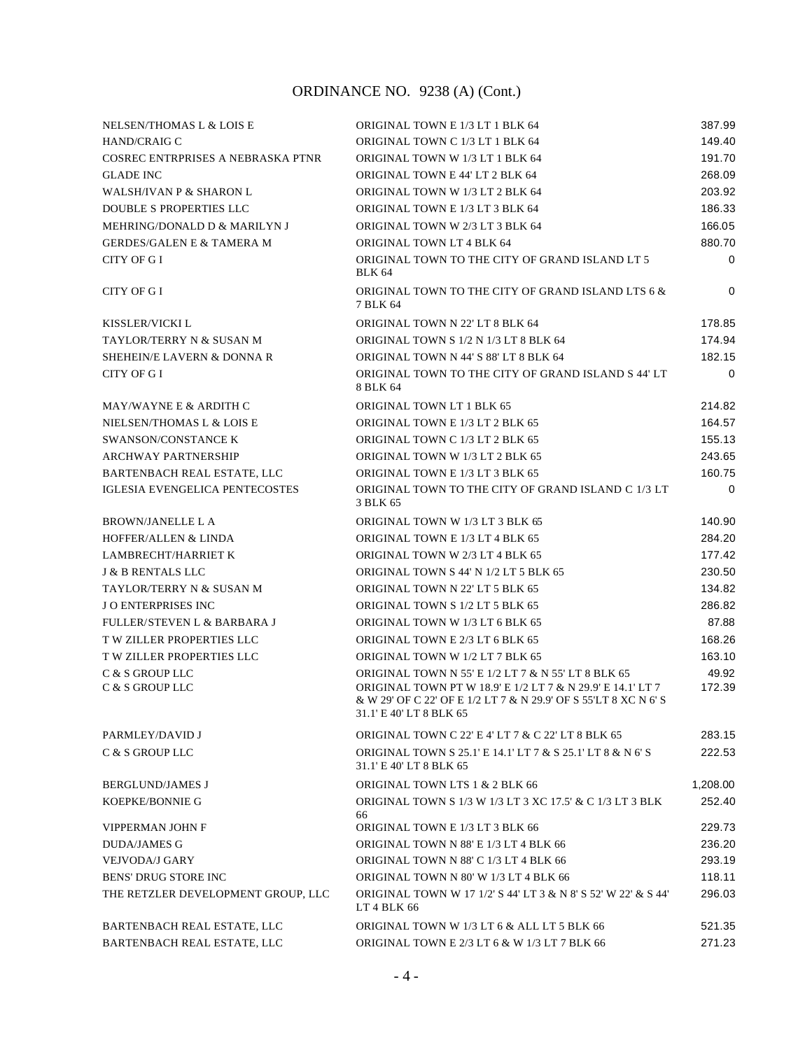# ORDINANCE NO. 9238 (A) (Cont.)

| | | |
|---|---|---|
| NELSEN/THOMAS L & LOIS E | ORIGINAL TOWN E 1/3 LT 1 BLK 64 | 387.99 |
| HAND/CRAIG C | ORIGINAL TOWN C 1/3 LT 1 BLK 64 | 149.40 |
| COSREC ENTRPRISES A NEBRASKA PTNR | ORIGINAL TOWN W 1/3 LT 1 BLK 64 | 191.70 |
| GLADE INC | ORIGINAL TOWN E 44' LT 2 BLK 64 | 268.09 |
| WALSH/IVAN P & SHARON L | ORIGINAL TOWN W 1/3 LT 2 BLK 64 | 203.92 |
| DOUBLE S PROPERTIES LLC | ORIGINAL TOWN E 1/3 LT 3 BLK 64 | 186.33 |
| MEHRING/DONALD D & MARILYN J | ORIGINAL TOWN W 2/3 LT 3 BLK 64 | 166.05 |
| GERDES/GALEN E & TAMERA M | ORIGINAL TOWN LT 4 BLK 64 | 880.70 |
| CITY OF G I | ORIGINAL TOWN TO THE CITY OF GRAND ISLAND LT 5 BLK 64 | 0 |
| CITY OF G I | ORIGINAL TOWN TO THE CITY OF GRAND ISLAND LTS 6 & 7 BLK 64 | 0 |
| KISSLER/VICKI L | ORIGINAL TOWN N 22' LT 8 BLK 64 | 178.85 |
| TAYLOR/TERRY N & SUSAN M | ORIGINAL TOWN S 1/2 N 1/3 LT 8 BLK 64 | 174.94 |
| SHEHEIN/E LAVERN & DONNA R | ORIGINAL TOWN N 44' S 88' LT 8 BLK 64 | 182.15 |
| CITY OF G I | ORIGINAL TOWN TO THE CITY OF GRAND ISLAND S 44' LT 8 BLK 64 | 0 |
| MAY/WAYNE E & ARDITH C | ORIGINAL TOWN LT 1 BLK 65 | 214.82 |
| NIELSEN/THOMAS L & LOIS E | ORIGINAL TOWN E 1/3 LT 2 BLK 65 | 164.57 |
| SWANSON/CONSTANCE K | ORIGINAL TOWN C 1/3 LT 2 BLK 65 | 155.13 |
| ARCHWAY PARTNERSHIP | ORIGINAL TOWN W 1/3 LT 2 BLK 65 | 243.65 |
| BARTENBACH REAL ESTATE, LLC | ORIGINAL TOWN E 1/3 LT 3 BLK 65 | 160.75 |
| IGLESIA EVENGELICA PENTECOSTES | ORIGINAL TOWN TO THE CITY OF GRAND ISLAND C 1/3 LT 3 BLK 65 | 0 |
| BROWN/JANELLE L A | ORIGINAL TOWN W 1/3 LT 3 BLK 65 | 140.90 |
| HOFFER/ALLEN & LINDA | ORIGINAL TOWN E 1/3 LT 4 BLK 65 | 284.20 |
| LAMBRECHT/HARRIET K | ORIGINAL TOWN W 2/3 LT 4 BLK 65 | 177.42 |
| J & B RENTALS LLC | ORIGINAL TOWN S 44' N 1/2 LT 5 BLK 65 | 230.50 |
| TAYLOR/TERRY N & SUSAN M | ORIGINAL TOWN N 22' LT 5 BLK 65 | 134.82 |
| J O ENTERPRISES INC | ORIGINAL TOWN S 1/2 LT 5 BLK 65 | 286.82 |
| FULLER/STEVEN L & BARBARA J | ORIGINAL TOWN W 1/3 LT 6 BLK 65 | 87.88 |
| T W ZILLER PROPERTIES LLC | ORIGINAL TOWN E 2/3 LT 6 BLK 65 | 168.26 |
| T W ZILLER PROPERTIES LLC | ORIGINAL TOWN W 1/2 LT 7 BLK 65 | 163.10 |
| C & S GROUP LLC | ORIGINAL TOWN N 55' E 1/2 LT 7 & N 55' LT 8 BLK 65 | 49.92 |
| C & S GROUP LLC | ORIGINAL TOWN PT W 18.9' E 1/2 LT 7 & N 29.9' E 14.1' LT 7 & W 29' OF C 22' OF E 1/2 LT 7 & N 29.9' OF S 55'LT 8 XC N 6' S 31.1' E 40' LT 8 BLK 65 | 172.39 |
| PARMLEY/DAVID J | ORIGINAL TOWN C 22' E 4' LT 7 & C 22' LT 8 BLK 65 | 283.15 |
| C & S GROUP LLC | ORIGINAL TOWN S 25.1' E 14.1' LT 7 & S 25.1' LT 8 & N 6' S 31.1' E 40' LT 8 BLK 65 | 222.53 |
| BERGLUND/JAMES J | ORIGINAL TOWN LTS 1 & 2 BLK 66 | 1,208.00 |
| KOEPKE/BONNIE G | ORIGINAL TOWN S 1/3 W 1/3 LT 3 XC 17.5' & C 1/3 LT 3 BLK 66 | 252.40 |
| VIPPERMAN JOHN F | ORIGINAL TOWN E 1/3 LT 3 BLK 66 | 229.73 |
| DUDA/JAMES G | ORIGINAL TOWN N 88' E 1/3 LT 4 BLK 66 | 236.20 |
| VEJVODA/J GARY | ORIGINAL TOWN N 88' C 1/3 LT 4 BLK 66 | 293.19 |
| BENS' DRUG STORE INC | ORIGINAL TOWN N 80' W 1/3 LT 4 BLK 66 | 118.11 |
| THE RETZLER DEVELOPMENT GROUP, LLC | ORIGINAL TOWN W 17 1/2' S 44' LT 3 & N 8' S 52' W 22' & S 44' LT 4 BLK 66 | 296.03 |
| BARTENBACH REAL ESTATE, LLC | ORIGINAL TOWN W 1/3 LT 6 & ALL LT 5 BLK 66 | 521.35 |
| BARTENBACH REAL ESTATE, LLC | ORIGINAL TOWN E 2/3 LT 6 & W 1/3 LT 7 BLK 66 | 271.23 |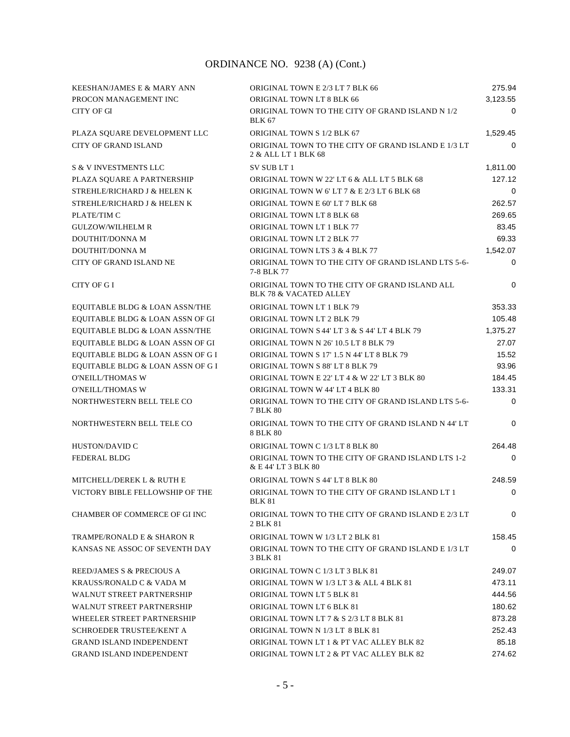# ORDINANCE NO. 9238 (A) (Cont.)

| | | |
|---|---|---|
| KEESHAN/JAMES E & MARY ANN | ORIGINAL TOWN E 2/3 LT 7 BLK 66 | 275.94 |
| PROCON MANAGEMENT INC | ORIGINAL TOWN LT 8 BLK 66 | 3,123.55 |
| CITY OF GI | ORIGINAL TOWN TO THE CITY OF GRAND ISLAND N 1/2 BLK 67 | 0 |
| PLAZA SQUARE DEVELOPMENT LLC | ORIGINAL TOWN S 1/2 BLK 67 | 1,529.45 |
| CITY OF GRAND ISLAND | ORIGINAL TOWN TO THE CITY OF GRAND ISLAND E 1/3 LT 2 & ALL LT 1 BLK 68 | 0 |
| S & V INVESTMENTS LLC | SV SUB LT 1 | 1,811.00 |
| PLAZA SQUARE A PARTNERSHIP | ORIGINAL TOWN W 22' LT 6 & ALL LT 5 BLK 68 | 127.12 |
| STREHLE/RICHARD J & HELEN K | ORIGINAL TOWN W 6' LT 7 & E 2/3 LT 6 BLK 68 | 0 |
| STREHLE/RICHARD J & HELEN K | ORIGINAL TOWN E 60' LT 7 BLK 68 | 262.57 |
| PLATE/TIM C | ORIGINAL TOWN LT 8 BLK 68 | 269.65 |
| GULZOW/WILHELM R | ORIGINAL TOWN LT 1 BLK 77 | 83.45 |
| DOUTHIT/DONNA M | ORIGINAL TOWN LT 2 BLK 77 | 69.33 |
| DOUTHIT/DONNA M | ORIGINAL TOWN LTS 3 & 4 BLK 77 | 1,542.07 |
| CITY OF GRAND ISLAND NE | ORIGINAL TOWN TO THE CITY OF GRAND ISLAND LTS 5-6-7-8 BLK 77 | 0 |
| CITY OF G I | ORIGINAL TOWN TO THE CITY OF GRAND ISLAND ALL BLK 78 & VACATED ALLEY | 0 |
| EQUITABLE BLDG & LOAN ASSN/THE | ORIGINAL TOWN LT 1 BLK 79 | 353.33 |
| EQUITABLE BLDG & LOAN ASSN OF GI | ORIGINAL TOWN LT 2 BLK 79 | 105.48 |
| EQUITABLE BLDG & LOAN ASSN/THE | ORIGINAL TOWN S 44' LT 3 & S 44' LT 4 BLK 79 | 1,375.27 |
| EQUITABLE BLDG & LOAN ASSN OF GI | ORIGINAL TOWN N 26' 10.5 LT 8 BLK 79 | 27.07 |
| EQUITABLE BLDG & LOAN ASSN OF G I | ORIGINAL TOWN S 17' 1.5 N 44' LT 8 BLK 79 | 15.52 |
| EQUITABLE BLDG & LOAN ASSN OF G I | ORIGINAL TOWN S 88' LT 8 BLK 79 | 93.96 |
| O'NEILL/THOMAS W | ORIGINAL TOWN E 22' LT 4 & W 22' LT 3 BLK 80 | 184.45 |
| O'NEILL/THOMAS W | ORIGINAL TOWN W 44' LT 4 BLK 80 | 133.31 |
| NORTHWESTERN BELL TELE CO | ORIGINAL TOWN TO THE CITY OF GRAND ISLAND LTS 5-6-7 BLK 80 | 0 |
| NORTHWESTERN BELL TELE CO | ORIGINAL TOWN TO THE CITY OF GRAND ISLAND N 44' LT 8 BLK 80 | 0 |
| HUSTON/DAVID C | ORIGINAL TOWN C 1/3 LT 8 BLK 80 | 264.48 |
| FEDERAL BLDG | ORIGINAL TOWN TO THE CITY OF GRAND ISLAND LTS 1-2 & E 44' LT 3 BLK 80 | 0 |
| MITCHELL/DEREK L & RUTH E | ORIGINAL TOWN S 44' LT 8 BLK 80 | 248.59 |
| VICTORY BIBLE FELLOWSHIP OF THE | ORIGINAL TOWN TO THE CITY OF GRAND ISLAND LT 1 BLK 81 | 0 |
| CHAMBER OF COMMERCE OF GI INC | ORIGINAL TOWN TO THE CITY OF GRAND ISLAND E 2/3 LT 2 BLK 81 | 0 |
| TRAMPE/RONALD E & SHARON R | ORIGINAL TOWN W 1/3 LT 2 BLK 81 | 158.45 |
| KANSAS NE ASSOC OF SEVENTH DAY | ORIGINAL TOWN TO THE CITY OF GRAND ISLAND E 1/3 LT 3 BLK 81 | 0 |
| REED/JAMES S & PRECIOUS A | ORIGINAL TOWN C 1/3 LT 3 BLK 81 | 249.07 |
| KRAUSS/RONALD C & VADA M | ORIGINAL TOWN W 1/3 LT 3 & ALL 4 BLK 81 | 473.11 |
| WALNUT STREET PARTNERSHIP | ORIGINAL TOWN LT 5 BLK 81 | 444.56 |
| WALNUT STREET PARTNERSHIP | ORIGINAL TOWN LT 6 BLK 81 | 180.62 |
| WHEELER STREET PARTNERSHIP | ORIGINAL TOWN LT 7 & S 2/3 LT 8 BLK 81 | 873.28 |
| SCHROEDER TRUSTEE/KENT A | ORIGINAL TOWN N 1/3 LT 8 BLK 81 | 252.43 |
| GRAND ISLAND INDEPENDENT | ORIGINAL TOWN LT 1 & PT VAC ALLEY BLK 82 | 85.18 |
| GRAND ISLAND INDEPENDENT | ORIGINAL TOWN LT 2 & PT VAC ALLEY BLK 82 | 274.62 |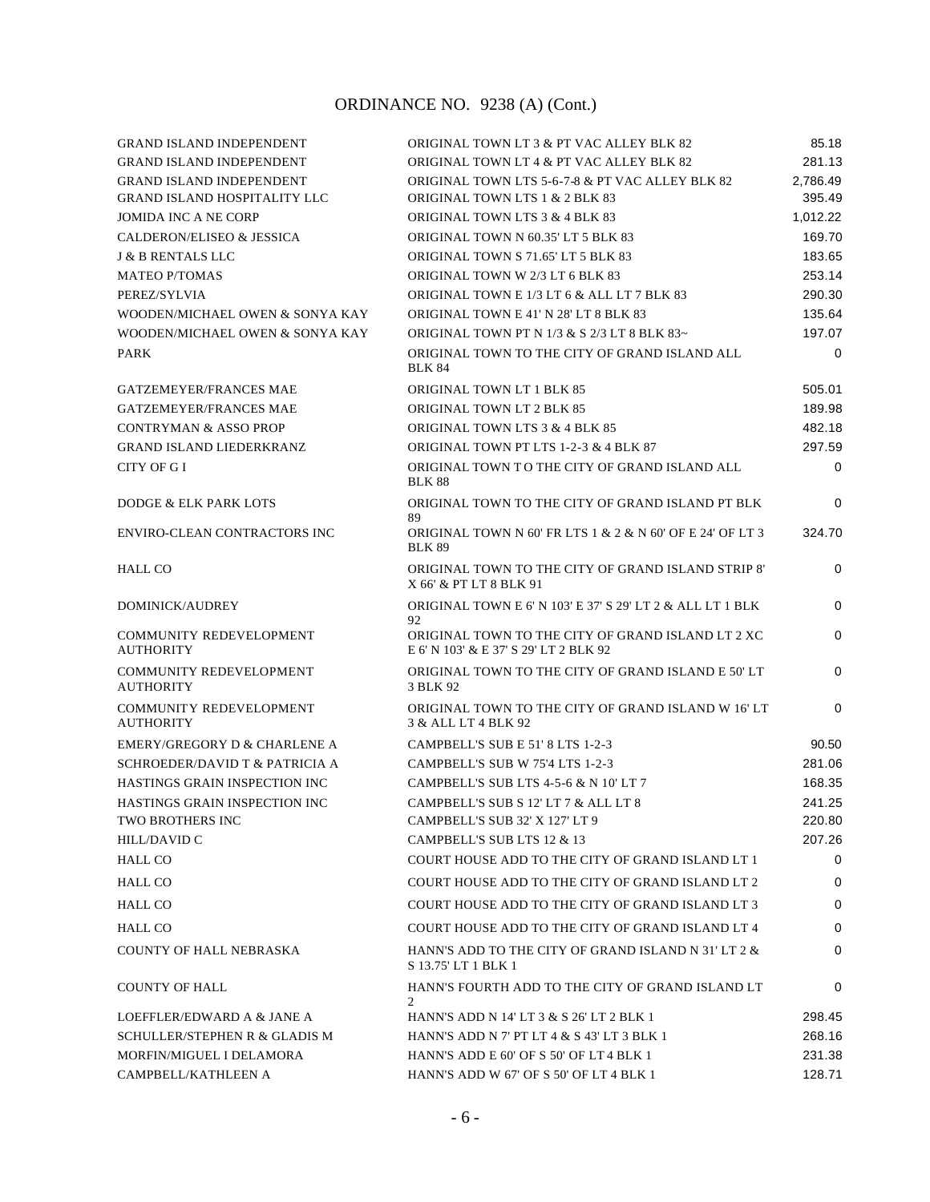# ORDINANCE NO. 9238 (A) (Cont.)

| | | |
|---|---|---|
| GRAND ISLAND INDEPENDENT | ORIGINAL TOWN LT 3 & PT VAC ALLEY BLK 82 | 85.18 |
| GRAND ISLAND INDEPENDENT | ORIGINAL TOWN LT 4 & PT VAC ALLEY BLK 82 | 281.13 |
| GRAND ISLAND INDEPENDENT | ORIGINAL TOWN LTS 5-6-7-8 & PT VAC ALLEY BLK 82 | 2,786.49 |
| GRAND ISLAND HOSPITALITY LLC | ORIGINAL TOWN LTS 1 & 2 BLK 83 | 395.49 |
| JOMIDA INC A NE CORP | ORIGINAL TOWN LTS 3 & 4 BLK 83 | 1,012.22 |
| CALDERON/ELISEO & JESSICA | ORIGINAL TOWN N 60.35' LT 5 BLK 83 | 169.70 |
| J & B RENTALS LLC | ORIGINAL TOWN S 71.65' LT 5 BLK 83 | 183.65 |
| MATEO P/TOMAS | ORIGINAL TOWN W 2/3 LT 6 BLK 83 | 253.14 |
| PEREZ/SYLVIA | ORIGINAL TOWN E 1/3 LT 6 & ALL LT 7 BLK 83 | 290.30 |
| WOODEN/MICHAEL OWEN & SONYA KAY | ORIGINAL TOWN E 41' N 28' LT 8 BLK 83 | 135.64 |
| WOODEN/MICHAEL OWEN & SONYA KAY | ORIGINAL TOWN PT N 1/3 & S 2/3 LT 8 BLK 83~ | 197.07 |
| PARK | ORIGINAL TOWN TO THE CITY OF GRAND ISLAND ALL BLK 84 | 0 |
| GATZEMEYER/FRANCES MAE | ORIGINAL TOWN LT 1 BLK 85 | 505.01 |
| GATZEMEYER/FRANCES MAE | ORIGINAL TOWN LT 2 BLK 85 | 189.98 |
| CONTRYMAN & ASSO PROP | ORIGINAL TOWN LTS 3 & 4 BLK 85 | 482.18 |
| GRAND ISLAND LIEDERKRANZ | ORIGINAL TOWN PT LTS 1-2-3 & 4 BLK 87 | 297.59 |
| CITY OF G I | ORIGINAL TOWN T O THE CITY OF GRAND ISLAND ALL BLK 88 | 0 |
| DODGE & ELK PARK LOTS | ORIGINAL TOWN TO THE CITY OF GRAND ISLAND PT BLK 89 | 0 |
| ENVIRO-CLEAN CONTRACTORS INC | ORIGINAL TOWN N 60' FR LTS 1 & 2 & N 60' OF E 24' OF LT 3 BLK 89 | 324.70 |
| HALL CO | ORIGINAL TOWN TO THE CITY OF GRAND ISLAND STRIP 8' X 66' & PT LT 8 BLK 91 | 0 |
| DOMINICK/AUDREY | ORIGINAL TOWN E 6' N 103' E 37' S 29' LT 2 & ALL LT 1 BLK 92 | 0 |
| COMMUNITY REDEVELOPMENT AUTHORITY | ORIGINAL TOWN TO THE CITY OF GRAND ISLAND LT 2 XC E 6' N 103' & E 37' S 29' LT 2 BLK 92 | 0 |
| COMMUNITY REDEVELOPMENT AUTHORITY | ORIGINAL TOWN TO THE CITY OF GRAND ISLAND E 50' LT 3 BLK 92 | 0 |
| COMMUNITY REDEVELOPMENT AUTHORITY | ORIGINAL TOWN TO THE CITY OF GRAND ISLAND W 16' LT 3 & ALL LT 4 BLK 92 | 0 |
| EMERY/GREGORY D & CHARLENE A | CAMPBELL'S SUB E 51' 8 LTS 1-2-3 | 90.50 |
| SCHROEDER/DAVID T & PATRICIA A | CAMPBELL'S SUB W 75'4 LTS 1-2-3 | 281.06 |
| HASTINGS GRAIN INSPECTION INC | CAMPBELL'S SUB LTS 4-5-6 & N 10' LT 7 | 168.35 |
| HASTINGS GRAIN INSPECTION INC | CAMPBELL'S SUB S 12' LT 7 & ALL LT 8 | 241.25 |
| TWO BROTHERS INC | CAMPBELL'S SUB 32' X 127' LT 9 | 220.80 |
| HILL/DAVID C | CAMPBELL'S SUB LTS 12 & 13 | 207.26 |
| HALL CO | COURT HOUSE ADD TO THE CITY OF GRAND ISLAND LT 1 | 0 |
| HALL CO | COURT HOUSE ADD TO THE CITY OF GRAND ISLAND LT 2 | 0 |
| HALL CO | COURT HOUSE ADD TO THE CITY OF GRAND ISLAND LT 3 | 0 |
| HALL CO | COURT HOUSE ADD TO THE CITY OF GRAND ISLAND LT 4 | 0 |
| COUNTY OF HALL NEBRASKA | HANN'S ADD TO THE CITY OF GRAND ISLAND N 31' LT 2 & S 13.75' LT 1 BLK 1 | 0 |
| COUNTY OF HALL | HANN'S FOURTH ADD TO THE CITY OF GRAND ISLAND LT 2 | 0 |
| LOEFFLER/EDWARD A & JANE A | HANN'S ADD N 14' LT 3 & S 26' LT 2 BLK 1 | 298.45 |
| SCHULLER/STEPHEN R & GLADIS M | HANN'S ADD N 7' PT LT 4 & S 43' LT 3 BLK 1 | 268.16 |
| MORFIN/MIGUEL I DELAMORA | HANN'S ADD E 60' OF S 50' OF LT 4 BLK 1 | 231.38 |
| CAMPBELL/KATHLEEN A | HANN'S ADD W 67' OF S 50' OF LT 4 BLK 1 | 128.71 |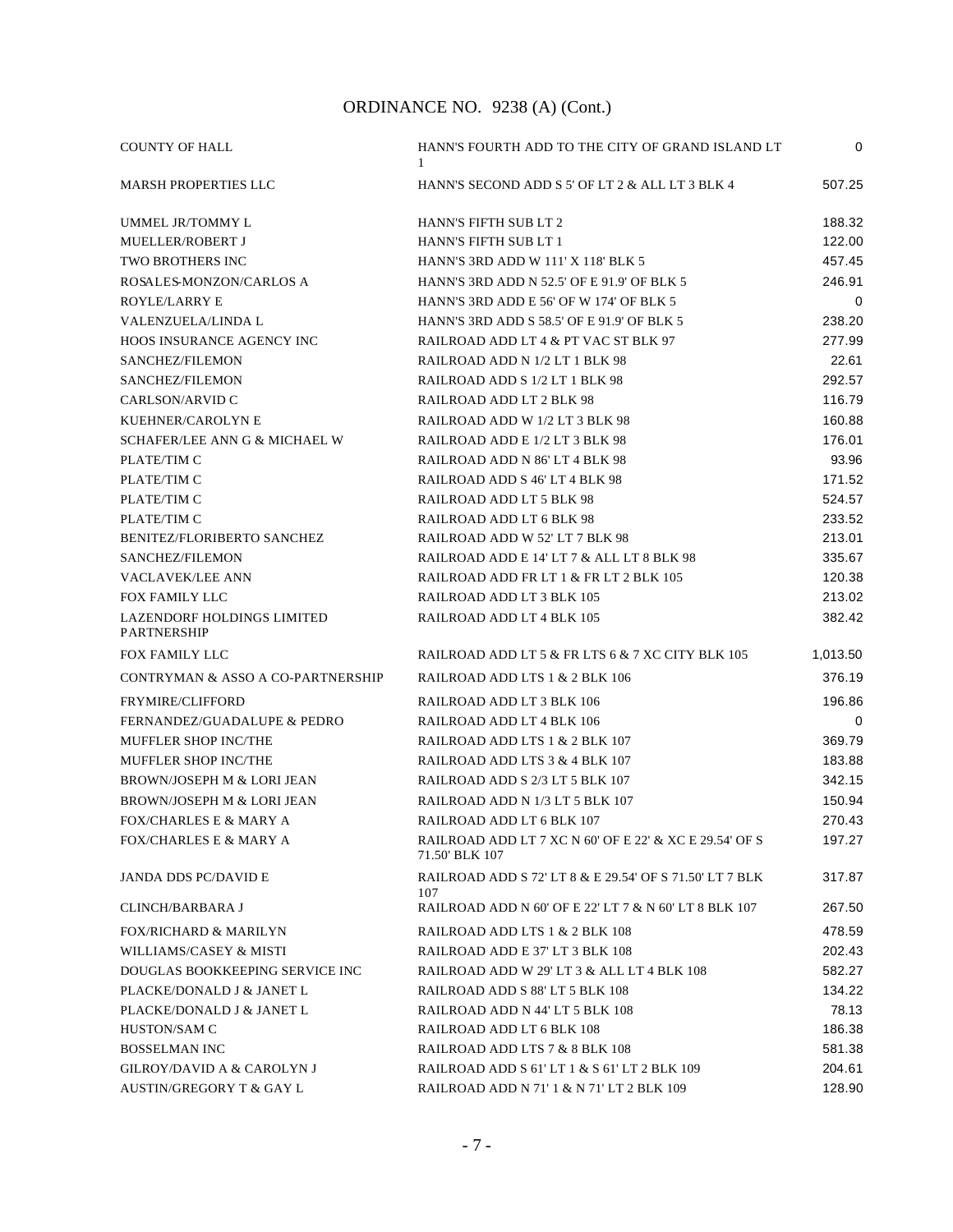# ORDINANCE NO. 9238 (A) (Cont.)

| | | |
|---|---|---|
| COUNTY OF HALL | HANN'S FOURTH ADD TO THE CITY OF GRAND ISLAND LT 1 | 0 |
| MARSH PROPERTIES LLC | HANN'S SECOND ADD S 5' OF LT 2 & ALL LT 3 BLK 4 | 507.25 |
| UMMEL JR/TOMMY L | HANN'S FIFTH SUB LT 2 | 188.32 |
| MUELLER/ROBERT J | HANN'S FIFTH SUB LT 1 | 122.00 |
| TWO BROTHERS INC | HANN'S 3RD ADD W 111' X 118' BLK 5 | 457.45 |
| ROSALES-MONZON/CARLOS A | HANN'S 3RD ADD N 52.5' OF E 91.9' OF BLK 5 | 246.91 |
| ROYLE/LARRY E | HANN'S 3RD ADD E 56' OF W 174' OF BLK 5 | 0 |
| VALENZUELA/LINDA L | HANN'S 3RD ADD S 58.5' OF E 91.9' OF BLK 5 | 238.20 |
| HOOS INSURANCE AGENCY INC | RAILROAD ADD LT 4 & PT VAC ST BLK 97 | 277.99 |
| SANCHEZ/FILEMON | RAILROAD ADD N 1/2 LT 1 BLK 98 | 22.61 |
| SANCHEZ/FILEMON | RAILROAD ADD S 1/2 LT 1 BLK 98 | 292.57 |
| CARLSON/ARVID C | RAILROAD ADD LT 2 BLK 98 | 116.79 |
| KUEHNER/CAROLYN E | RAILROAD ADD W 1/2 LT 3 BLK 98 | 160.88 |
| SCHAFER/LEE ANN G & MICHAEL W | RAILROAD ADD E 1/2 LT 3 BLK 98 | 176.01 |
| PLATE/TIM C | RAILROAD ADD N 86' LT 4 BLK 98 | 93.96 |
| PLATE/TIM C | RAILROAD ADD S 46' LT 4 BLK 98 | 171.52 |
| PLATE/TIM C | RAILROAD ADD LT 5 BLK 98 | 524.57 |
| PLATE/TIM C | RAILROAD ADD LT 6 BLK 98 | 233.52 |
| BENITEZ/FLORIBERTO SANCHEZ | RAILROAD ADD W 52' LT 7 BLK 98 | 213.01 |
| SANCHEZ/FILEMON | RAILROAD ADD E 14' LT 7 & ALL LT 8 BLK 98 | 335.67 |
| VACLAVEK/LEE ANN | RAILROAD ADD FR LT 1 & FR LT 2 BLK 105 | 120.38 |
| FOX FAMILY LLC | RAILROAD ADD LT 3 BLK 105 | 213.02 |
| LAZENDORF HOLDINGS LIMITED PARTNERSHIP | RAILROAD ADD LT 4 BLK 105 | 382.42 |
| FOX FAMILY LLC | RAILROAD ADD LT 5 & FR LTS 6 & 7 XC CITY BLK 105 | 1,013.50 |
| CONTRYMAN & ASSO A CO-PARTNERSHIP | RAILROAD ADD LTS 1 & 2 BLK 106 | 376.19 |
| FRYMIRE/CLIFFORD | RAILROAD ADD LT 3 BLK 106 | 196.86 |
| FERNANDEZ/GUADALUPE & PEDRO | RAILROAD ADD LT 4 BLK 106 | 0 |
| MUFFLER SHOP INC/THE | RAILROAD ADD LTS 1 & 2 BLK 107 | 369.79 |
| MUFFLER SHOP INC/THE | RAILROAD ADD LTS 3 & 4 BLK 107 | 183.88 |
| BROWN/JOSEPH M & LORI JEAN | RAILROAD ADD S 2/3 LT 5 BLK 107 | 342.15 |
| BROWN/JOSEPH M & LORI JEAN | RAILROAD ADD N 1/3 LT 5 BLK 107 | 150.94 |
| FOX/CHARLES E & MARY A | RAILROAD ADD LT 6 BLK 107 | 270.43 |
| FOX/CHARLES E & MARY A | RAILROAD ADD LT 7 XC N 60' OF E 22' & XC E 29.54' OF S 71.50' BLK 107 | 197.27 |
| JANDA DDS PC/DAVID E | RAILROAD ADD S 72' LT 8 & E 29.54' OF S 71.50' LT 7 BLK 107 | 317.87 |
| CLINCH/BARBARA J | RAILROAD ADD N 60' OF E 22' LT 7 & N 60' LT 8 BLK 107 | 267.50 |
| FOX/RICHARD & MARILYN | RAILROAD ADD LTS 1 & 2 BLK 108 | 478.59 |
| WILLIAMS/CASEY & MISTI | RAILROAD ADD E 37' LT 3 BLK 108 | 202.43 |
| DOUGLAS BOOKKEEPING SERVICE INC | RAILROAD ADD W 29' LT 3 & ALL LT 4 BLK 108 | 582.27 |
| PLACKE/DONALD J & JANET L | RAILROAD ADD S 88' LT 5 BLK 108 | 134.22 |
| PLACKE/DONALD J & JANET L | RAILROAD ADD N 44' LT 5 BLK 108 | 78.13 |
| HUSTON/SAM C | RAILROAD ADD LT 6 BLK 108 | 186.38 |
| BOSSELMAN INC | RAILROAD ADD LTS 7 & 8 BLK 108 | 581.38 |
| GILROY/DAVID A & CAROLYN J | RAILROAD ADD S 61' LT 1 & S 61' LT 2 BLK 109 | 204.61 |
| AUSTIN/GREGORY T & GAY L | RAILROAD ADD N 71' 1 & N 71' LT 2 BLK 109 | 128.90 |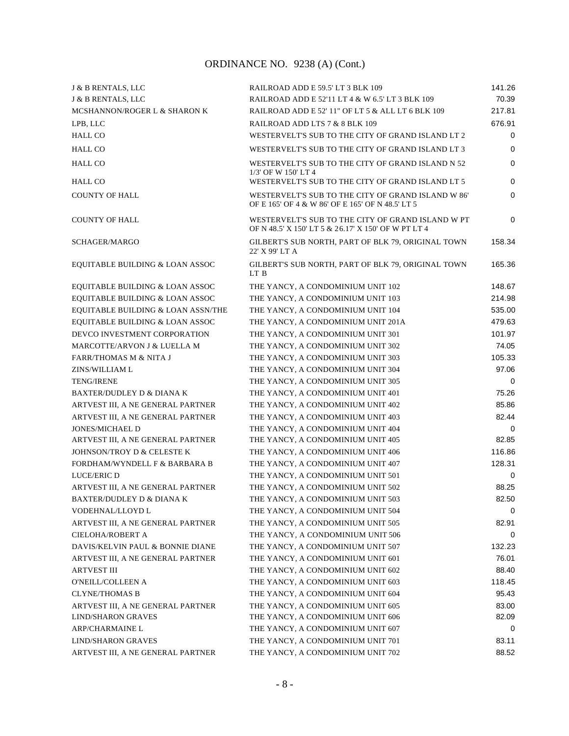# ORDINANCE NO. 9238 (A) (Cont.)

| | | |
|---|---|---|
| J & B RENTALS, LLC | RAILROAD ADD E 59.5' LT 3 BLK 109 | 141.26 |
| J & B RENTALS, LLC | RAILROAD ADD E 52'11 LT 4 & W 6.5' LT 3 BLK 109 | 70.39 |
| MCSHANNON/ROGER L & SHARON K | RAILROAD ADD E 52' 11" OF LT 5 & ALL LT 6 BLK 109 | 217.81 |
| LPB, LLC | RAILROAD ADD LTS 7 & 8 BLK 109 | 676.91 |
| HALL CO | WESTERVELT'S SUB TO THE CITY OF GRAND ISLAND LT 2 | 0 |
| HALL CO | WESTERVELT'S SUB TO THE CITY OF GRAND ISLAND LT 3 | 0 |
| HALL CO | WESTERVELT'S SUB TO THE CITY OF GRAND ISLAND N 52 1/3' OF W 150' LT 4 | 0 |
| HALL CO | WESTERVELT'S SUB TO THE CITY OF GRAND ISLAND LT 5 | 0 |
| COUNTY OF HALL | WESTERVELT'S SUB TO THE CITY OF GRAND ISLAND W 86' OF E 165' OF 4 & W 86' OF E 165' OF N 48.5' LT 5 | 0 |
| COUNTY OF HALL | WESTERVELT'S SUB TO THE CITY OF GRAND ISLAND W PT OF N 48.5' X 150' LT 5 & 26.17' X 150' OF W PT LT 4 | 0 |
| SCHAGER/MARGO | GILBERT'S SUB NORTH, PART OF BLK 79, ORIGINAL TOWN 22' X 99' LT A | 158.34 |
| EQUITABLE BUILDING & LOAN ASSOC | GILBERT'S SUB NORTH, PART OF BLK 79, ORIGINAL TOWN LT B | 165.36 |
| EQUITABLE BUILDING & LOAN ASSOC | THE YANCY, A CONDOMINIUM UNIT 102 | 148.67 |
| EQUITABLE BUILDING & LOAN ASSOC | THE YANCY, A CONDOMINIUM UNIT 103 | 214.98 |
| EQUITABLE BUILDING & LOAN ASSN/THE | THE YANCY, A CONDOMINIUM UNIT 104 | 535.00 |
| EQUITABLE BUILDING & LOAN ASSOC | THE YANCY, A CONDOMINIUM UNIT 201A | 479.63 |
| DEVCO INVESTMENT CORPORATION | THE YANCY, A CONDOMINIUM UNIT 301 | 101.97 |
| MARCOTTE/ARVON J & LUELLA M | THE YANCY, A CONDOMINIUM UNIT 302 | 74.05 |
| FARR/THOMAS M & NITA J | THE YANCY, A CONDOMINIUM UNIT 303 | 105.33 |
| ZINS/WILLIAM L | THE YANCY, A CONDOMINIUM UNIT 304 | 97.06 |
| TENG/IRENE | THE YANCY, A CONDOMINIUM UNIT 305 | 0 |
| BAXTER/DUDLEY D & DIANA K | THE YANCY, A CONDOMINIUM UNIT 401 | 75.26 |
| ARTVEST III, A NE GENERAL PARTNER | THE YANCY, A CONDOMINIUM UNIT 402 | 85.86 |
| ARTVEST III, A NE GENERAL PARTNER | THE YANCY, A CONDOMINIUM UNIT 403 | 82.44 |
| JONES/MICHAEL D | THE YANCY, A CONDOMINIUM UNIT 404 | 0 |
| ARTVEST III, A NE GENERAL PARTNER | THE YANCY, A CONDOMINIUM UNIT 405 | 82.85 |
| JOHNSON/TROY D & CELESTE K | THE YANCY, A CONDOMINIUM UNIT 406 | 116.86 |
| FORDHAM/WYNDELL F & BARBARA B | THE YANCY, A CONDOMINIUM UNIT 407 | 128.31 |
| LUCE/ERIC D | THE YANCY, A CONDOMINIUM UNIT 501 | 0 |
| ARTVEST III, A NE GENERAL PARTNER | THE YANCY, A CONDOMINIUM UNIT 502 | 88.25 |
| BAXTER/DUDLEY D & DIANA K | THE YANCY, A CONDOMINIUM UNIT 503 | 82.50 |
| VODEHNAL/LLOYD L | THE YANCY, A CONDOMINIUM UNIT 504 | 0 |
| ARTVEST III, A NE GENERAL PARTNER | THE YANCY, A CONDOMINIUM UNIT 505 | 82.91 |
| CIELOHA/ROBERT A | THE YANCY, A CONDOMINIUM UNIT 506 | 0 |
| DAVIS/KELVIN PAUL & BONNIE DIANE | THE YANCY, A CONDOMINIUM UNIT 507 | 132.23 |
| ARTVEST III, A NE GENERAL PARTNER | THE YANCY, A CONDOMINIUM UNIT 601 | 76.01 |
| ARTVEST III | THE YANCY, A CONDOMINIUM UNIT 602 | 88.40 |
| O'NEILL/COLLEEN A | THE YANCY, A CONDOMINIUM UNIT 603 | 118.45 |
| CLYNE/THOMAS B | THE YANCY, A CONDOMINIUM UNIT 604 | 95.43 |
| ARTVEST III, A NE GENERAL PARTNER | THE YANCY, A CONDOMINIUM UNIT 605 | 83.00 |
| LIND/SHARON GRAVES | THE YANCY, A CONDOMINIUM UNIT 606 | 82.09 |
| ARP/CHARMAINE L | THE YANCY, A CONDOMINIUM UNIT 607 | 0 |
| LIND/SHARON GRAVES | THE YANCY, A CONDOMINIUM UNIT 701 | 83.11 |
| ARTVEST III, A NE GENERAL PARTNER | THE YANCY, A CONDOMINIUM UNIT 702 | 88.52 |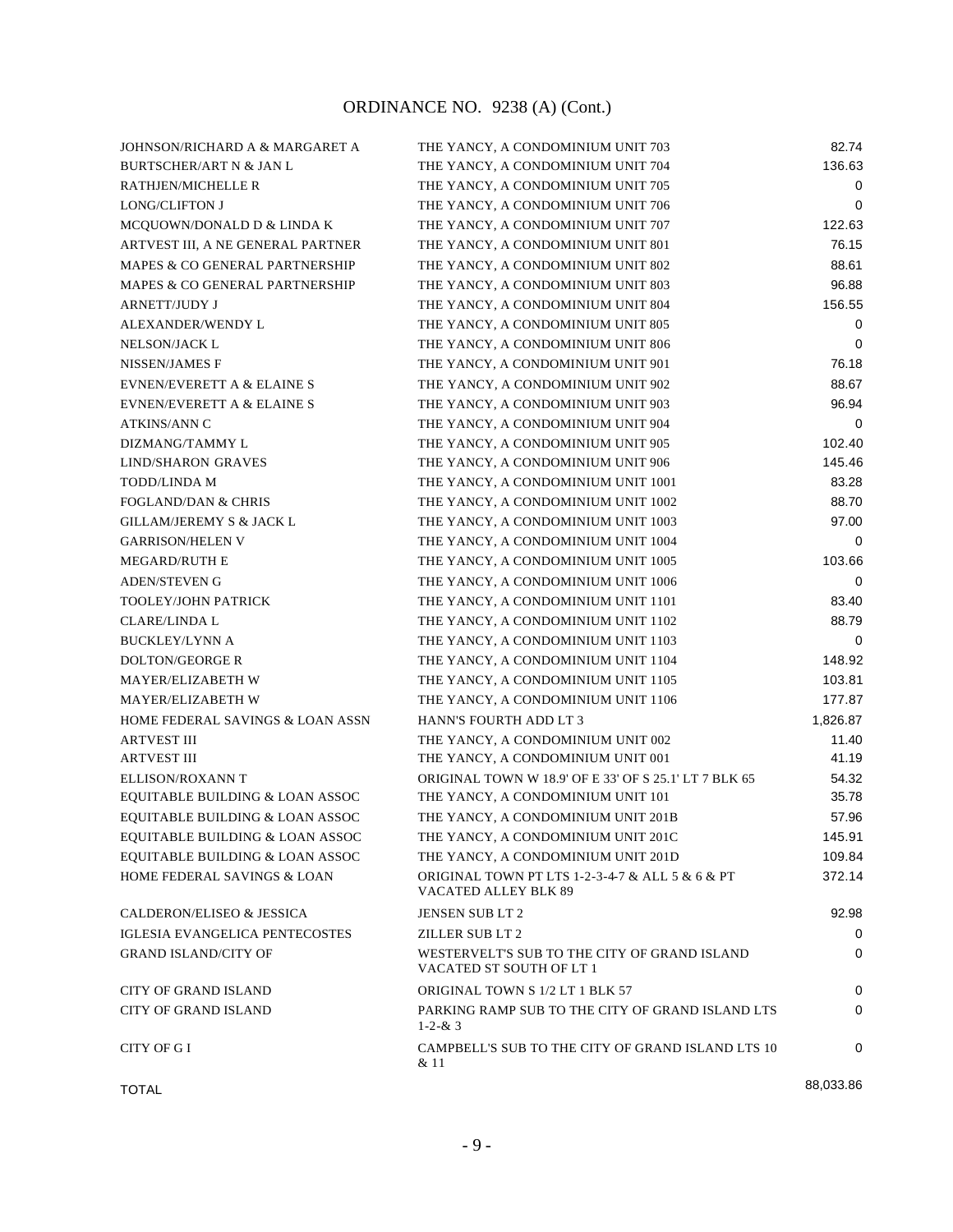ORDINANCE NO. 9238 (A) (Cont.)

| | | |
|---|---|---|
| JOHNSON/RICHARD A & MARGARET A | THE YANCY, A CONDOMINIUM UNIT 703 | 82.74 |
| BURTSCHER/ART N & JAN L | THE YANCY, A CONDOMINIUM UNIT 704 | 136.63 |
| RATHJEN/MICHELLE R | THE YANCY, A CONDOMINIUM UNIT 705 | 0 |
| LONG/CLIFTON J | THE YANCY, A CONDOMINIUM UNIT 706 | 0 |
| MCQUOWN/DONALD D & LINDA K | THE YANCY, A CONDOMINIUM UNIT 707 | 122.63 |
| ARTVEST III, A NE GENERAL PARTNER | THE YANCY, A CONDOMINIUM UNIT 801 | 76.15 |
| MAPES & CO GENERAL PARTNERSHIP | THE YANCY, A CONDOMINIUM UNIT 802 | 88.61 |
| MAPES & CO GENERAL PARTNERSHIP | THE YANCY, A CONDOMINIUM UNIT 803 | 96.88 |
| ARNETT/JUDY J | THE YANCY, A CONDOMINIUM UNIT 804 | 156.55 |
| ALEXANDER/WENDY L | THE YANCY, A CONDOMINIUM UNIT 805 | 0 |
| NELSON/JACK L | THE YANCY, A CONDOMINIUM UNIT 806 | 0 |
| NISSEN/JAMES F | THE YANCY, A CONDOMINIUM UNIT 901 | 76.18 |
| EVNEN/EVERETT A & ELAINE S | THE YANCY, A CONDOMINIUM UNIT 902 | 88.67 |
| EVNEN/EVERETT A & ELAINE S | THE YANCY, A CONDOMINIUM UNIT 903 | 96.94 |
| ATKINS/ANN C | THE YANCY, A CONDOMINIUM UNIT 904 | 0 |
| DIZMANG/TAMMY L | THE YANCY, A CONDOMINIUM UNIT 905 | 102.40 |
| LIND/SHARON GRAVES | THE YANCY, A CONDOMINIUM UNIT 906 | 145.46 |
| TODD/LINDA M | THE YANCY, A CONDOMINIUM UNIT 1001 | 83.28 |
| FOGLAND/DAN & CHRIS | THE YANCY, A CONDOMINIUM UNIT 1002 | 88.70 |
| GILLAM/JEREMY S & JACK L | THE YANCY, A CONDOMINIUM UNIT 1003 | 97.00 |
| GARRISON/HELEN V | THE YANCY, A CONDOMINIUM UNIT 1004 | 0 |
| MEGARD/RUTH E | THE YANCY, A CONDOMINIUM UNIT 1005 | 103.66 |
| ADEN/STEVEN G | THE YANCY, A CONDOMINIUM UNIT 1006 | 0 |
| TOOLEY/JOHN PATRICK | THE YANCY, A CONDOMINIUM UNIT 1101 | 83.40 |
| CLARE/LINDA L | THE YANCY, A CONDOMINIUM UNIT 1102 | 88.79 |
| BUCKLEY/LYNN A | THE YANCY, A CONDOMINIUM UNIT 1103 | 0 |
| DOLTON/GEORGE R | THE YANCY, A CONDOMINIUM UNIT 1104 | 148.92 |
| MAYER/ELIZABETH W | THE YANCY, A CONDOMINIUM UNIT 1105 | 103.81 |
| MAYER/ELIZABETH W | THE YANCY, A CONDOMINIUM UNIT 1106 | 177.87 |
| HOME FEDERAL SAVINGS & LOAN ASSN | HANN'S FOURTH ADD LT 3 | 1,826.87 |
| ARTVEST III | THE YANCY, A CONDOMINIUM UNIT 002 | 11.40 |
| ARTVEST III | THE YANCY, A CONDOMINIUM UNIT 001 | 41.19 |
| ELLISON/ROXANN T | ORIGINAL TOWN W 18.9' OF E 33' OF S 25.1' LT 7 BLK 65 | 54.32 |
| EQUITABLE BUILDING & LOAN ASSOC | THE YANCY, A CONDOMINIUM UNIT 101 | 35.78 |
| EQUITABLE BUILDING & LOAN ASSOC | THE YANCY, A CONDOMINIUM UNIT 201B | 57.96 |
| EQUITABLE BUILDING & LOAN ASSOC | THE YANCY, A CONDOMINIUM UNIT 201C | 145.91 |
| EQUITABLE BUILDING & LOAN ASSOC | THE YANCY, A CONDOMINIUM UNIT 201D | 109.84 |
| HOME FEDERAL SAVINGS & LOAN | ORIGINAL TOWN PT LTS 1-2-3-4-7 & ALL 5 & 6 & PT VACATED ALLEY BLK 89 | 372.14 |
| CALDERON/ELISEO & JESSICA | JENSEN SUB LT 2 | 92.98 |
| IGLESIA EVANGELICA PENTECOSTES | ZILLER SUB LT 2 | 0 |
| GRAND ISLAND/CITY OF | WESTERVELT'S SUB TO THE CITY OF GRAND ISLAND VACATED ST SOUTH OF LT 1 | 0 |
| CITY OF GRAND ISLAND | ORIGINAL TOWN S 1/2 LT 1 BLK 57 | 0 |
| CITY OF GRAND ISLAND | PARKING RAMP SUB TO THE CITY OF GRAND ISLAND LTS 1-2-& 3 | 0 |
| CITY OF G I | CAMPBELL'S SUB TO THE CITY OF GRAND ISLAND LTS 10 & 11 | 0 |
| TOTAL | | 88,033.86 |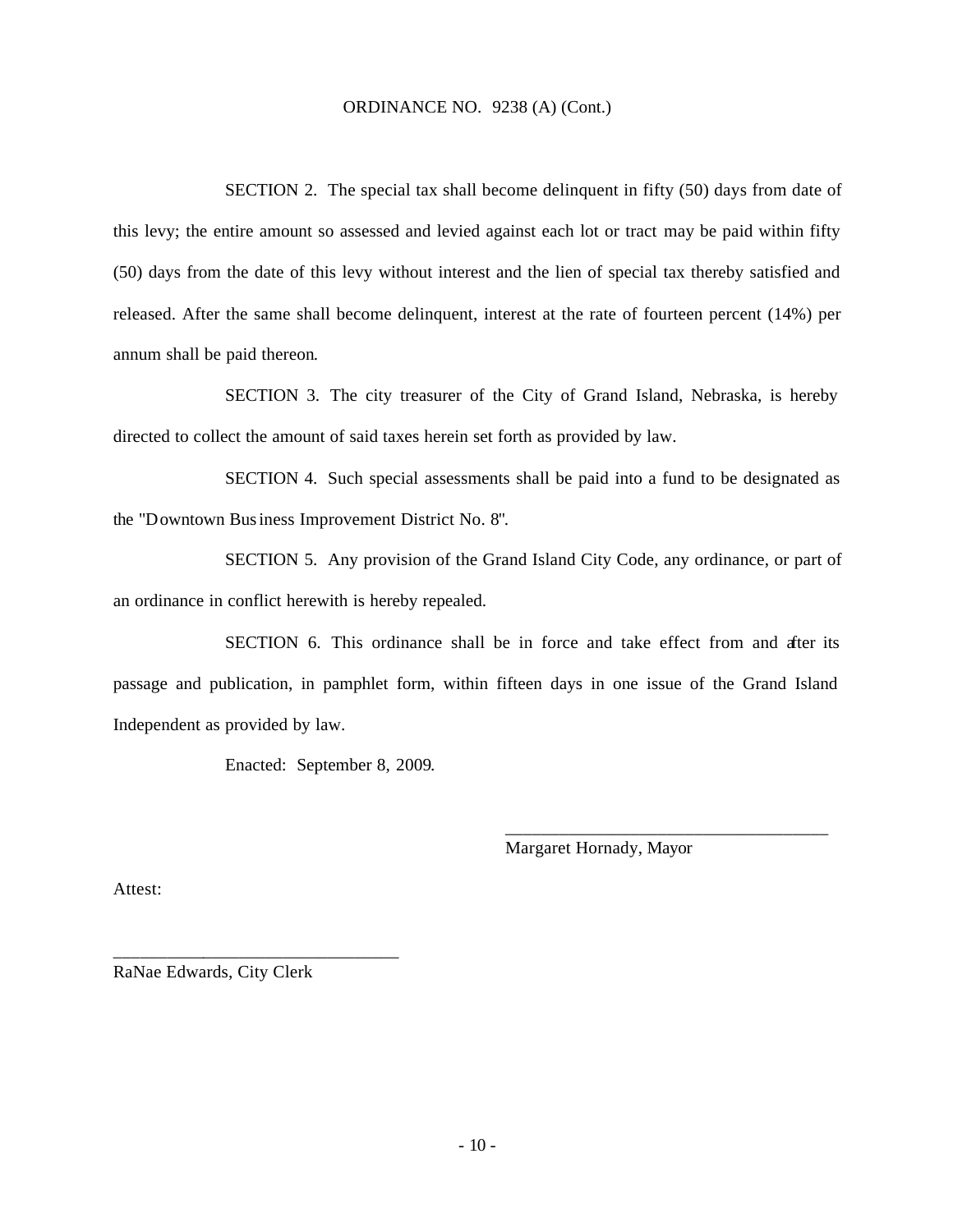ORDINANCE NO. 9238 (A) (Cont.)

SECTION 2. The special tax shall become delinquent in fifty (50) days from date of this levy; the entire amount so assessed and levied against each lot or tract may be paid within fifty (50) days from the date of this levy without interest and the lien of special tax thereby satisfied and released. After the same shall become delinquent, interest at the rate of fourteen percent (14%) per annum shall be paid thereon.

SECTION 3. The city treasurer of the City of Grand Island, Nebraska, is hereby directed to collect the amount of said taxes herein set forth as provided by law.

SECTION 4. Such special assessments shall be paid into a fund to be designated as the "Downtown Business Improvement District No. 8".

SECTION 5. Any provision of the Grand Island City Code, any ordinance, or part of an ordinance in conflict herewith is hereby repealed.

SECTION 6. This ordinance shall be in force and take effect from and after its passage and publication, in pamphlet form, within fifteen days in one issue of the Grand Island Independent as provided by law.

Enacted: September 8, 2009.

\_\_\_\_\_\_\_\_\_\_\_\_\_\_\_\_\_\_\_\_\_\_\_\_\_\_\_\_\_\_\_\_\_\_\_\_\_
Margaret Hornady, Mayor

Attest:

\_\_\_\_\_\_\_\_\_\_\_\_\_\_\_\_\_\_\_\_\_\_\_\_\_\_\_\_\_\_\_\_
RaNae Edwards, City Clerk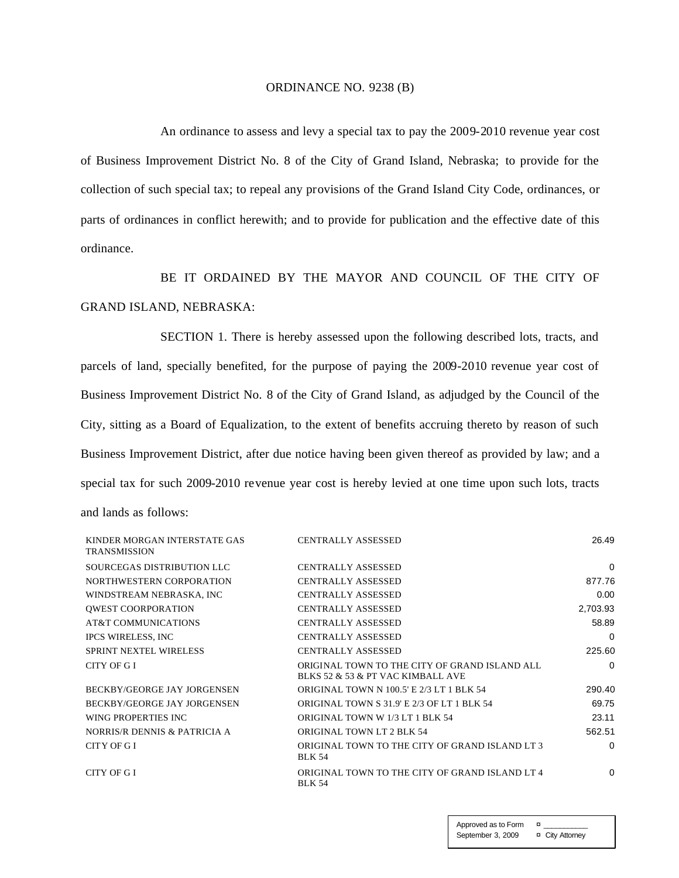ORDINANCE NO. 9238 (B)

An ordinance to assess and levy a special tax to pay the 2009-2010 revenue year cost of Business Improvement District No. 8 of the City of Grand Island, Nebraska; to provide for the collection of such special tax; to repeal any provisions of the Grand Island City Code, ordinances, or parts of ordinances in conflict herewith; and to provide for publication and the effective date of this ordinance.

BE IT ORDAINED BY THE MAYOR AND COUNCIL OF THE CITY OF GRAND ISLAND, NEBRASKA:

SECTION 1. There is hereby assessed upon the following described lots, tracts, and parcels of land, specially benefited, for the purpose of paying the 2009-2010 revenue year cost of Business Improvement District No. 8 of the City of Grand Island, as adjudged by the Council of the City, sitting as a Board of Equalization, to the extent of benefits accruing thereto by reason of such Business Improvement District, after due notice having been given thereof as provided by law; and a special tax for such 2009-2010 revenue year cost is hereby levied at one time upon such lots, tracts and lands as follows:

| | | |
|---|---|---|
| KINDER MORGAN INTERSTATE GAS TRANSMISSION | CENTRALLY ASSESSED | 26.49 |
| SOURCEGAS DISTRIBUTION LLC | CENTRALLY ASSESSED | 0 |
| NORTHWESTERN CORPORATION | CENTRALLY ASSESSED | 877.76 |
| WINDSTREAM NEBRASKA, INC | CENTRALLY ASSESSED | 0.00 |
| QWEST COORPORATION | CENTRALLY ASSESSED | 2,703.93 |
| AT&T COMMUNICATIONS | CENTRALLY ASSESSED | 58.89 |
| IPCS WIRELESS, INC | CENTRALLY ASSESSED | 0 |
| SPRINT NEXTEL WIRELESS | CENTRALLY ASSESSED | 225.60 |
| CITY OF G I | ORIGINAL TOWN TO THE CITY OF GRAND ISLAND ALL BLKS 52 & 53 & PT VAC KIMBALL AVE | 0 |
| BECKBY/GEORGE JAY JORGENSEN | ORIGINAL TOWN N 100.5' E 2/3 LT 1 BLK 54 | 290.40 |
| BECKBY/GEORGE JAY JORGENSEN | ORIGINAL TOWN S 31.9' E 2/3 OF LT 1 BLK 54 | 69.75 |
| WING PROPERTIES INC | ORIGINAL TOWN W 1/3 LT 1 BLK 54 | 23.11 |
| NORRIS/R DENNIS & PATRICIA A | ORIGINAL TOWN LT 2 BLK 54 | 562.51 |
| CITY OF G I | ORIGINAL TOWN TO THE CITY OF GRAND ISLAND LT 3 BLK 54 | 0 |
| CITY OF G I | ORIGINAL TOWN TO THE CITY OF GRAND ISLAND LT 4 BLK 54 | 0 |

Approved as to Form ¤ ___________
September 3, 2009 ¤ City Attorney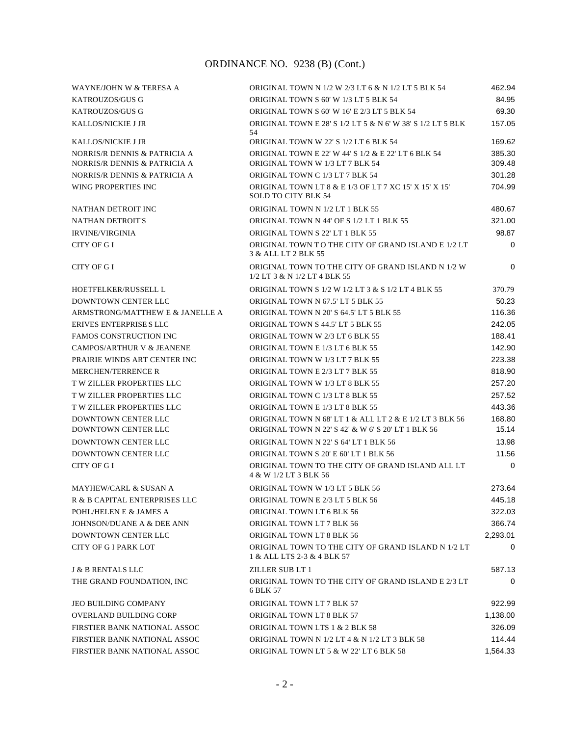# ORDINANCE NO. 9238 (B) (Cont.)

| | | |
|---|---|---|
| WAYNE/JOHN W & TERESA A | ORIGINAL TOWN N 1/2 W 2/3 LT 6 & N 1/2 LT 5 BLK 54 | 462.94 |
| KATROUZOS/GUS G | ORIGINAL TOWN S 60' W 1/3 LT 5 BLK 54 | 84.95 |
| KATROUZOS/GUS G | ORIGINAL TOWN S 60' W 16' E 2/3 LT 5 BLK 54 | 69.30 |
| KALLOS/NICKIE J JR | ORIGINAL TOWN E 28' S 1/2 LT 5 & N 6' W 38' S 1/2 LT 5 BLK 54 | 157.05 |
| KALLOS/NICKIE J JR | ORIGINAL TOWN W 22' S 1/2 LT 6 BLK 54 | 169.62 |
| NORRIS/R DENNIS & PATRICIA A | ORIGINAL TOWN E 22' W 44' S 1/2 & E 22' LT 6 BLK 54 | 385.30 |
| NORRIS/R DENNIS & PATRICIA A | ORIGINAL TOWN W 1/3 LT 7 BLK 54 | 309.48 |
| NORRIS/R DENNIS & PATRICIA A | ORIGINAL TOWN C 1/3 LT 7 BLK 54 | 301.28 |
| WING PROPERTIES INC | ORIGINAL TOWN LT 8 & E 1/3 OF LT 7 XC 15' X 15' X 15' SOLD TO CITY BLK 54 | 704.99 |
| NATHAN DETROIT INC | ORIGINAL TOWN N 1/2 LT 1 BLK 55 | 480.67 |
| NATHAN DETROIT'S | ORIGINAL TOWN N 44' OF S 1/2 LT 1 BLK 55 | 321.00 |
| IRVINE/VIRGINIA | ORIGINAL TOWN S 22' LT 1 BLK 55 | 98.87 |
| CITY OF G I | ORIGINAL TOWN T O THE CITY OF GRAND ISLAND E 1/2 LT 3 & ALL LT 2 BLK 55 | 0 |
| CITY OF G I | ORIGINAL TOWN TO THE CITY OF GRAND ISLAND N 1/2 W 1/2 LT 3 & N 1/2 LT 4 BLK 55 | 0 |
| HOETFELKER/RUSSELL L | ORIGINAL TOWN S 1/2 W 1/2 LT 3 & S 1/2 LT 4 BLK 55 | 370.79 |
| DOWNTOWN CENTER LLC | ORIGINAL TOWN N 67.5' LT 5 BLK 55 | 50.23 |
| ARMSTRONG/MATTHEW E & JANELLE A | ORIGINAL TOWN N 20' S 64.5' LT 5 BLK 55 | 116.36 |
| ERIVES ENTERPRISE S LLC | ORIGINAL TOWN S 44.5' LT 5 BLK 55 | 242.05 |
| FAMOS CONSTRUCTION INC | ORIGINAL TOWN W 2/3 LT 6 BLK 55 | 188.41 |
| CAMPOS/ARTHUR V & JEANENE | ORIGINAL TOWN E 1/3 LT 6 BLK 55 | 142.90 |
| PRAIRIE WINDS ART CENTER INC | ORIGINAL TOWN W 1/3 LT 7 BLK 55 | 223.38 |
| MERCHEN/TERRENCE R | ORIGINAL TOWN E 2/3 LT 7 BLK 55 | 818.90 |
| T W ZILLER PROPERTIES LLC | ORIGINAL TOWN W 1/3 LT 8 BLK 55 | 257.20 |
| T W ZILLER PROPERTIES LLC | ORIGINAL TOWN C 1/3 LT 8 BLK 55 | 257.52 |
| T W ZILLER PROPERTIES LLC | ORIGINAL TOWN E 1/3 LT 8 BLK 55 | 443.36 |
| DOWNTOWN CENTER LLC | ORIGINAL TOWN N 68' LT 1 & ALL LT 2 & E 1/2 LT 3 BLK 56 | 168.80 |
| DOWNTOWN CENTER LLC | ORIGINAL TOWN N 22' S 42' & W 6' S 20' LT 1 BLK 56 | 15.14 |
| DOWNTOWN CENTER LLC | ORIGINAL TOWN N 22' S 64' LT 1 BLK 56 | 13.98 |
| DOWNTOWN CENTER LLC | ORIGINAL TOWN S 20' E 60' LT 1 BLK 56 | 11.56 |
| CITY OF G I | ORIGINAL TOWN TO THE CITY OF GRAND ISLAND ALL LT 4 & W 1/2 LT 3 BLK 56 | 0 |
| MAYHEW/CARL & SUSAN A | ORIGINAL TOWN W 1/3 LT 5 BLK 56 | 273.64 |
| R & B CAPITAL ENTERPRISES LLC | ORIGINAL TOWN E 2/3 LT 5 BLK 56 | 445.18 |
| POHL/HELEN E & JAMES A | ORIGINAL TOWN LT 6 BLK 56 | 322.03 |
| JOHNSON/DUANE A & DEE ANN | ORIGINAL TOWN LT 7 BLK 56 | 366.74 |
| DOWNTOWN CENTER LLC | ORIGINAL TOWN LT 8 BLK 56 | 2,293.01 |
| CITY OF G I PARK LOT | ORIGINAL TOWN TO THE CITY OF GRAND ISLAND N 1/2 LT 1 & ALL LTS 2-3 & 4 BLK 57 | 0 |
| J & B RENTALS LLC | ZILLER SUB LT 1 | 587.13 |
| THE GRAND FOUNDATION, INC | ORIGINAL TOWN TO THE CITY OF GRAND ISLAND E 2/3 LT 6 BLK 57 | 0 |
| JEO BUILDING COMPANY | ORIGINAL TOWN LT 7 BLK 57 | 922.99 |
| OVERLAND BUILDING CORP | ORIGINAL TOWN LT 8 BLK 57 | 1,138.00 |
| FIRSTIER BANK NATIONAL ASSOC | ORIGINAL TOWN LTS 1 & 2 BLK 58 | 326.09 |
| FIRSTIER BANK NATIONAL ASSOC | ORIGINAL TOWN N 1/2 LT 4 & N 1/2 LT 3 BLK 58 | 114.44 |
| FIRSTIER BANK NATIONAL ASSOC | ORIGINAL TOWN LT 5 & W 22' LT 6 BLK 58 | 1,564.33 |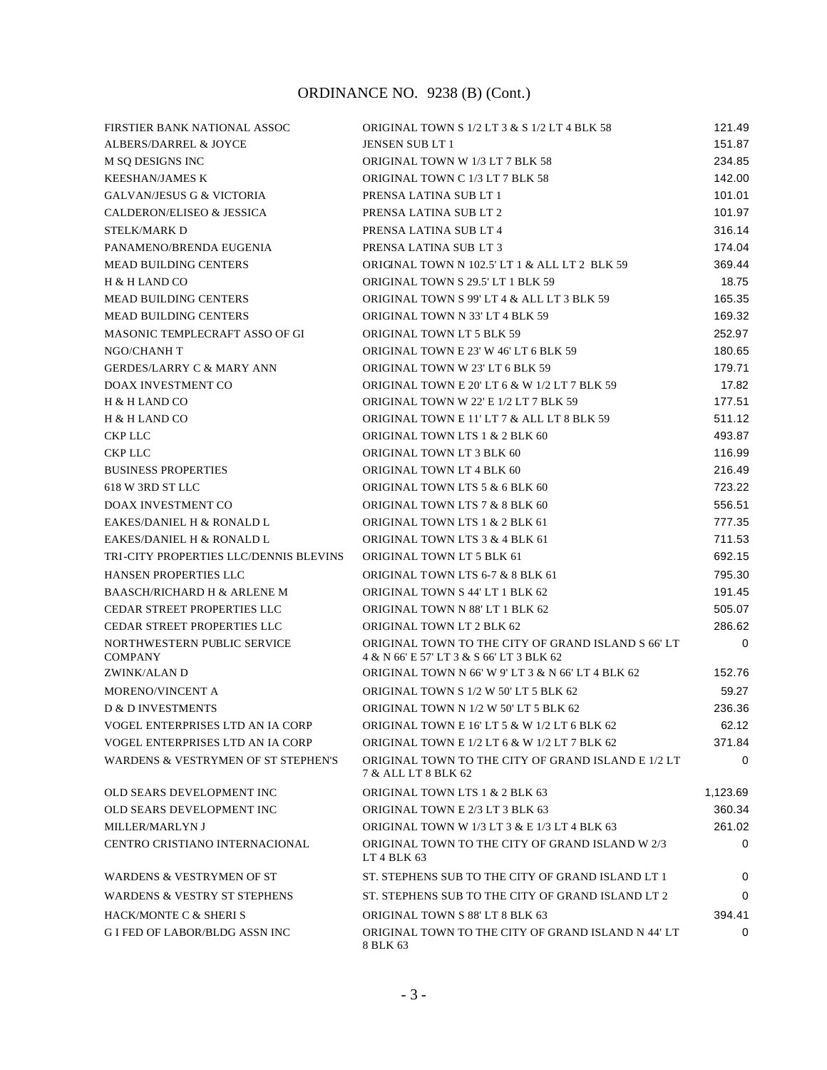# ORDINANCE NO. 9238 (B) (Cont.)

| | | |
|---|---|---|
| FIRSTIER BANK NATIONAL ASSOC | ORIGINAL TOWN S 1/2 LT 3 & S 1/2 LT 4 BLK 58 | 121.49 |
| ALBERS/DARREL & JOYCE | JENSEN SUB LT 1 | 151.87 |
| M SQ DESIGNS INC | ORIGINAL TOWN W 1/3 LT 7 BLK 58 | 234.85 |
| KEESHAN/JAMES K | ORIGINAL TOWN C 1/3 LT 7 BLK 58 | 142.00 |
| GALVAN/JESUS G & VICTORIA | PRENSA LATINA SUB LT 1 | 101.01 |
| CALDERON/ELISEO & JESSICA | PRENSA LATINA SUB LT 2 | 101.97 |
| STELK/MARK D | PRENSA LATINA SUB LT 4 | 316.14 |
| PANAMENO/BRENDA EUGENIA | PRENSA LATINA SUB LT 3 | 174.04 |
| MEAD BUILDING CENTERS | ORIGINAL TOWN N 102.5' LT 1 & ALL LT 2 BLK 59 | 369.44 |
| H & H LAND CO | ORIGINAL TOWN S 29.5' LT 1 BLK 59 | 18.75 |
| MEAD BUILDING CENTERS | ORIGINAL TOWN S 99' LT 4 & ALL LT 3 BLK 59 | 165.35 |
| MEAD BUILDING CENTERS | ORIGINAL TOWN N 33' LT 4 BLK 59 | 169.32 |
| MASONIC TEMPLECRAFT ASSO OF GI | ORIGINAL TOWN LT 5 BLK 59 | 252.97 |
| NGO/CHANH T | ORIGINAL TOWN E 23' W 46' LT 6 BLK 59 | 180.65 |
| GERDES/LARRY C & MARY ANN | ORIGINAL TOWN W 23' LT 6 BLK 59 | 179.71 |
| DOAX INVESTMENT CO | ORIGINAL TOWN E 20' LT 6 & W 1/2 LT 7 BLK 59 | 17.82 |
| H & H LAND CO | ORIGINAL TOWN W 22' E 1/2 LT 7 BLK 59 | 177.51 |
| H & H LAND CO | ORIGINAL TOWN E 11' LT 7 & ALL LT 8 BLK 59 | 511.12 |
| CKP LLC | ORIGINAL TOWN LTS 1 & 2 BLK 60 | 493.87 |
| CKP LLC | ORIGINAL TOWN LT 3 BLK 60 | 116.99 |
| BUSINESS PROPERTIES | ORIGINAL TOWN LT 4 BLK 60 | 216.49 |
| 618 W 3RD ST LLC | ORIGINAL TOWN LTS 5 & 6 BLK 60 | 723.22 |
| DOAX INVESTMENT CO | ORIGINAL TOWN LTS 7 & 8 BLK 60 | 556.51 |
| EAKES/DANIEL H & RONALD L | ORIGINAL TOWN LTS 1 & 2 BLK 61 | 777.35 |
| EAKES/DANIEL H & RONALD L | ORIGINAL TOWN LTS 3 & 4 BLK 61 | 711.53 |
| TRI-CITY PROPERTIES LLC/DENNIS BLEVINS | ORIGINAL TOWN LT 5 BLK 61 | 692.15 |
| HANSEN PROPERTIES LLC | ORIGINAL TOWN LTS 6-7 & 8 BLK 61 | 795.30 |
| BAASCH/RICHARD H & ARLENE M | ORIGINAL TOWN S 44' LT 1 BLK 62 | 191.45 |
| CEDAR STREET PROPERTIES LLC | ORIGINAL TOWN N 88' LT 1 BLK 62 | 505.07 |
| CEDAR STREET PROPERTIES LLC | ORIGINAL TOWN LT 2 BLK 62 | 286.62 |
| NORTHWESTERN PUBLIC SERVICE COMPANY | ORIGINAL TOWN TO THE CITY OF GRAND ISLAND S 66' LT 4 & N 66' E 57' LT 3 & S 66' LT 3 BLK 62 | 0 |
| ZWINK/ALAN D | ORIGINAL TOWN N 66' W 9' LT 3 & N 66' LT 4 BLK 62 | 152.76 |
| MORENO/VINCENT A | ORIGINAL TOWN S 1/2 W 50' LT 5 BLK 62 | 59.27 |
| D & D INVESTMENTS | ORIGINAL TOWN N 1/2 W 50' LT 5 BLK 62 | 236.36 |
| VOGEL ENTERPRISES LTD AN IA CORP | ORIGINAL TOWN E 16' LT 5 & W 1/2 LT 6 BLK 62 | 62.12 |
| VOGEL ENTERPRISES LTD AN IA CORP | ORIGINAL TOWN E 1/2 LT 6 & W 1/2 LT 7 BLK 62 | 371.84 |
| WARDENS & VESTRYMEN OF ST STEPHEN'S | ORIGINAL TOWN TO THE CITY OF GRAND ISLAND E 1/2 LT 7 & ALL LT 8 BLK 62 | 0 |
| OLD SEARS DEVELOPMENT INC | ORIGINAL TOWN LTS 1 & 2 BLK 63 | 1,123.69 |
| OLD SEARS DEVELOPMENT INC | ORIGINAL TOWN E 2/3 LT 3 BLK 63 | 360.34 |
| MILLER/MARLYN J | ORIGINAL TOWN W 1/3 LT 3 & E 1/3 LT 4 BLK 63 | 261.02 |
| CENTRO CRISTIANO INTERNACIONAL | ORIGINAL TOWN TO THE CITY OF GRAND ISLAND W 2/3 LT 4 BLK 63 | 0 |
| WARDENS & VESTRYMEN OF ST | ST. STEPHENS SUB TO THE CITY OF GRAND ISLAND LT 1 | 0 |
| WARDENS & VESTRY ST STEPHENS | ST. STEPHENS SUB TO THE CITY OF GRAND ISLAND LT 2 | 0 |
| HACK/MONTE C & SHERI S | ORIGINAL TOWN S 88' LT 8 BLK 63 | 394.41 |
| G I FED OF LABOR/BLDG ASSN INC | ORIGINAL TOWN TO THE CITY OF GRAND ISLAND N 44' LT 8 BLK 63 | 0 |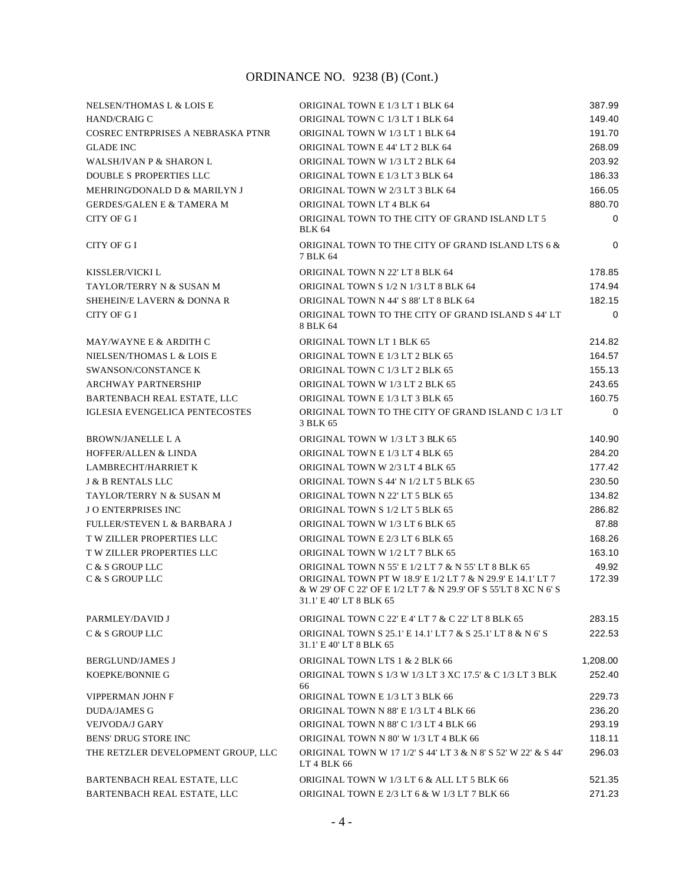ORDINANCE NO. 9238 (B) (Cont.)

| | | |
|---|---|---|
| NELSEN/THOMAS L & LOIS E | ORIGINAL TOWN E 1/3 LT 1 BLK 64 | 387.99 |
| HAND/CRAIG C | ORIGINAL TOWN C 1/3 LT 1 BLK 64 | 149.40 |
| COSREC ENTRPRISES A NEBRASKA PTNR | ORIGINAL TOWN W 1/3 LT 1 BLK 64 | 191.70 |
| GLADE INC | ORIGINAL TOWN E 44' LT 2 BLK 64 | 268.09 |
| WALSH/IVAN P & SHARON L | ORIGINAL TOWN W 1/3 LT 2 BLK 64 | 203.92 |
| DOUBLE S PROPERTIES LLC | ORIGINAL TOWN E 1/3 LT 3 BLK 64 | 186.33 |
| MEHRING/DONALD D & MARILYN J | ORIGINAL TOWN W 2/3 LT 3 BLK 64 | 166.05 |
| GERDES/GALEN E & TAMERA M | ORIGINAL TOWN LT 4 BLK 64 | 880.70 |
| CITY OF G I | ORIGINAL TOWN TO THE CITY OF GRAND ISLAND LT 5 BLK 64 | 0 |
| CITY OF G I | ORIGINAL TOWN TO THE CITY OF GRAND ISLAND LTS 6 & 7 BLK 64 | 0 |
| KISSLER/VICKI L | ORIGINAL TOWN N 22' LT 8 BLK 64 | 178.85 |
| TAYLOR/TERRY N & SUSAN M | ORIGINAL TOWN S 1/2 N 1/3 LT 8 BLK 64 | 174.94 |
| SHEHEIN/E LAVERN & DONNA R | ORIGINAL TOWN N 44' S 88' LT 8 BLK 64 | 182.15 |
| CITY OF G I | ORIGINAL TOWN TO THE CITY OF GRAND ISLAND S 44' LT 8 BLK 64 | 0 |
| MAY/WAYNE E & ARDITH C | ORIGINAL TOWN LT 1 BLK 65 | 214.82 |
| NIELSEN/THOMAS L & LOIS E | ORIGINAL TOWN E 1/3 LT 2 BLK 65 | 164.57 |
| SWANSON/CONSTANCE K | ORIGINAL TOWN C 1/3 LT 2 BLK 65 | 155.13 |
| ARCHWAY PARTNERSHIP | ORIGINAL TOWN W 1/3 LT 2 BLK 65 | 243.65 |
| BARTENBACH REAL ESTATE, LLC | ORIGINAL TOWN E 1/3 LT 3 BLK 65 | 160.75 |
| IGLESIA EVENGELICA PENTECOSTES | ORIGINAL TOWN TO THE CITY OF GRAND ISLAND C 1/3 LT 3 BLK 65 | 0 |
| BROWN/JANELLE L A | ORIGINAL TOWN W 1/3 LT 3 BLK 65 | 140.90 |
| HOFFER/ALLEN & LINDA | ORIGINAL TOWN E 1/3 LT 4 BLK 65 | 284.20 |
| LAMBRECHT/HARRIET K | ORIGINAL TOWN W 2/3 LT 4 BLK 65 | 177.42 |
| J & B RENTALS LLC | ORIGINAL TOWN S 44' N 1/2 LT 5 BLK 65 | 230.50 |
| TAYLOR/TERRY N & SUSAN M | ORIGINAL TOWN N 22' LT 5 BLK 65 | 134.82 |
| J O ENTERPRISES INC | ORIGINAL TOWN S 1/2 LT 5 BLK 65 | 286.82 |
| FULLER/STEVEN L & BARBARA J | ORIGINAL TOWN W 1/3 LT 6 BLK 65 | 87.88 |
| T W ZILLER PROPERTIES LLC | ORIGINAL TOWN E 2/3 LT 6 BLK 65 | 168.26 |
| T W ZILLER PROPERTIES LLC | ORIGINAL TOWN W 1/2 LT 7 BLK 65 | 163.10 |
| C & S GROUP LLC | ORIGINAL TOWN N 55' E 1/2 LT 7 & N 55' LT 8 BLK 65 | 49.92 |
| C & S GROUP LLC | ORIGINAL TOWN PT W 18.9' E 1/2 LT 7 & N 29.9' E 14.1' LT 7 & W 29' OF C 22' OF E 1/2 LT 7 & N 29.9' OF S 55'LT 8 XC N 6' S 31.1' E 40' LT 8 BLK 65 | 172.39 |
| PARMLEY/DAVID J | ORIGINAL TOWN C 22' E 4' LT 7 & C 22' LT 8 BLK 65 | 283.15 |
| C & S GROUP LLC | ORIGINAL TOWN S 25.1' E 14.1' LT 7 & S 25.1' LT 8 & N 6' S 31.1' E 40' LT 8 BLK 65 | 222.53 |
| BERGLUND/JAMES J | ORIGINAL TOWN LTS 1 & 2 BLK 66 | 1,208.00 |
| KOEPKE/BONNIE G | ORIGINAL TOWN S 1/3 W 1/3 LT 3 XC 17.5' & C 1/3 LT 3 BLK 66 | 252.40 |
| VIPPERMAN JOHN F | ORIGINAL TOWN E 1/3 LT 3 BLK 66 | 229.73 |
| DUDA/JAMES G | ORIGINAL TOWN N 88' E 1/3 LT 4 BLK 66 | 236.20 |
| VEJVODA/J GARY | ORIGINAL TOWN N 88' C 1/3 LT 4 BLK 66 | 293.19 |
| BENS' DRUG STORE INC | ORIGINAL TOWN N 80' W 1/3 LT 4 BLK 66 | 118.11 |
| THE RETZLER DEVELOPMENT GROUP, LLC | ORIGINAL TOWN W 17 1/2' S 44' LT 3 & N 8' S 52' W 22' & S 44' LT 4 BLK 66 | 296.03 |
| BARTENBACH REAL ESTATE, LLC | ORIGINAL TOWN W 1/3 LT 6 & ALL LT 5 BLK 66 | 521.35 |
| BARTENBACH REAL ESTATE, LLC | ORIGINAL TOWN E 2/3 LT 6 & W 1/3 LT 7 BLK 66 | 271.23 |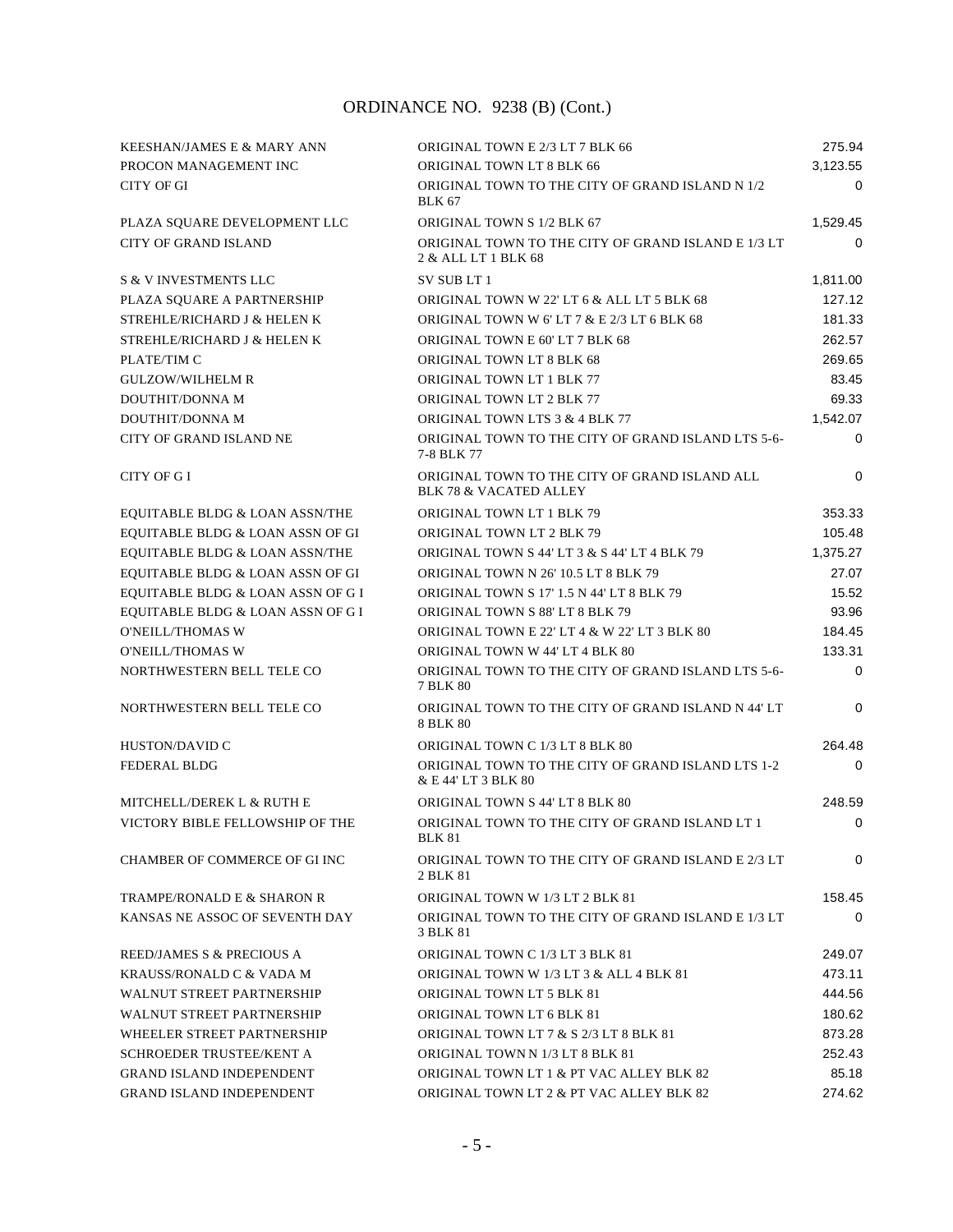ORDINANCE NO. 9238 (B) (Cont.)

| | | |
|---|---|---|
| KEESHAN/JAMES E & MARY ANN | ORIGINAL TOWN E 2/3 LT 7 BLK 66 | 275.94 |
| PROCON MANAGEMENT INC | ORIGINAL TOWN LT 8 BLK 66 | 3,123.55 |
| CITY OF GI | ORIGINAL TOWN TO THE CITY OF GRAND ISLAND N 1/2 BLK 67 | 0 |
| PLAZA SQUARE DEVELOPMENT LLC | ORIGINAL TOWN S 1/2 BLK 67 | 1,529.45 |
| CITY OF GRAND ISLAND | ORIGINAL TOWN TO THE CITY OF GRAND ISLAND E 1/3 LT 2 & ALL LT 1 BLK 68 | 0 |
| S & V INVESTMENTS LLC | SV SUB LT 1 | 1,811.00 |
| PLAZA SQUARE A PARTNERSHIP | ORIGINAL TOWN W 22' LT 6 & ALL LT 5 BLK 68 | 127.12 |
| STREHLE/RICHARD J & HELEN K | ORIGINAL TOWN W 6' LT 7 & E 2/3 LT 6 BLK 68 | 181.33 |
| STREHLE/RICHARD J & HELEN K | ORIGINAL TOWN E 60' LT 7 BLK 68 | 262.57 |
| PLATE/TIM C | ORIGINAL TOWN LT 8 BLK 68 | 269.65 |
| GULZOW/WILHELM R | ORIGINAL TOWN LT 1 BLK 77 | 83.45 |
| DOUTHIT/DONNA M | ORIGINAL TOWN LT 2 BLK 77 | 69.33 |
| DOUTHIT/DONNA M | ORIGINAL TOWN LTS 3 & 4 BLK 77 | 1,542.07 |
| CITY OF GRAND ISLAND NE | ORIGINAL TOWN TO THE CITY OF GRAND ISLAND LTS 5-6-7-8 BLK 77 | 0 |
| CITY OF G I | ORIGINAL TOWN TO THE CITY OF GRAND ISLAND ALL BLK 78 & VACATED ALLEY | 0 |
| EQUITABLE BLDG & LOAN ASSN/THE | ORIGINAL TOWN LT 1 BLK 79 | 353.33 |
| EQUITABLE BLDG & LOAN ASSN OF GI | ORIGINAL TOWN LT 2 BLK 79 | 105.48 |
| EQUITABLE BLDG & LOAN ASSN/THE | ORIGINAL TOWN S 44' LT 3 & S 44' LT 4 BLK 79 | 1,375.27 |
| EQUITABLE BLDG & LOAN ASSN OF GI | ORIGINAL TOWN N 26' 10.5 LT 8 BLK 79 | 27.07 |
| EQUITABLE BLDG & LOAN ASSN OF G I | ORIGINAL TOWN S 17' 1.5 N 44' LT 8 BLK 79 | 15.52 |
| EQUITABLE BLDG & LOAN ASSN OF G I | ORIGINAL TOWN S 88' LT 8 BLK 79 | 93.96 |
| O'NEILL/THOMAS W | ORIGINAL TOWN E 22' LT 4 & W 22' LT 3 BLK 80 | 184.45 |
| O'NEILL/THOMAS W | ORIGINAL TOWN W 44' LT 4 BLK 80 | 133.31 |
| NORTHWESTERN BELL TELE CO | ORIGINAL TOWN TO THE CITY OF GRAND ISLAND LTS 5-6-7 BLK 80 | 0 |
| NORTHWESTERN BELL TELE CO | ORIGINAL TOWN TO THE CITY OF GRAND ISLAND N 44' LT 8 BLK 80 | 0 |
| HUSTON/DAVID C | ORIGINAL TOWN C 1/3 LT 8 BLK 80 | 264.48 |
| FEDERAL BLDG | ORIGINAL TOWN TO THE CITY OF GRAND ISLAND LTS 1-2 & E 44' LT 3 BLK 80 | 0 |
| MITCHELL/DEREK L & RUTH E | ORIGINAL TOWN S 44' LT 8 BLK 80 | 248.59 |
| VICTORY BIBLE FELLOWSHIP OF THE | ORIGINAL TOWN TO THE CITY OF GRAND ISLAND LT 1 BLK 81 | 0 |
| CHAMBER OF COMMERCE OF GI INC | ORIGINAL TOWN TO THE CITY OF GRAND ISLAND E 2/3 LT 2 BLK 81 | 0 |
| TRAMPE/RONALD E & SHARON R | ORIGINAL TOWN W 1/3 LT 2 BLK 81 | 158.45 |
| KANSAS NE ASSOC OF SEVENTH DAY | ORIGINAL TOWN TO THE CITY OF GRAND ISLAND E 1/3 LT 3 BLK 81 | 0 |
| REED/JAMES S & PRECIOUS A | ORIGINAL TOWN C 1/3 LT 3 BLK 81 | 249.07 |
| KRAUSS/RONALD C & VADA M | ORIGINAL TOWN W 1/3 LT 3 & ALL 4 BLK 81 | 473.11 |
| WALNUT STREET PARTNERSHIP | ORIGINAL TOWN LT 5 BLK 81 | 444.56 |
| WALNUT STREET PARTNERSHIP | ORIGINAL TOWN LT 6 BLK 81 | 180.62 |
| WHEELER STREET PARTNERSHIP | ORIGINAL TOWN LT 7 & S 2/3 LT 8 BLK 81 | 873.28 |
| SCHROEDER TRUSTEE/KENT A | ORIGINAL TOWN N 1/3 LT 8 BLK 81 | 252.43 |
| GRAND ISLAND INDEPENDENT | ORIGINAL TOWN LT 1 & PT VAC ALLEY BLK 82 | 85.18 |
| GRAND ISLAND INDEPENDENT | ORIGINAL TOWN LT 2 & PT VAC ALLEY BLK 82 | 274.62 |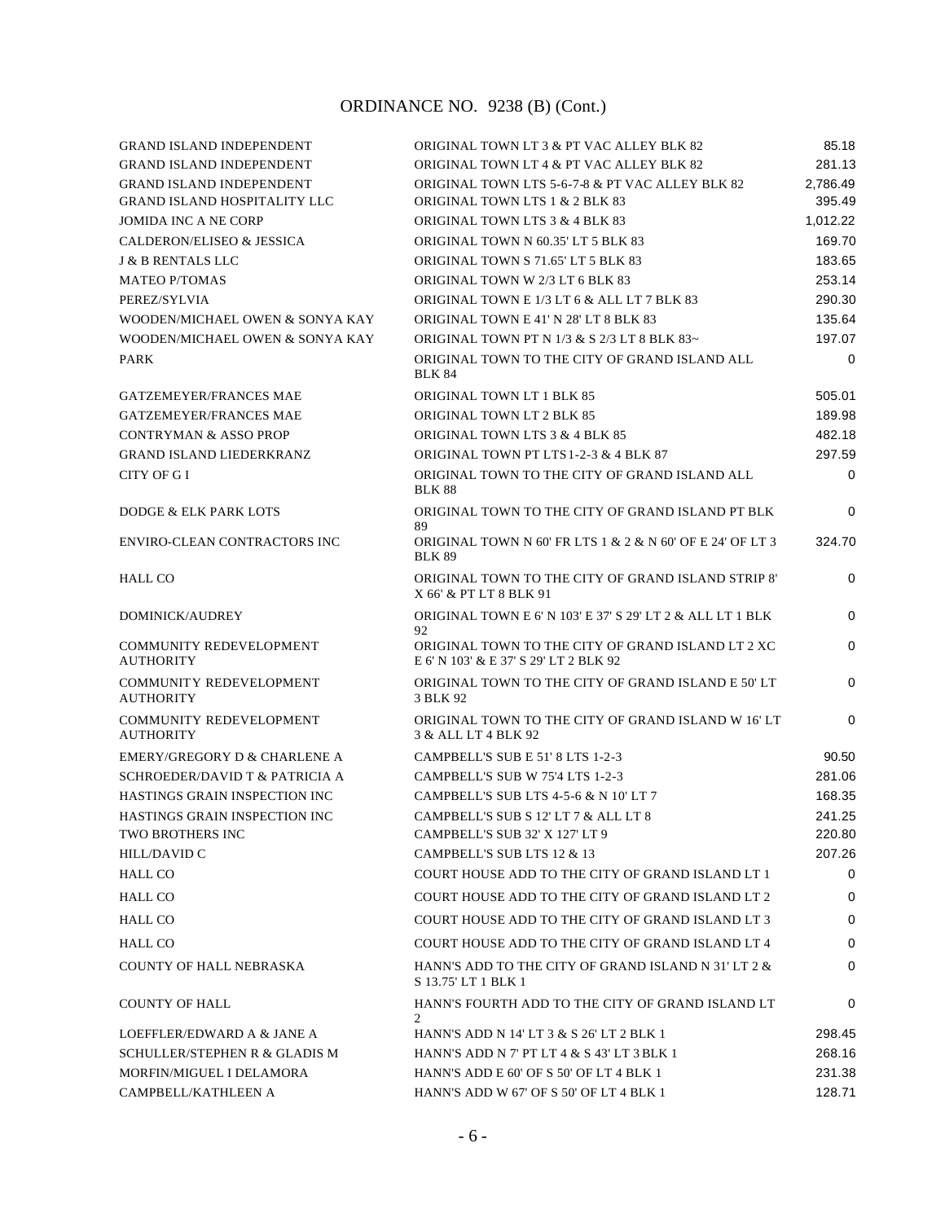ORDINANCE NO. 9238 (B) (Cont.)

| | | |
|---|---|---|
| GRAND ISLAND INDEPENDENT | ORIGINAL TOWN LT 3 & PT VAC ALLEY BLK 82 | 85.18 |
| GRAND ISLAND INDEPENDENT | ORIGINAL TOWN LT 4 & PT VAC ALLEY BLK 82 | 281.13 |
| GRAND ISLAND INDEPENDENT | ORIGINAL TOWN LTS 5-6-7-8 & PT VAC ALLEY BLK 82 | 2,786.49 |
| GRAND ISLAND HOSPITALITY LLC | ORIGINAL TOWN LTS 1 & 2 BLK 83 | 395.49 |
| JOMIDA INC A NE CORP | ORIGINAL TOWN LTS 3 & 4 BLK 83 | 1,012.22 |
| CALDERON/ELISEO & JESSICA | ORIGINAL TOWN N 60.35' LT 5 BLK 83 | 169.70 |
| J & B RENTALS LLC | ORIGINAL TOWN S 71.65' LT 5 BLK 83 | 183.65 |
| MATEO P/TOMAS | ORIGINAL TOWN W 2/3 LT 6 BLK 83 | 253.14 |
| PEREZ/SYLVIA | ORIGINAL TOWN E 1/3 LT 6 & ALL LT 7 BLK 83 | 290.30 |
| WOODEN/MICHAEL OWEN & SONYA KAY | ORIGINAL TOWN E 41' N 28' LT 8 BLK 83 | 135.64 |
| WOODEN/MICHAEL OWEN & SONYA KAY | ORIGINAL TOWN PT N 1/3 & S 2/3 LT 8 BLK 83~ | 197.07 |
| PARK | ORIGINAL TOWN TO THE CITY OF GRAND ISLAND ALL BLK 84 | 0 |
| GATZEMEYER/FRANCES MAE | ORIGINAL TOWN LT 1 BLK 85 | 505.01 |
| GATZEMEYER/FRANCES MAE | ORIGINAL TOWN LT 2 BLK 85 | 189.98 |
| CONTRYMAN & ASSO PROP | ORIGINAL TOWN LTS 3 & 4 BLK 85 | 482.18 |
| GRAND ISLAND LIEDERKRANZ | ORIGINAL TOWN PT LTS 1-2-3 & 4 BLK 87 | 297.59 |
| CITY OF G I | ORIGINAL TOWN TO THE CITY OF GRAND ISLAND ALL BLK 88 | 0 |
| DODGE & ELK PARK LOTS | ORIGINAL TOWN TO THE CITY OF GRAND ISLAND PT BLK 89 | 0 |
| ENVIRO-CLEAN CONTRACTORS INC | ORIGINAL TOWN N 60' FR LTS 1 & 2 & N 60' OF E 24' OF LT 3 BLK 89 | 324.70 |
| HALL CO | ORIGINAL TOWN TO THE CITY OF GRAND ISLAND STRIP 8' X 66' & PT LT 8 BLK 91 | 0 |
| DOMINICK/AUDREY | ORIGINAL TOWN E 6' N 103' E 37' S 29' LT 2 & ALL LT 1 BLK 92 | 0 |
| COMMUNITY REDEVELOPMENT AUTHORITY | ORIGINAL TOWN TO THE CITY OF GRAND ISLAND LT 2 XC E 6' N 103' & E 37' S 29' LT 2 BLK 92 | 0 |
| COMMUNITY REDEVELOPMENT AUTHORITY | ORIGINAL TOWN TO THE CITY OF GRAND ISLAND E 50' LT 3 BLK 92 | 0 |
| COMMUNITY REDEVELOPMENT AUTHORITY | ORIGINAL TOWN TO THE CITY OF GRAND ISLAND W 16' LT 3 & ALL LT 4 BLK 92 | 0 |
| EMERY/GREGORY D & CHARLENE A | CAMPBELL'S SUB E 51' 8 LTS 1-2-3 | 90.50 |
| SCHROEDER/DAVID T & PATRICIA A | CAMPBELL'S SUB W 75'4 LTS 1-2-3 | 281.06 |
| HASTINGS GRAIN INSPECTION INC | CAMPBELL'S SUB LTS 4-5-6 & N 10' LT 7 | 168.35 |
| HASTINGS GRAIN INSPECTION INC | CAMPBELL'S SUB S 12' LT 7 & ALL LT 8 | 241.25 |
| TWO BROTHERS INC | CAMPBELL'S SUB 32' X 127' LT 9 | 220.80 |
| HILL/DAVID C | CAMPBELL'S SUB LTS 12 & 13 | 207.26 |
| HALL CO | COURT HOUSE ADD TO THE CITY OF GRAND ISLAND LT 1 | 0 |
| HALL CO | COURT HOUSE ADD TO THE CITY OF GRAND ISLAND LT 2 | 0 |
| HALL CO | COURT HOUSE ADD TO THE CITY OF GRAND ISLAND LT 3 | 0 |
| HALL CO | COURT HOUSE ADD TO THE CITY OF GRAND ISLAND LT 4 | 0 |
| COUNTY OF HALL NEBRASKA | HANN'S ADD TO THE CITY OF GRAND ISLAND N 31' LT 2 & S 13.75' LT 1 BLK 1 | 0 |
| COUNTY OF HALL | HANN'S FOURTH ADD TO THE CITY OF GRAND ISLAND LT 2 | 0 |
| LOEFFLER/EDWARD A & JANE A | HANN'S ADD N 14' LT 3 & S 26' LT 2 BLK 1 | 298.45 |
| SCHULLER/STEPHEN R & GLADIS M | HANN'S ADD N 7' PT LT 4 & S 43' LT 3 BLK 1 | 268.16 |
| MORFIN/MIGUEL I DELAMORA | HANN'S ADD E 60' OF S 50' OF LT 4 BLK 1 | 231.38 |
| CAMPBELL/KATHLEEN A | HANN'S ADD W 67' OF S 50' OF LT 4 BLK 1 | 128.71 |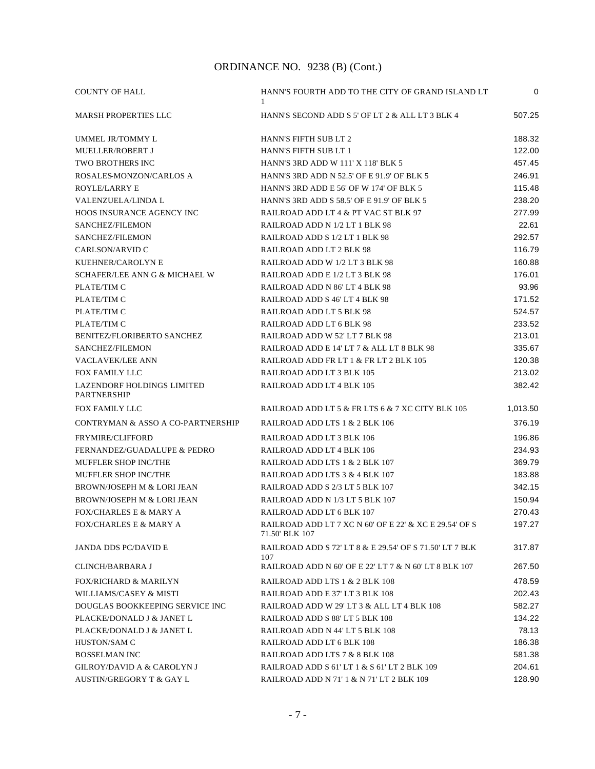# ORDINANCE NO. 9238 (B) (Cont.)

| | | |
|---|---|---|
| COUNTY OF HALL | HANN'S FOURTH ADD TO THE CITY OF GRAND ISLAND LT 1 | 0 |
| MARSH PROPERTIES LLC | HANN'S SECOND ADD S 5' OF LT 2 & ALL LT 3 BLK 4 | 507.25 |
| UMMEL JR/TOMMY L | HANN'S FIFTH SUB LT 2 | 188.32 |
| MUELLER/ROBERT J | HANN'S FIFTH SUB LT 1 | 122.00 |
| TWO BROTHERS INC | HANN'S 3RD ADD W 111' X 118' BLK 5 | 457.45 |
| ROSALES-MONZON/CARLOS A | HANN'S 3RD ADD N 52.5' OF E 91.9' OF BLK 5 | 246.91 |
| ROYLE/LARRY E | HANN'S 3RD ADD E 56' OF W 174' OF BLK 5 | 115.48 |
| VALENZUELA/LINDA L | HANN'S 3RD ADD S 58.5' OF E 91.9' OF BLK 5 | 238.20 |
| HOOS INSURANCE AGENCY INC | RAILROAD ADD LT 4 & PT VAC ST BLK 97 | 277.99 |
| SANCHEZ/FILEMON | RAILROAD ADD N 1/2 LT 1 BLK 98 | 22.61 |
| SANCHEZ/FILEMON | RAILROAD ADD S 1/2 LT 1 BLK 98 | 292.57 |
| CARLSON/ARVID C | RAILROAD ADD LT 2 BLK 98 | 116.79 |
| KUEHNER/CAROLYN E | RAILROAD ADD W 1/2 LT 3 BLK 98 | 160.88 |
| SCHAFER/LEE ANN G & MICHAEL W | RAILROAD ADD E 1/2 LT 3 BLK 98 | 176.01 |
| PLATE/TIM C | RAILROAD ADD N 86' LT 4 BLK 98 | 93.96 |
| PLATE/TIM C | RAILROAD ADD S 46' LT 4 BLK 98 | 171.52 |
| PLATE/TIM C | RAILROAD ADD LT 5 BLK 98 | 524.57 |
| PLATE/TIM C | RAILROAD ADD LT 6 BLK 98 | 233.52 |
| BENITEZ/FLORIBERTO SANCHEZ | RAILROAD ADD W 52' LT 7 BLK 98 | 213.01 |
| SANCHEZ/FILEMON | RAILROAD ADD E 14' LT 7 & ALL LT 8 BLK 98 | 335.67 |
| VACLAVEK/LEE ANN | RAILROAD ADD FR LT 1 & FR LT 2 BLK 105 | 120.38 |
| FOX FAMILY LLC | RAILROAD ADD LT 3 BLK 105 | 213.02 |
| LAZENDORF HOLDINGS LIMITED PARTNERSHIP | RAILROAD ADD LT 4 BLK 105 | 382.42 |
| FOX FAMILY LLC | RAILROAD ADD LT 5 & FR LTS 6 & 7 XC CITY BLK 105 | 1,013.50 |
| CONTRYMAN & ASSO A CO-PARTNERSHIP | RAILROAD ADD LTS 1 & 2 BLK 106 | 376.19 |
| FRYMIRE/CLIFFORD | RAILROAD ADD LT 3 BLK 106 | 196.86 |
| FERNANDEZ/GUADALUPE & PEDRO | RAILROAD ADD LT 4 BLK 106 | 234.93 |
| MUFFLER SHOP INC/THE | RAILROAD ADD LTS 1 & 2 BLK 107 | 369.79 |
| MUFFLER SHOP INC/THE | RAILROAD ADD LTS 3 & 4 BLK 107 | 183.88 |
| BROWN/JOSEPH M & LORI JEAN | RAILROAD ADD S 2/3 LT 5 BLK 107 | 342.15 |
| BROWN/JOSEPH M & LORI JEAN | RAILROAD ADD N 1/3 LT 5 BLK 107 | 150.94 |
| FOX/CHARLES E & MARY A | RAILROAD ADD LT 6 BLK 107 | 270.43 |
| FOX/CHARLES E & MARY A | RAILROAD ADD LT 7 XC N 60' OF E 22' & XC E 29.54' OF S 71.50' BLK 107 | 197.27 |
| JANDA DDS PC/DAVID E | RAILROAD ADD S 72' LT 8 & E 29.54' OF S 71.50' LT 7 BLK 107 | 317.87 |
| CLINCH/BARBARA J | RAILROAD ADD N 60' OF E 22' LT 7 & N 60' LT 8 BLK 107 | 267.50 |
| FOX/RICHARD & MARILYN | RAILROAD ADD LTS 1 & 2 BLK 108 | 478.59 |
| WILLIAMS/CASEY & MISTI | RAILROAD ADD E 37' LT 3 BLK 108 | 202.43 |
| DOUGLAS BOOKKEEPING SERVICE INC | RAILROAD ADD W 29' LT 3 & ALL LT 4 BLK 108 | 582.27 |
| PLACKE/DONALD J & JANET L | RAILROAD ADD S 88' LT 5 BLK 108 | 134.22 |
| PLACKE/DONALD J & JANET L | RAILROAD ADD N 44' LT 5 BLK 108 | 78.13 |
| HUSTON/SAM C | RAILROAD ADD LT 6 BLK 108 | 186.38 |
| BOSSELMAN INC | RAILROAD ADD LTS 7 & 8 BLK 108 | 581.38 |
| GILROY/DAVID A & CAROLYN J | RAILROAD ADD S 61' LT 1 & S 61' LT 2 BLK 109 | 204.61 |
| AUSTIN/GREGORY T & GAY L | RAILROAD ADD N 71' 1 & N 71' LT 2 BLK 109 | 128.90 |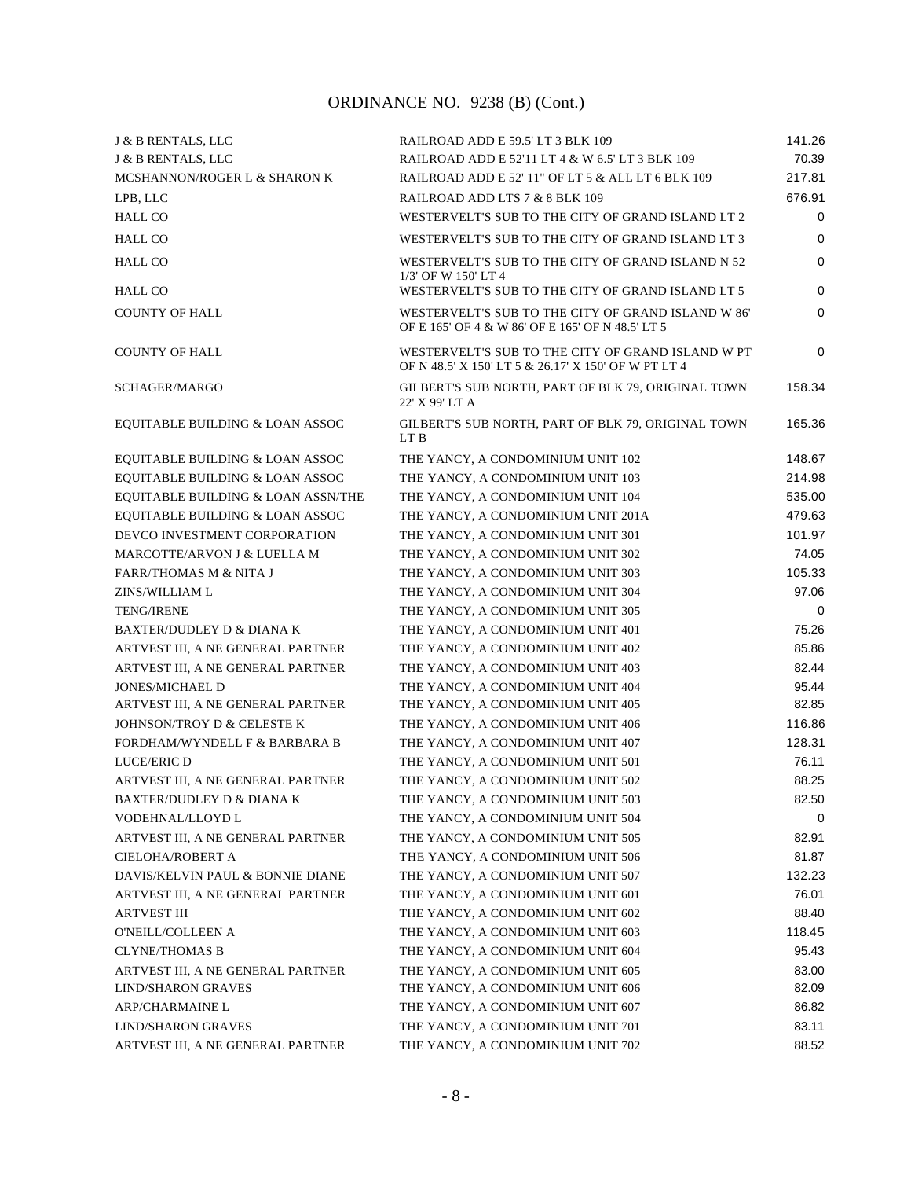## ORDINANCE NO. 9238 (B) (Cont.)

| | | |
|---|---|---|
| J & B RENTALS, LLC | RAILROAD ADD E 59.5' LT 3 BLK 109 | 141.26 |
| J & B RENTALS, LLC | RAILROAD ADD E 52'11 LT 4 & W 6.5' LT 3 BLK 109 | 70.39 |
| MCSHANNON/ROGER L & SHARON K | RAILROAD ADD E 52' 11" OF LT 5 & ALL LT 6 BLK 109 | 217.81 |
| LPB, LLC | RAILROAD ADD LTS 7 & 8 BLK 109 | 676.91 |
| HALL CO | WESTERVELT'S SUB TO THE CITY OF GRAND ISLAND LT 2 | 0 |
| HALL CO | WESTERVELT'S SUB TO THE CITY OF GRAND ISLAND LT 3 | 0 |
| HALL CO | WESTERVELT'S SUB TO THE CITY OF GRAND ISLAND N 52 1/3' OF W 150' LT 4 | 0 |
| HALL CO | WESTERVELT'S SUB TO THE CITY OF GRAND ISLAND LT 5 | 0 |
| COUNTY OF HALL | WESTERVELT'S SUB TO THE CITY OF GRAND ISLAND W 86' OF E 165' OF 4 & W 86' OF E 165' OF N 48.5' LT 5 | 0 |
| COUNTY OF HALL | WESTERVELT'S SUB TO THE CITY OF GRAND ISLAND W PT OF N 48.5' X 150' LT 5 & 26.17' X 150' OF W PT LT 4 | 0 |
| SCHAGER/MARGO | GILBERT'S SUB NORTH, PART OF BLK 79, ORIGINAL TOWN 22' X 99' LT A | 158.34 |
| EQUITABLE BUILDING & LOAN ASSOC | GILBERT'S SUB NORTH, PART OF BLK 79, ORIGINAL TOWN LT B | 165.36 |
| EQUITABLE BUILDING & LOAN ASSOC | THE YANCY, A CONDOMINIUM UNIT 102 | 148.67 |
| EQUITABLE BUILDING & LOAN ASSOC | THE YANCY, A CONDOMINIUM UNIT 103 | 214.98 |
| EQUITABLE BUILDING & LOAN ASSN/THE | THE YANCY, A CONDOMINIUM UNIT 104 | 535.00 |
| EQUITABLE BUILDING & LOAN ASSOC | THE YANCY, A CONDOMINIUM UNIT 201A | 479.63 |
| DEVCO INVESTMENT CORPORATION | THE YANCY, A CONDOMINIUM UNIT 301 | 101.97 |
| MARCOTTE/ARVON J & LUELLA M | THE YANCY, A CONDOMINIUM UNIT 302 | 74.05 |
| FARR/THOMAS M & NITA J | THE YANCY, A CONDOMINIUM UNIT 303 | 105.33 |
| ZINS/WILLIAM L | THE YANCY, A CONDOMINIUM UNIT 304 | 97.06 |
| TENG/IRENE | THE YANCY, A CONDOMINIUM UNIT 305 | 0 |
| BAXTER/DUDLEY D & DIANA K | THE YANCY, A CONDOMINIUM UNIT 401 | 75.26 |
| ARTVEST III, A NE GENERAL PARTNER | THE YANCY, A CONDOMINIUM UNIT 402 | 85.86 |
| ARTVEST III, A NE GENERAL PARTNER | THE YANCY, A CONDOMINIUM UNIT 403 | 82.44 |
| JONES/MICHAEL D | THE YANCY, A CONDOMINIUM UNIT 404 | 95.44 |
| ARTVEST III, A NE GENERAL PARTNER | THE YANCY, A CONDOMINIUM UNIT 405 | 82.85 |
| JOHNSON/TROY D & CELESTE K | THE YANCY, A CONDOMINIUM UNIT 406 | 116.86 |
| FORDHAM/WYNDELL F & BARBARA B | THE YANCY, A CONDOMINIUM UNIT 407 | 128.31 |
| LUCE/ERIC D | THE YANCY, A CONDOMINIUM UNIT 501 | 76.11 |
| ARTVEST III, A NE GENERAL PARTNER | THE YANCY, A CONDOMINIUM UNIT 502 | 88.25 |
| BAXTER/DUDLEY D & DIANA K | THE YANCY, A CONDOMINIUM UNIT 503 | 82.50 |
| VODEHNAL/LLOYD L | THE YANCY, A CONDOMINIUM UNIT 504 | 0 |
| ARTVEST III, A NE GENERAL PARTNER | THE YANCY, A CONDOMINIUM UNIT 505 | 82.91 |
| CIELOHA/ROBERT A | THE YANCY, A CONDOMINIUM UNIT 506 | 81.87 |
| DAVIS/KELVIN PAUL & BONNIE DIANE | THE YANCY, A CONDOMINIUM UNIT 507 | 132.23 |
| ARTVEST III, A NE GENERAL PARTNER | THE YANCY, A CONDOMINIUM UNIT 601 | 76.01 |
| ARTVEST III | THE YANCY, A CONDOMINIUM UNIT 602 | 88.40 |
| O'NEILL/COLLEEN A | THE YANCY, A CONDOMINIUM UNIT 603 | 118.45 |
| CLYNE/THOMAS B | THE YANCY, A CONDOMINIUM UNIT 604 | 95.43 |
| ARTVEST III, A NE GENERAL PARTNER | THE YANCY, A CONDOMINIUM UNIT 605 | 83.00 |
| LIND/SHARON GRAVES | THE YANCY, A CONDOMINIUM UNIT 606 | 82.09 |
| ARP/CHARMAINE L | THE YANCY, A CONDOMINIUM UNIT 607 | 86.82 |
| LIND/SHARON GRAVES | THE YANCY, A CONDOMINIUM UNIT 701 | 83.11 |
| ARTVEST III, A NE GENERAL PARTNER | THE YANCY, A CONDOMINIUM UNIT 702 | 88.52 |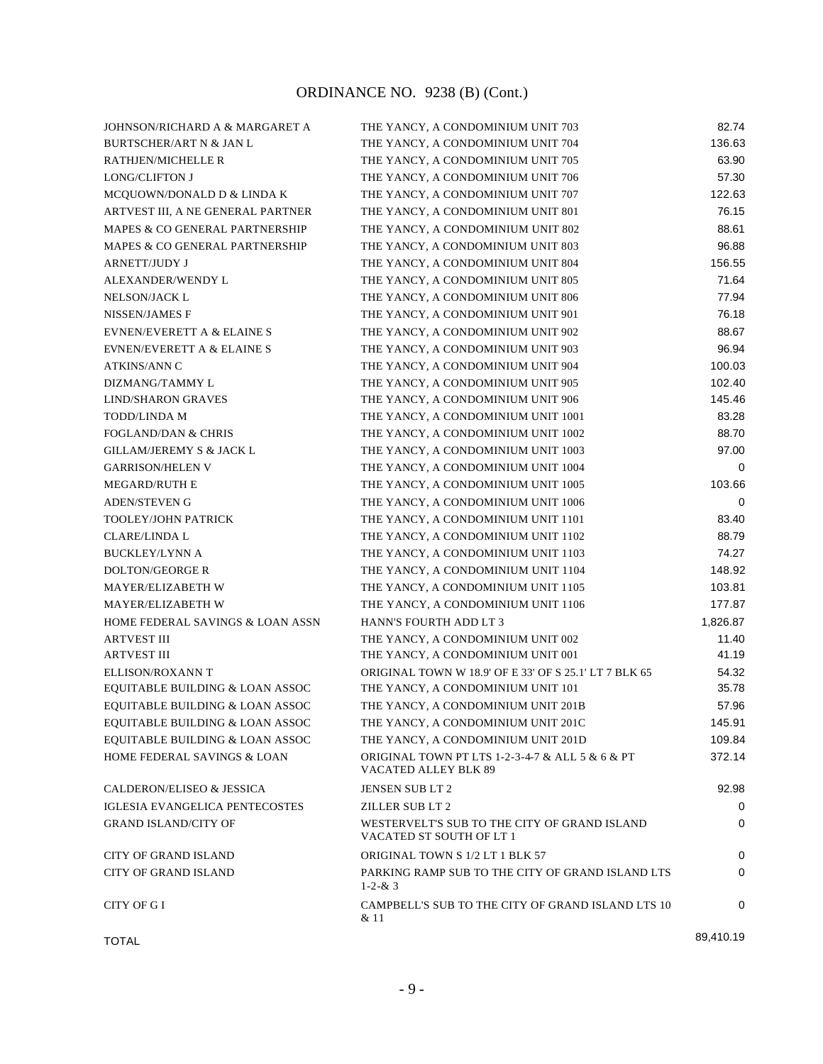# ORDINANCE NO. 9238 (B) (Cont.)

| | | |
|---|---|---|
| JOHNSON/RICHARD A & MARGARET A | THE YANCY, A CONDOMINIUM UNIT 703 | 82.74 |
| BURTSCHER/ART N & JAN L | THE YANCY, A CONDOMINIUM UNIT 704 | 136.63 |
| RATHJEN/MICHELLE R | THE YANCY, A CONDOMINIUM UNIT 705 | 63.90 |
| LONG/CLIFTON J | THE YANCY, A CONDOMINIUM UNIT 706 | 57.30 |
| MCQUOWN/DONALD D & LINDA K | THE YANCY, A CONDOMINIUM UNIT 707 | 122.63 |
| ARTVEST III, A NE GENERAL PARTNER | THE YANCY, A CONDOMINIUM UNIT 801 | 76.15 |
| MAPES & CO GENERAL PARTNERSHIP | THE YANCY, A CONDOMINIUM UNIT 802 | 88.61 |
| MAPES & CO GENERAL PARTNERSHIP | THE YANCY, A CONDOMINIUM UNIT 803 | 96.88 |
| ARNETT/JUDY J | THE YANCY, A CONDOMINIUM UNIT 804 | 156.55 |
| ALEXANDER/WENDY L | THE YANCY, A CONDOMINIUM UNIT 805 | 71.64 |
| NELSON/JACK L | THE YANCY, A CONDOMINIUM UNIT 806 | 77.94 |
| NISSEN/JAMES F | THE YANCY, A CONDOMINIUM UNIT 901 | 76.18 |
| EVNEN/EVERETT A & ELAINE S | THE YANCY, A CONDOMINIUM UNIT 902 | 88.67 |
| EVNEN/EVERETT A & ELAINE S | THE YANCY, A CONDOMINIUM UNIT 903 | 96.94 |
| ATKINS/ANN C | THE YANCY, A CONDOMINIUM UNIT 904 | 100.03 |
| DIZMANG/TAMMY L | THE YANCY, A CONDOMINIUM UNIT 905 | 102.40 |
| LIND/SHARON GRAVES | THE YANCY, A CONDOMINIUM UNIT 906 | 145.46 |
| TODD/LINDA M | THE YANCY, A CONDOMINIUM UNIT 1001 | 83.28 |
| FOGLAND/DAN & CHRIS | THE YANCY, A CONDOMINIUM UNIT 1002 | 88.70 |
| GILLAM/JEREMY S & JACK L | THE YANCY, A CONDOMINIUM UNIT 1003 | 97.00 |
| GARRISON/HELEN V | THE YANCY, A CONDOMINIUM UNIT 1004 | 0 |
| MEGARD/RUTH E | THE YANCY, A CONDOMINIUM UNIT 1005 | 103.66 |
| ADEN/STEVEN G | THE YANCY, A CONDOMINIUM UNIT 1006 | 0 |
| TOOLEY/JOHN PATRICK | THE YANCY, A CONDOMINIUM UNIT 1101 | 83.40 |
| CLARE/LINDA L | THE YANCY, A CONDOMINIUM UNIT 1102 | 88.79 |
| BUCKLEY/LYNN A | THE YANCY, A CONDOMINIUM UNIT 1103 | 74.27 |
| DOLTON/GEORGE R | THE YANCY, A CONDOMINIUM UNIT 1104 | 148.92 |
| MAYER/ELIZABETH W | THE YANCY, A CONDOMINIUM UNIT 1105 | 103.81 |
| MAYER/ELIZABETH W | THE YANCY, A CONDOMINIUM UNIT 1106 | 177.87 |
| HOME FEDERAL SAVINGS & LOAN ASSN | HANN'S FOURTH ADD LT 3 | 1,826.87 |
| ARTVEST III | THE YANCY, A CONDOMINIUM UNIT 002 | 11.40 |
| ARTVEST III | THE YANCY, A CONDOMINIUM UNIT 001 | 41.19 |
| ELLISON/ROXANN T | ORIGINAL TOWN W 18.9' OF E 33' OF S 25.1' LT 7 BLK 65 | 54.32 |
| EQUITABLE BUILDING & LOAN ASSOC | THE YANCY, A CONDOMINIUM UNIT 101 | 35.78 |
| EQUITABLE BUILDING & LOAN ASSOC | THE YANCY, A CONDOMINIUM UNIT 201B | 57.96 |
| EQUITABLE BUILDING & LOAN ASSOC | THE YANCY, A CONDOMINIUM UNIT 201C | 145.91 |
| EQUITABLE BUILDING & LOAN ASSOC | THE YANCY, A CONDOMINIUM UNIT 201D | 109.84 |
| HOME FEDERAL SAVINGS & LOAN | ORIGINAL TOWN PT LTS 1-2-3-4-7 & ALL 5 & 6 & PT VACATED ALLEY BLK 89 | 372.14 |
| CALDERON/ELISEO & JESSICA | JENSEN SUB LT 2 | 92.98 |
| IGLESIA EVANGELICA PENTECOSTES | ZILLER SUB LT 2 | 0 |
| GRAND ISLAND/CITY OF | WESTERVELT'S SUB TO THE CITY OF GRAND ISLAND VACATED ST SOUTH OF LT 1 | 0 |
| CITY OF GRAND ISLAND | ORIGINAL TOWN S 1/2 LT 1 BLK 57 | 0 |
| CITY OF GRAND ISLAND | PARKING RAMP SUB TO THE CITY OF GRAND ISLAND LTS 1-2-& 3 | 0 |
| CITY OF G I | CAMPBELL'S SUB TO THE CITY OF GRAND ISLAND LTS 10 & 11 | 0 |
| TOTAL | | 89,410.19 |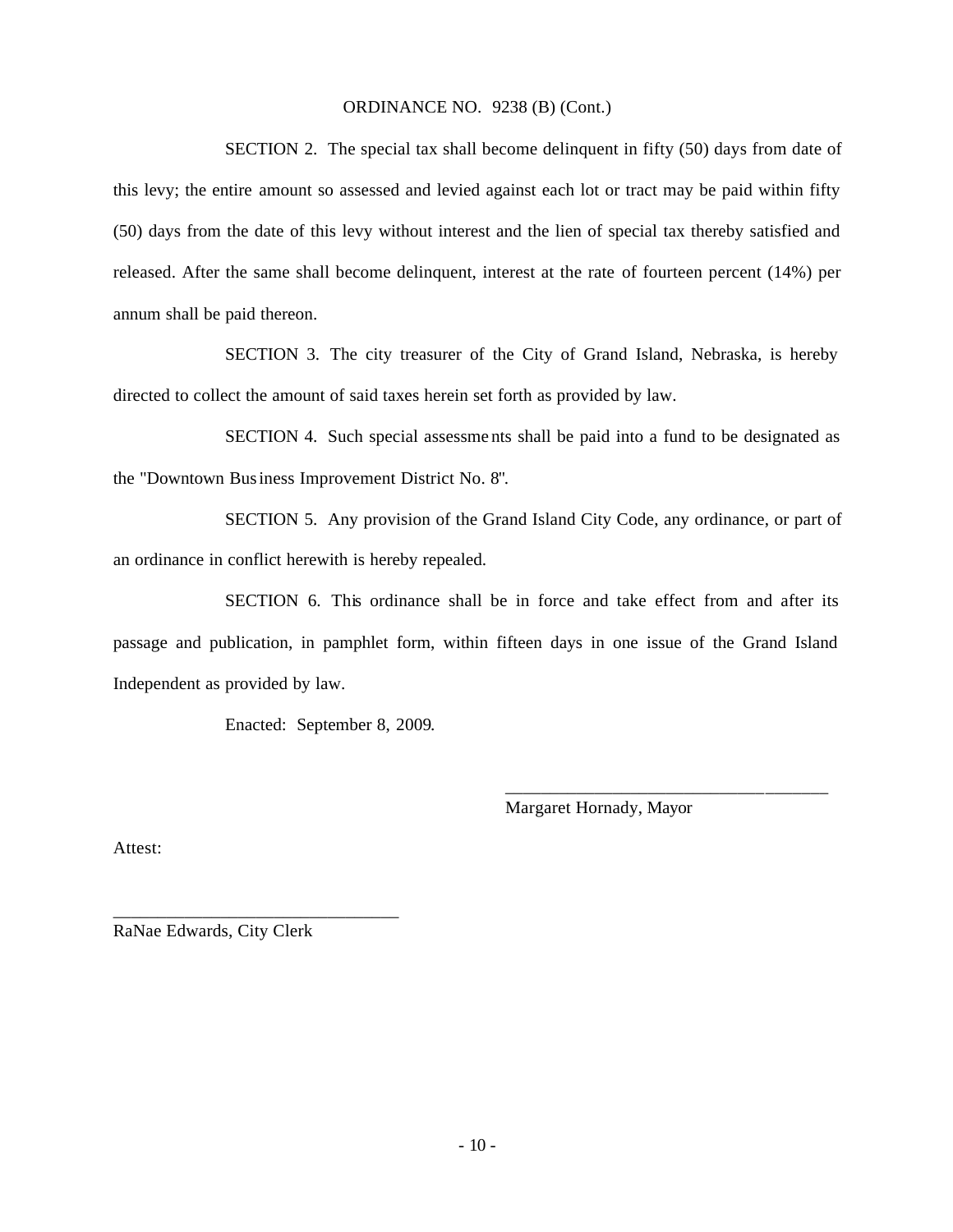ORDINANCE NO. 9238 (B) (Cont.)

SECTION 2. The special tax shall become delinquent in fifty (50) days from date of this levy; the entire amount so assessed and levied against each lot or tract may be paid within fifty (50) days from the date of this levy without interest and the lien of special tax thereby satisfied and released. After the same shall become delinquent, interest at the rate of fourteen percent (14%) per annum shall be paid thereon.

SECTION 3. The city treasurer of the City of Grand Island, Nebraska, is hereby directed to collect the amount of said taxes herein set forth as provided by law.

SECTION 4. Such special assessments shall be paid into a fund to be designated as the "Downtown Business Improvement District No. 8".

SECTION 5. Any provision of the Grand Island City Code, any ordinance, or part of an ordinance in conflict herewith is hereby repealed.

SECTION 6. This ordinance shall be in force and take effect from and after its passage and publication, in pamphlet form, within fifteen days in one issue of the Grand Island Independent as provided by law.

Enacted: September 8, 2009.

\_\_\_\_\_\_\_\_\_\_\_\_\_\_\_\_\_\_\_\_\_\_\_\_\_\_\_\_\_\_\_\_\_\_\_\_\_\_
Margaret Hornady, Mayor

Attest:

\_\_\_\_\_\_\_\_\_\_\_\_\_\_\_\_\_\_\_\_\_\_\_\_\_\_\_\_\_\_\_\_\_\_\_
RaNae Edwards, City Clerk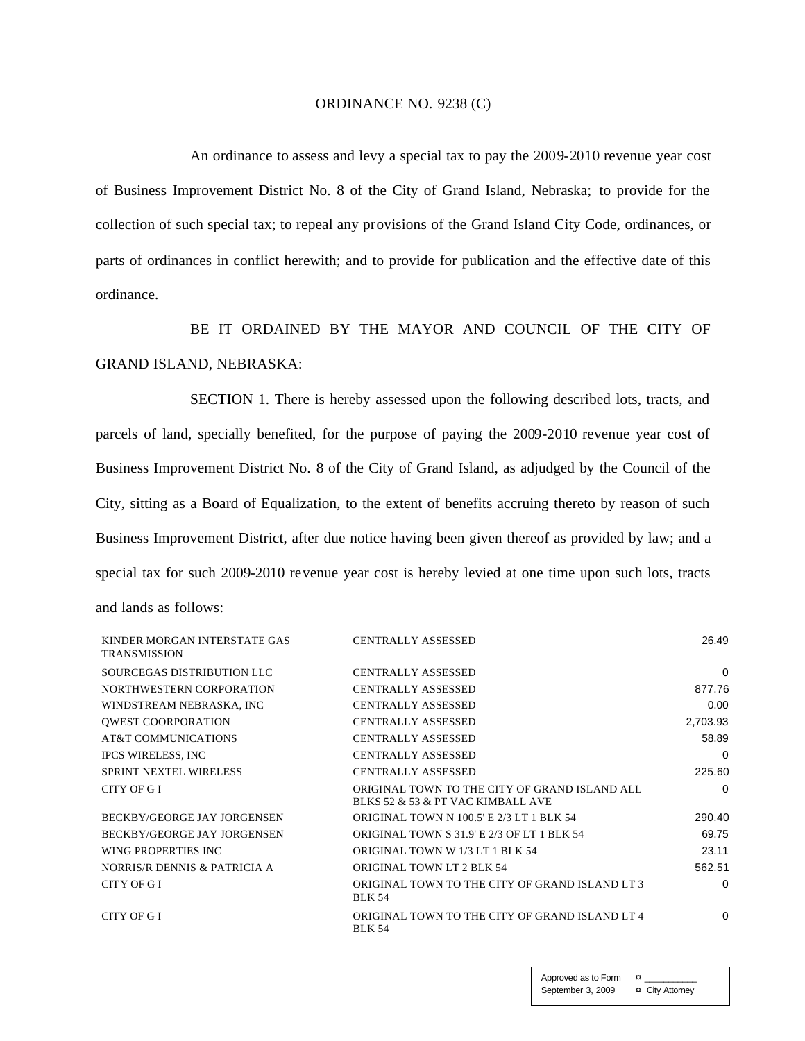ORDINANCE NO. 9238 (C)

An ordinance to assess and levy a special tax to pay the 2009-2010 revenue year cost of Business Improvement District No. 8 of the City of Grand Island, Nebraska; to provide for the collection of such special tax; to repeal any provisions of the Grand Island City Code, ordinances, or parts of ordinances in conflict herewith; and to provide for publication and the effective date of this ordinance.

BE IT ORDAINED BY THE MAYOR AND COUNCIL OF THE CITY OF GRAND ISLAND, NEBRASKA:

SECTION 1. There is hereby assessed upon the following described lots, tracts, and parcels of land, specially benefited, for the purpose of paying the 2009-2010 revenue year cost of Business Improvement District No. 8 of the City of Grand Island, as adjudged by the Council of the City, sitting as a Board of Equalization, to the extent of benefits accruing thereto by reason of such Business Improvement District, after due notice having been given thereof as provided by law; and a special tax for such 2009-2010 revenue year cost is hereby levied at one time upon such lots, tracts and lands as follows:

| | | |
|---|---|---|
| KINDER MORGAN INTERSTATE GAS TRANSMISSION | CENTRALLY ASSESSED | 26.49 |
| SOURCEGAS DISTRIBUTION LLC | CENTRALLY ASSESSED | 0 |
| NORTHWESTERN CORPORATION | CENTRALLY ASSESSED | 877.76 |
| WINDSTREAM NEBRASKA, INC | CENTRALLY ASSESSED | 0.00 |
| QWEST COORPORATION | CENTRALLY ASSESSED | 2,703.93 |
| AT&T COMMUNICATIONS | CENTRALLY ASSESSED | 58.89 |
| IPCS WIRELESS, INC | CENTRALLY ASSESSED | 0 |
| SPRINT NEXTEL WIRELESS | CENTRALLY ASSESSED | 225.60 |
| CITY OF G I | ORIGINAL TOWN TO THE CITY OF GRAND ISLAND ALL BLKS 52 & 53 & PT VAC KIMBALL AVE | 0 |
| BECKBY/GEORGE JAY JORGENSEN | ORIGINAL TOWN N 100.5' E 2/3 LT 1 BLK 54 | 290.40 |
| BECKBY/GEORGE JAY JORGENSEN | ORIGINAL TOWN S 31.9' E 2/3 OF LT 1 BLK 54 | 69.75 |
| WING PROPERTIES INC | ORIGINAL TOWN W 1/3 LT 1 BLK 54 | 23.11 |
| NORRIS/R DENNIS & PATRICIA A | ORIGINAL TOWN LT 2 BLK 54 | 562.51 |
| CITY OF G I | ORIGINAL TOWN TO THE CITY OF GRAND ISLAND LT 3 BLK 54 | 0 |
| CITY OF G I | ORIGINAL TOWN TO THE CITY OF GRAND ISLAND LT 4 BLK 54 | 0 |

Approved as to Form ¤ ___________
September 3, 2009 ¤ City Attorney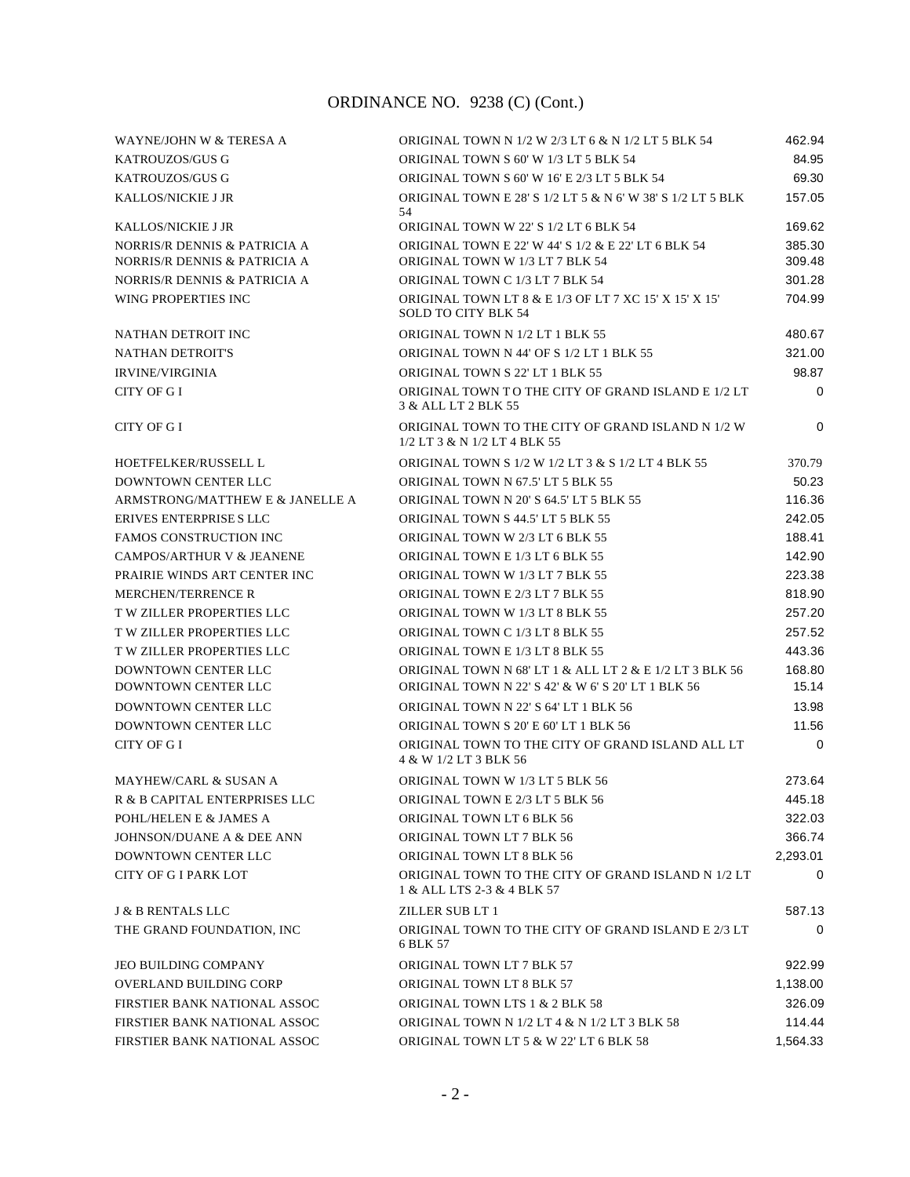# ORDINANCE NO. 9238 (C) (Cont.)

| | | |
|---|---|---|
| WAYNE/JOHN W & TERESA A | ORIGINAL TOWN N 1/2 W 2/3 LT 6 & N 1/2 LT 5 BLK 54 | 462.94 |
| KATROUZOS/GUS G | ORIGINAL TOWN S 60' W 1/3 LT 5 BLK 54 | 84.95 |
| KATROUZOS/GUS G | ORIGINAL TOWN S 60' W 16' E 2/3 LT 5 BLK 54 | 69.30 |
| KALLOS/NICKIE J JR | ORIGINAL TOWN E 28' S 1/2 LT 5 & N 6' W 38' S 1/2 LT 5 BLK 54 | 157.05 |
| KALLOS/NICKIE J JR | ORIGINAL TOWN W 22' S 1/2 LT 6 BLK 54 | 169.62 |
| NORRIS/R DENNIS & PATRICIA A | ORIGINAL TOWN E 22' W 44' S 1/2 & E 22' LT 6 BLK 54 | 385.30 |
| NORRIS/R DENNIS & PATRICIA A | ORIGINAL TOWN W 1/3 LT 7 BLK 54 | 309.48 |
| NORRIS/R DENNIS & PATRICIA A | ORIGINAL TOWN C 1/3 LT 7 BLK 54 | 301.28 |
| WING PROPERTIES INC | ORIGINAL TOWN LT 8 & E 1/3 OF LT 7 XC 15' X 15' X 15' SOLD TO CITY BLK 54 | 704.99 |
| NATHAN DETROIT INC | ORIGINAL TOWN N 1/2 LT 1 BLK 55 | 480.67 |
| NATHAN DETROIT'S | ORIGINAL TOWN N 44' OF S 1/2 LT 1 BLK 55 | 321.00 |
| IRVINE/VIRGINIA | ORIGINAL TOWN S 22' LT 1 BLK 55 | 98.87 |
| CITY OF G I | ORIGINAL TOWN T O THE CITY OF GRAND ISLAND E 1/2 LT 3 & ALL LT 2 BLK 55 | 0 |
| CITY OF G I | ORIGINAL TOWN TO THE CITY OF GRAND ISLAND N 1/2 W 1/2 LT 3 & N 1/2 LT 4 BLK 55 | 0 |
| HOETFELKER/RUSSELL L | ORIGINAL TOWN S 1/2 W 1/2 LT 3 & S 1/2 LT 4 BLK 55 | 370.79 |
| DOWNTOWN CENTER LLC | ORIGINAL TOWN N 67.5' LT 5 BLK 55 | 50.23 |
| ARMSTRONG/MATTHEW E & JANELLE A | ORIGINAL TOWN N 20' S 64.5' LT 5 BLK 55 | 116.36 |
| ERIVES ENTERPRISE S LLC | ORIGINAL TOWN S 44.5' LT 5 BLK 55 | 242.05 |
| FAMOS CONSTRUCTION INC | ORIGINAL TOWN W 2/3 LT 6 BLK 55 | 188.41 |
| CAMPOS/ARTHUR V & JEANENE | ORIGINAL TOWN E 1/3 LT 6 BLK 55 | 142.90 |
| PRAIRIE WINDS ART CENTER INC | ORIGINAL TOWN W 1/3 LT 7 BLK 55 | 223.38 |
| MERCHEN/TERRENCE R | ORIGINAL TOWN E 2/3 LT 7 BLK 55 | 818.90 |
| T W ZILLER PROPERTIES LLC | ORIGINAL TOWN W 1/3 LT 8 BLK 55 | 257.20 |
| T W ZILLER PROPERTIES LLC | ORIGINAL TOWN C 1/3 LT 8 BLK 55 | 257.52 |
| T W ZILLER PROPERTIES LLC | ORIGINAL TOWN E 1/3 LT 8 BLK 55 | 443.36 |
| DOWNTOWN CENTER LLC | ORIGINAL TOWN N 68' LT 1 & ALL LT 2 & E 1/2 LT 3 BLK 56 | 168.80 |
| DOWNTOWN CENTER LLC | ORIGINAL TOWN N 22' S 42' & W 6' S 20' LT 1 BLK 56 | 15.14 |
| DOWNTOWN CENTER LLC | ORIGINAL TOWN N 22' S 64' LT 1 BLK 56 | 13.98 |
| DOWNTOWN CENTER LLC | ORIGINAL TOWN S 20' E 60' LT 1 BLK 56 | 11.56 |
| CITY OF G I | ORIGINAL TOWN TO THE CITY OF GRAND ISLAND ALL LT 4 & W 1/2 LT 3 BLK 56 | 0 |
| MAYHEW/CARL & SUSAN A | ORIGINAL TOWN W 1/3 LT 5 BLK 56 | 273.64 |
| R & B CAPITAL ENTERPRISES LLC | ORIGINAL TOWN E 2/3 LT 5 BLK 56 | 445.18 |
| POHL/HELEN E & JAMES A | ORIGINAL TOWN LT 6 BLK 56 | 322.03 |
| JOHNSON/DUANE A & DEE ANN | ORIGINAL TOWN LT 7 BLK 56 | 366.74 |
| DOWNTOWN CENTER LLC | ORIGINAL TOWN LT 8 BLK 56 | 2,293.01 |
| CITY OF G I PARK LOT | ORIGINAL TOWN TO THE CITY OF GRAND ISLAND N 1/2 LT 1 & ALL LTS 2-3 & 4 BLK 57 | 0 |
| J & B RENTALS LLC | ZILLER SUB LT 1 | 587.13 |
| THE GRAND FOUNDATION, INC | ORIGINAL TOWN TO THE CITY OF GRAND ISLAND E 2/3 LT 6 BLK 57 | 0 |
| JEO BUILDING COMPANY | ORIGINAL TOWN LT 7 BLK 57 | 922.99 |
| OVERLAND BUILDING CORP | ORIGINAL TOWN LT 8 BLK 57 | 1,138.00 |
| FIRSTIER BANK NATIONAL ASSOC | ORIGINAL TOWN LTS 1 & 2 BLK 58 | 326.09 |
| FIRSTIER BANK NATIONAL ASSOC | ORIGINAL TOWN N 1/2 LT 4 & N 1/2 LT 3 BLK 58 | 114.44 |
| FIRSTIER BANK NATIONAL ASSOC | ORIGINAL TOWN LT 5 & W 22' LT 6 BLK 58 | 1,564.33 |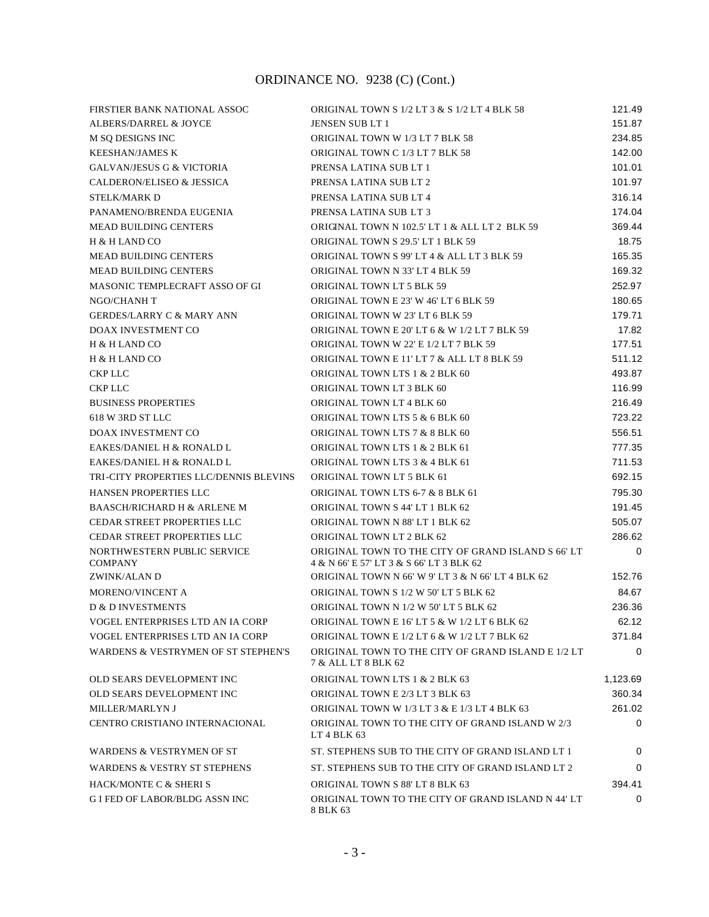# ORDINANCE NO. 9238 (C) (Cont.)

| | | |
|---|---|---|
| FIRSTIER BANK NATIONAL ASSOC | ORIGINAL TOWN S 1/2 LT 3 & S 1/2 LT 4 BLK 58 | 121.49 |
| ALBERS/DARREL & JOYCE | JENSEN SUB LT 1 | 151.87 |
| M SQ DESIGNS INC | ORIGINAL TOWN W 1/3 LT 7 BLK 58 | 234.85 |
| KEESHAN/JAMES K | ORIGINAL TOWN C 1/3 LT 7 BLK 58 | 142.00 |
| GALVAN/JESUS G & VICTORIA | PRENSA LATINA SUB LT 1 | 101.01 |
| CALDERON/ELISEO & JESSICA | PRENSA LATINA SUB LT 2 | 101.97 |
| STELK/MARK D | PRENSA LATINA SUB LT 4 | 316.14 |
| PANAMENO/BRENDA EUGENIA | PRENSA LATINA SUB LT 3 | 174.04 |
| MEAD BUILDING CENTERS | ORIGINAL TOWN N 102.5' LT 1 & ALL LT 2 BLK 59 | 369.44 |
| H & H LAND CO | ORIGINAL TOWN S 29.5' LT 1 BLK 59 | 18.75 |
| MEAD BUILDING CENTERS | ORIGINAL TOWN S 99' LT 4 & ALL LT 3 BLK 59 | 165.35 |
| MEAD BUILDING CENTERS | ORIGINAL TOWN N 33' LT 4 BLK 59 | 169.32 |
| MASONIC TEMPLECRAFT ASSO OF GI | ORIGINAL TOWN LT 5 BLK 59 | 252.97 |
| NGO/CHANH T | ORIGINAL TOWN E 23' W 46' LT 6 BLK 59 | 180.65 |
| GERDES/LARRY C & MARY ANN | ORIGINAL TOWN W 23' LT 6 BLK 59 | 179.71 |
| DOAX INVESTMENT CO | ORIGINAL TOWN E 20' LT 6 & W 1/2 LT 7 BLK 59 | 17.82 |
| H & H LAND CO | ORIGINAL TOWN W 22' E 1/2 LT 7 BLK 59 | 177.51 |
| H & H LAND CO | ORIGINAL TOWN E 11' LT 7 & ALL LT 8 BLK 59 | 511.12 |
| CKP LLC | ORIGINAL TOWN LTS 1 & 2 BLK 60 | 493.87 |
| CKP LLC | ORIGINAL TOWN LT 3 BLK 60 | 116.99 |
| BUSINESS PROPERTIES | ORIGINAL TOWN LT 4 BLK 60 | 216.49 |
| 618 W 3RD ST LLC | ORIGINAL TOWN LTS 5 & 6 BLK 60 | 723.22 |
| DOAX INVESTMENT CO | ORIGINAL TOWN LTS 7 & 8 BLK 60 | 556.51 |
| EAKES/DANIEL H & RONALD L | ORIGINAL TOWN LTS 1 & 2 BLK 61 | 777.35 |
| EAKES/DANIEL H & RONALD L | ORIGINAL TOWN LTS 3 & 4 BLK 61 | 711.53 |
| TRI-CITY PROPERTIES LLC/DENNIS BLEVINS | ORIGINAL TOWN LT 5 BLK 61 | 692.15 |
| HANSEN PROPERTIES LLC | ORIGINAL TOWN LTS 6-7 & 8 BLK 61 | 795.30 |
| BAASCH/RICHARD H & ARLENE M | ORIGINAL TOWN S 44' LT 1 BLK 62 | 191.45 |
| CEDAR STREET PROPERTIES LLC | ORIGINAL TOWN N 88' LT 1 BLK 62 | 505.07 |
| CEDAR STREET PROPERTIES LLC | ORIGINAL TOWN LT 2 BLK 62 | 286.62 |
| NORTHWESTERN PUBLIC SERVICE COMPANY | ORIGINAL TOWN TO THE CITY OF GRAND ISLAND S 66' LT 4 & N 66' E 57' LT 3 & S 66' LT 3 BLK 62 | 0 |
| ZWINK/ALAN D | ORIGINAL TOWN N 66' W 9' LT 3 & N 66' LT 4 BLK 62 | 152.76 |
| MORENO/VINCENT A | ORIGINAL TOWN S 1/2 W 50' LT 5 BLK 62 | 84.67 |
| D & D INVESTMENTS | ORIGINAL TOWN N 1/2 W 50' LT 5 BLK 62 | 236.36 |
| VOGEL ENTERPRISES LTD AN IA CORP | ORIGINAL TOWN E 16' LT 5 & W 1/2 LT 6 BLK 62 | 62.12 |
| VOGEL ENTERPRISES LTD AN IA CORP | ORIGINAL TOWN E 1/2 LT 6 & W 1/2 LT 7 BLK 62 | 371.84 |
| WARDENS & VESTRYMEN OF ST STEPHEN'S | ORIGINAL TOWN TO THE CITY OF GRAND ISLAND E 1/2 LT 7 & ALL LT 8 BLK 62 | 0 |
| OLD SEARS DEVELOPMENT INC | ORIGINAL TOWN LTS 1 & 2 BLK 63 | 1,123.69 |
| OLD SEARS DEVELOPMENT INC | ORIGINAL TOWN E 2/3 LT 3 BLK 63 | 360.34 |
| MILLER/MARLYN J | ORIGINAL TOWN W 1/3 LT 3 & E 1/3 LT 4 BLK 63 | 261.02 |
| CENTRO CRISTIANO INTERNACIONAL | ORIGINAL TOWN TO THE CITY OF GRAND ISLAND W 2/3 LT 4 BLK 63 | 0 |
| WARDENS & VESTRYMEN OF ST | ST. STEPHENS SUB TO THE CITY OF GRAND ISLAND LT 1 | 0 |
| WARDENS & VESTRY ST STEPHENS | ST. STEPHENS SUB TO THE CITY OF GRAND ISLAND LT 2 | 0 |
| HACK/MONTE C & SHERI S | ORIGINAL TOWN S 88' LT 8 BLK 63 | 394.41 |
| G I FED OF LABOR/BLDG ASSN INC | ORIGINAL TOWN TO THE CITY OF GRAND ISLAND N 44' LT 8 BLK 63 | 0 |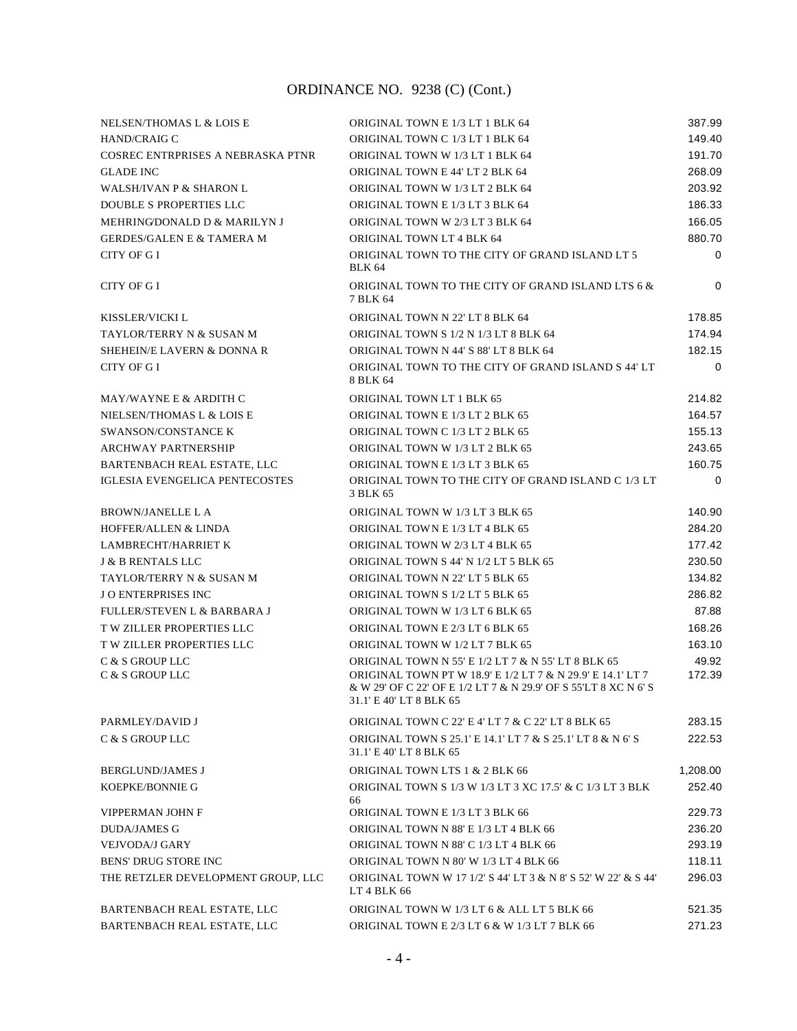# ORDINANCE NO. 9238 (C) (Cont.)

| | | |
|---|---|---|
| NELSEN/THOMAS L & LOIS E | ORIGINAL TOWN E 1/3 LT 1 BLK 64 | 387.99 |
| HAND/CRAIG C | ORIGINAL TOWN C 1/3 LT 1 BLK 64 | 149.40 |
| COSREC ENTRPRISES A NEBRASKA PTNR | ORIGINAL TOWN W 1/3 LT 1 BLK 64 | 191.70 |
| GLADE INC | ORIGINAL TOWN E 44' LT 2 BLK 64 | 268.09 |
| WALSH/IVAN P & SHARON L | ORIGINAL TOWN W 1/3 LT 2 BLK 64 | 203.92 |
| DOUBLE S PROPERTIES LLC | ORIGINAL TOWN E 1/3 LT 3 BLK 64 | 186.33 |
| MEHRING/DONALD D & MARILYN J | ORIGINAL TOWN W 2/3 LT 3 BLK 64 | 166.05 |
| GERDES/GALEN E & TAMERA M | ORIGINAL TOWN LT 4 BLK 64 | 880.70 |
| CITY OF G I | ORIGINAL TOWN TO THE CITY OF GRAND ISLAND LT 5 BLK 64 | 0 |
| CITY OF G I | ORIGINAL TOWN TO THE CITY OF GRAND ISLAND LTS 6 & 7 BLK 64 | 0 |
| KISSLER/VICKI L | ORIGINAL TOWN N 22' LT 8 BLK 64 | 178.85 |
| TAYLOR/TERRY N & SUSAN M | ORIGINAL TOWN S 1/2 N 1/3 LT 8 BLK 64 | 174.94 |
| SHEHEIN/E LAVERN & DONNA R | ORIGINAL TOWN N 44' S 88' LT 8 BLK 64 | 182.15 |
| CITY OF G I | ORIGINAL TOWN TO THE CITY OF GRAND ISLAND S 44' LT 8 BLK 64 | 0 |
| MAY/WAYNE E & ARDITH C | ORIGINAL TOWN LT 1 BLK 65 | 214.82 |
| NIELSEN/THOMAS L & LOIS E | ORIGINAL TOWN E 1/3 LT 2 BLK 65 | 164.57 |
| SWANSON/CONSTANCE K | ORIGINAL TOWN C 1/3 LT 2 BLK 65 | 155.13 |
| ARCHWAY PARTNERSHIP | ORIGINAL TOWN W 1/3 LT 2 BLK 65 | 243.65 |
| BARTENBACH REAL ESTATE, LLC | ORIGINAL TOWN E 1/3 LT 3 BLK 65 | 160.75 |
| IGLESIA EVENGELICA PENTECOSTES | ORIGINAL TOWN TO THE CITY OF GRAND ISLAND C 1/3 LT 3 BLK 65 | 0 |
| BROWN/JANELLE L A | ORIGINAL TOWN W 1/3 LT 3 BLK 65 | 140.90 |
| HOFFER/ALLEN & LINDA | ORIGINAL TOWN E 1/3 LT 4 BLK 65 | 284.20 |
| LAMBRECHT/HARRIET K | ORIGINAL TOWN W 2/3 LT 4 BLK 65 | 177.42 |
| J & B RENTALS LLC | ORIGINAL TOWN S 44' N 1/2 LT 5 BLK 65 | 230.50 |
| TAYLOR/TERRY N & SUSAN M | ORIGINAL TOWN N 22' LT 5 BLK 65 | 134.82 |
| J O ENTERPRISES INC | ORIGINAL TOWN S 1/2 LT 5 BLK 65 | 286.82 |
| FULLER/STEVEN L & BARBARA J | ORIGINAL TOWN W 1/3 LT 6 BLK 65 | 87.88 |
| T W ZILLER PROPERTIES LLC | ORIGINAL TOWN E 2/3 LT 6 BLK 65 | 168.26 |
| T W ZILLER PROPERTIES LLC | ORIGINAL TOWN W 1/2 LT 7 BLK 65 | 163.10 |
| C & S GROUP LLC | ORIGINAL TOWN N 55' E 1/2 LT 7 & N 55' LT 8 BLK 65 | 49.92 |
| C & S GROUP LLC | ORIGINAL TOWN PT W 18.9' E 1/2 LT 7 & N 29.9' E 14.1' LT 7 & W 29' OF C 22' OF E 1/2 LT 7 & N 29.9' OF S 55'LT 8 XC N 6' S 31.1' E 40' LT 8 BLK 65 | 172.39 |
| PARMLEY/DAVID J | ORIGINAL TOWN C 22' E 4' LT 7 & C 22' LT 8 BLK 65 | 283.15 |
| C & S GROUP LLC | ORIGINAL TOWN S 25.1' E 14.1' LT 7 & S 25.1' LT 8 & N 6' S 31.1' E 40' LT 8 BLK 65 | 222.53 |
| BERGLUND/JAMES J | ORIGINAL TOWN LTS 1 & 2 BLK 66 | 1,208.00 |
| KOEPKE/BONNIE G | ORIGINAL TOWN S 1/3 W 1/3 LT 3 XC 17.5' & C 1/3 LT 3 BLK 66 | 252.40 |
| VIPPERMAN JOHN F | ORIGINAL TOWN E 1/3 LT 3 BLK 66 | 229.73 |
| DUDA/JAMES G | ORIGINAL TOWN N 88' E 1/3 LT 4 BLK 66 | 236.20 |
| VEJVODA/J GARY | ORIGINAL TOWN N 88' C 1/3 LT 4 BLK 66 | 293.19 |
| BENS' DRUG STORE INC | ORIGINAL TOWN N 80' W 1/3 LT 4 BLK 66 | 118.11 |
| THE RETZLER DEVELOPMENT GROUP, LLC | ORIGINAL TOWN W 17 1/2' S 44' LT 3 & N 8' S 52' W 22' & S 44' LT 4 BLK 66 | 296.03 |
| BARTENBACH REAL ESTATE, LLC | ORIGINAL TOWN W 1/3 LT 6 & ALL LT 5 BLK 66 | 521.35 |
| BARTENBACH REAL ESTATE, LLC | ORIGINAL TOWN E 2/3 LT 6 & W 1/3 LT 7 BLK 66 | 271.23 |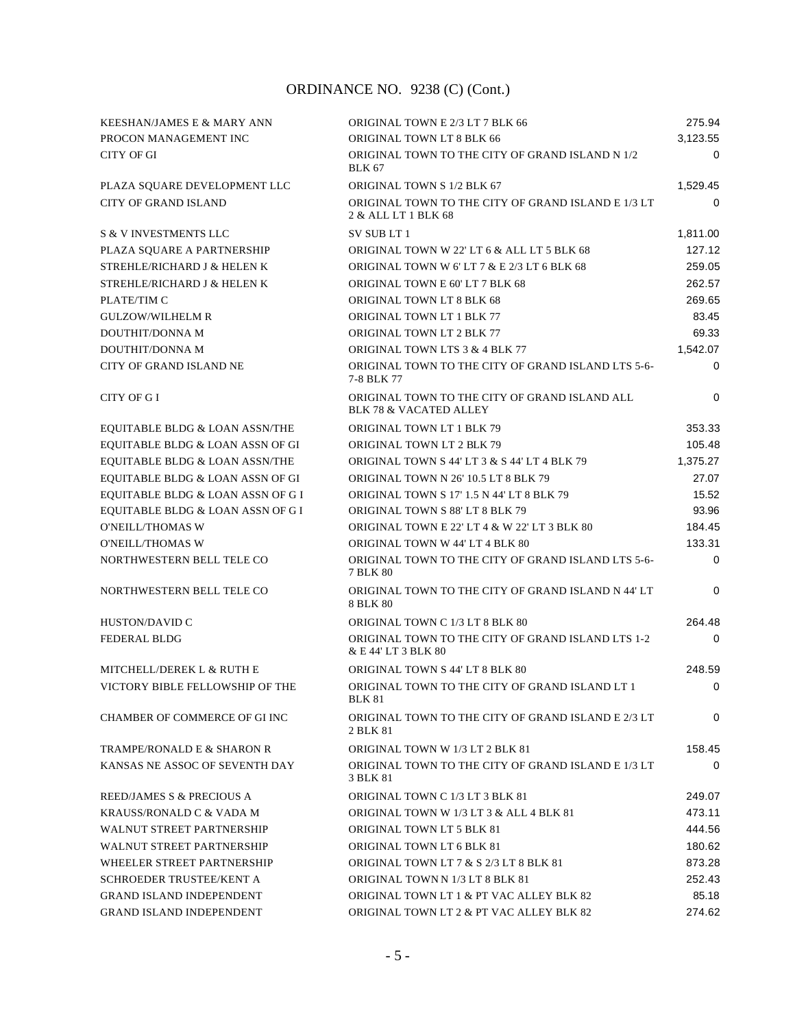ORDINANCE NO. 9238 (C) (Cont.)

| | | |
|---|---|---|
| KEESHAN/JAMES E & MARY ANN | ORIGINAL TOWN E 2/3 LT 7 BLK 66 | 275.94 |
| PROCON MANAGEMENT INC | ORIGINAL TOWN LT 8 BLK 66 | 3,123.55 |
| CITY OF GI | ORIGINAL TOWN TO THE CITY OF GRAND ISLAND N 1/2 BLK 67 | 0 |
| PLAZA SQUARE DEVELOPMENT LLC | ORIGINAL TOWN S 1/2 BLK 67 | 1,529.45 |
| CITY OF GRAND ISLAND | ORIGINAL TOWN TO THE CITY OF GRAND ISLAND E 1/3 LT 2 & ALL LT 1 BLK 68 | 0 |
| S & V INVESTMENTS LLC | SV SUB LT 1 | 1,811.00 |
| PLAZA SQUARE A PARTNERSHIP | ORIGINAL TOWN W 22' LT 6 & ALL LT 5 BLK 68 | 127.12 |
| STREHLE/RICHARD J & HELEN K | ORIGINAL TOWN W 6' LT 7 & E 2/3 LT 6 BLK 68 | 259.05 |
| STREHLE/RICHARD J & HELEN K | ORIGINAL TOWN E 60' LT 7 BLK 68 | 262.57 |
| PLATE/TIM C | ORIGINAL TOWN LT 8 BLK 68 | 269.65 |
| GULZOW/WILHELM R | ORIGINAL TOWN LT 1 BLK 77 | 83.45 |
| DOUTHIT/DONNA M | ORIGINAL TOWN LT 2 BLK 77 | 69.33 |
| DOUTHIT/DONNA M | ORIGINAL TOWN LTS 3 & 4 BLK 77 | 1,542.07 |
| CITY OF GRAND ISLAND NE | ORIGINAL TOWN TO THE CITY OF GRAND ISLAND LTS 5-6-7-8 BLK 77 | 0 |
| CITY OF G I | ORIGINAL TOWN TO THE CITY OF GRAND ISLAND ALL BLK 78 & VACATED ALLEY | 0 |
| EQUITABLE BLDG & LOAN ASSN/THE | ORIGINAL TOWN LT 1 BLK 79 | 353.33 |
| EQUITABLE BLDG & LOAN ASSN OF GI | ORIGINAL TOWN LT 2 BLK 79 | 105.48 |
| EQUITABLE BLDG & LOAN ASSN/THE | ORIGINAL TOWN S 44' LT 3 & S 44' LT 4 BLK 79 | 1,375.27 |
| EQUITABLE BLDG & LOAN ASSN OF GI | ORIGINAL TOWN N 26' 10.5 LT 8 BLK 79 | 27.07 |
| EQUITABLE BLDG & LOAN ASSN OF G I | ORIGINAL TOWN S 17' 1.5 N 44' LT 8 BLK 79 | 15.52 |
| EQUITABLE BLDG & LOAN ASSN OF G I | ORIGINAL TOWN S 88' LT 8 BLK 79 | 93.96 |
| O'NEILL/THOMAS W | ORIGINAL TOWN E 22' LT 4 & W 22' LT 3 BLK 80 | 184.45 |
| O'NEILL/THOMAS W | ORIGINAL TOWN W 44' LT 4 BLK 80 | 133.31 |
| NORTHWESTERN BELL TELE CO | ORIGINAL TOWN TO THE CITY OF GRAND ISLAND LTS 5-6-7 BLK 80 | 0 |
| NORTHWESTERN BELL TELE CO | ORIGINAL TOWN TO THE CITY OF GRAND ISLAND N 44' LT 8 BLK 80 | 0 |
| HUSTON/DAVID C | ORIGINAL TOWN C 1/3 LT 8 BLK 80 | 264.48 |
| FEDERAL BLDG | ORIGINAL TOWN TO THE CITY OF GRAND ISLAND LTS 1-2 & E 44' LT 3 BLK 80 | 0 |
| MITCHELL/DEREK L & RUTH E | ORIGINAL TOWN S 44' LT 8 BLK 80 | 248.59 |
| VICTORY BIBLE FELLOWSHIP OF THE | ORIGINAL TOWN TO THE CITY OF GRAND ISLAND LT 1 BLK 81 | 0 |
| CHAMBER OF COMMERCE OF GI INC | ORIGINAL TOWN TO THE CITY OF GRAND ISLAND E 2/3 LT 2 BLK 81 | 0 |
| TRAMPE/RONALD E & SHARON R | ORIGINAL TOWN W 1/3 LT 2 BLK 81 | 158.45 |
| KANSAS NE ASSOC OF SEVENTH DAY | ORIGINAL TOWN TO THE CITY OF GRAND ISLAND E 1/3 LT 3 BLK 81 | 0 |
| REED/JAMES S & PRECIOUS A | ORIGINAL TOWN C 1/3 LT 3 BLK 81 | 249.07 |
| KRAUSS/RONALD C & VADA M | ORIGINAL TOWN W 1/3 LT 3 & ALL 4 BLK 81 | 473.11 |
| WALNUT STREET PARTNERSHIP | ORIGINAL TOWN LT 5 BLK 81 | 444.56 |
| WALNUT STREET PARTNERSHIP | ORIGINAL TOWN LT 6 BLK 81 | 180.62 |
| WHEELER STREET PARTNERSHIP | ORIGINAL TOWN LT 7 & S 2/3 LT 8 BLK 81 | 873.28 |
| SCHROEDER TRUSTEE/KENT A | ORIGINAL TOWN N 1/3 LT 8 BLK 81 | 252.43 |
| GRAND ISLAND INDEPENDENT | ORIGINAL TOWN LT 1 & PT VAC ALLEY BLK 82 | 85.18 |
| GRAND ISLAND INDEPENDENT | ORIGINAL TOWN LT 2 & PT VAC ALLEY BLK 82 | 274.62 |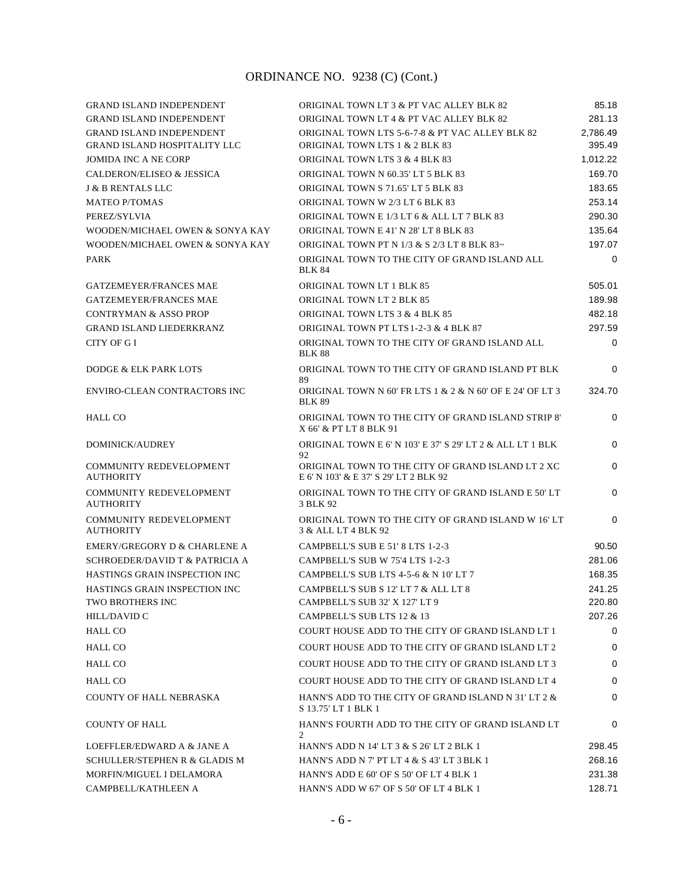ORDINANCE NO. 9238 (C) (Cont.)

| | | |
|---|---|---|
| GRAND ISLAND INDEPENDENT | ORIGINAL TOWN LT 3 & PT VAC ALLEY BLK 82 | 85.18 |
| GRAND ISLAND INDEPENDENT | ORIGINAL TOWN LT 4 & PT VAC ALLEY BLK 82 | 281.13 |
| GRAND ISLAND INDEPENDENT | ORIGINAL TOWN LTS 5-6-7-8 & PT VAC ALLEY BLK 82 | 2,786.49 |
| GRAND ISLAND HOSPITALITY LLC | ORIGINAL TOWN LTS 1 & 2 BLK 83 | 395.49 |
| JOMIDA INC A NE CORP | ORIGINAL TOWN LTS 3 & 4 BLK 83 | 1,012.22 |
| CALDERON/ELISEO & JESSICA | ORIGINAL TOWN N 60.35' LT 5 BLK 83 | 169.70 |
| J & B RENTALS LLC | ORIGINAL TOWN S 71.65' LT 5 BLK 83 | 183.65 |
| MATEO P/TOMAS | ORIGINAL TOWN W 2/3 LT 6 BLK 83 | 253.14 |
| PEREZ/SYLVIA | ORIGINAL TOWN E 1/3 LT 6 & ALL LT 7 BLK 83 | 290.30 |
| WOODEN/MICHAEL OWEN & SONYA KAY | ORIGINAL TOWN E 41' N 28' LT 8 BLK 83 | 135.64 |
| WOODEN/MICHAEL OWEN & SONYA KAY | ORIGINAL TOWN PT N 1/3 & S 2/3 LT 8 BLK 83~ | 197.07 |
| PARK | ORIGINAL TOWN TO THE CITY OF GRAND ISLAND ALL BLK 84 | 0 |
| GATZEMEYER/FRANCES MAE | ORIGINAL TOWN LT 1 BLK 85 | 505.01 |
| GATZEMEYER/FRANCES MAE | ORIGINAL TOWN LT 2 BLK 85 | 189.98 |
| CONTRYMAN & ASSO PROP | ORIGINAL TOWN LTS 3 & 4 BLK 85 | 482.18 |
| GRAND ISLAND LIEDERKRANZ | ORIGINAL TOWN PT LTS 1-2-3 & 4 BLK 87 | 297.59 |
| CITY OF G I | ORIGINAL TOWN TO THE CITY OF GRAND ISLAND ALL BLK 88 | 0 |
| DODGE & ELK PARK LOTS | ORIGINAL TOWN TO THE CITY OF GRAND ISLAND PT BLK 89 | 0 |
| ENVIRO-CLEAN CONTRACTORS INC | ORIGINAL TOWN N 60' FR LTS 1 & 2 & N 60' OF E 24' OF LT 3 BLK 89 | 324.70 |
| HALL CO | ORIGINAL TOWN TO THE CITY OF GRAND ISLAND STRIP 8' X 66' & PT LT 8 BLK 91 | 0 |
| DOMINICK/AUDREY | ORIGINAL TOWN E 6' N 103' E 37' S 29' LT 2 & ALL LT 1 BLK 92 | 0 |
| COMMUNITY REDEVELOPMENT AUTHORITY | ORIGINAL TOWN TO THE CITY OF GRAND ISLAND LT 2 XC E 6' N 103' & E 37' S 29' LT 2 BLK 92 | 0 |
| COMMUNITY REDEVELOPMENT AUTHORITY | ORIGINAL TOWN TO THE CITY OF GRAND ISLAND E 50' LT 3 BLK 92 | 0 |
| COMMUNITY REDEVELOPMENT AUTHORITY | ORIGINAL TOWN TO THE CITY OF GRAND ISLAND W 16' LT 3 & ALL LT 4 BLK 92 | 0 |
| EMERY/GREGORY D & CHARLENE A | CAMPBELL'S SUB E 51' 8 LTS 1-2-3 | 90.50 |
| SCHROEDER/DAVID T & PATRICIA A | CAMPBELL'S SUB W 75'4 LTS 1-2-3 | 281.06 |
| HASTINGS GRAIN INSPECTION INC | CAMPBELL'S SUB LTS 4-5-6 & N 10' LT 7 | 168.35 |
| HASTINGS GRAIN INSPECTION INC | CAMPBELL'S SUB S 12' LT 7 & ALL LT 8 | 241.25 |
| TWO BROTHERS INC | CAMPBELL'S SUB 32' X 127' LT 9 | 220.80 |
| HILL/DAVID C | CAMPBELL'S SUB LTS 12 & 13 | 207.26 |
| HALL CO | COURT HOUSE ADD TO THE CITY OF GRAND ISLAND LT 1 | 0 |
| HALL CO | COURT HOUSE ADD TO THE CITY OF GRAND ISLAND LT 2 | 0 |
| HALL CO | COURT HOUSE ADD TO THE CITY OF GRAND ISLAND LT 3 | 0 |
| HALL CO | COURT HOUSE ADD TO THE CITY OF GRAND ISLAND LT 4 | 0 |
| COUNTY OF HALL NEBRASKA | HANN'S ADD TO THE CITY OF GRAND ISLAND N 31' LT 2 & S 13.75' LT 1 BLK 1 | 0 |
| COUNTY OF HALL | HANN'S FOURTH ADD TO THE CITY OF GRAND ISLAND LT 2 | 0 |
| LOEFFLER/EDWARD A & JANE A | HANN'S ADD N 14' LT 3 & S 26' LT 2 BLK 1 | 298.45 |
| SCHULLER/STEPHEN R & GLADIS M | HANN'S ADD N 7' PT LT 4 & S 43' LT 3 BLK 1 | 268.16 |
| MORFIN/MIGUEL I DELAMORA | HANN'S ADD E 60' OF S 50' OF LT 4 BLK 1 | 231.38 |
| CAMPBELL/KATHLEEN A | HANN'S ADD W 67' OF S 50' OF LT 4 BLK 1 | 128.71 |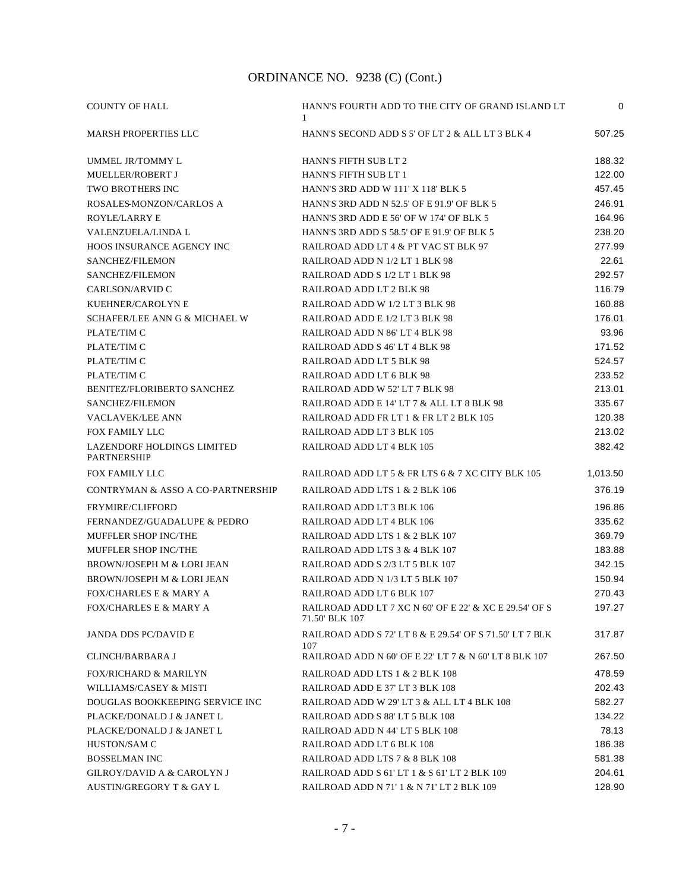## ORDINANCE NO. 9238 (C) (Cont.)

| | | |
|---|---|---|
| COUNTY OF HALL | HANN'S FOURTH ADD TO THE CITY OF GRAND ISLAND LT 1 | 0 |
| MARSH PROPERTIES LLC | HANN'S SECOND ADD S 5' OF LT 2 & ALL LT 3 BLK 4 | 507.25 |
| UMMEL JR/TOMMY L | HANN'S FIFTH SUB LT 2 | 188.32 |
| MUELLER/ROBERT J | HANN'S FIFTH SUB LT 1 | 122.00 |
| TWO BROTHERS INC | HANN'S 3RD ADD W 111' X 118' BLK 5 | 457.45 |
| ROSALES-MONZON/CARLOS A | HANN'S 3RD ADD N 52.5' OF E 91.9' OF BLK 5 | 246.91 |
| ROYLE/LARRY E | HANN'S 3RD ADD E 56' OF W 174' OF BLK 5 | 164.96 |
| VALENZUELA/LINDA L | HANN'S 3RD ADD S 58.5' OF E 91.9' OF BLK 5 | 238.20 |
| HOOS INSURANCE AGENCY INC | RAILROAD ADD LT 4 & PT VAC ST BLK 97 | 277.99 |
| SANCHEZ/FILEMON | RAILROAD ADD N 1/2 LT 1 BLK 98 | 22.61 |
| SANCHEZ/FILEMON | RAILROAD ADD S 1/2 LT 1 BLK 98 | 292.57 |
| CARLSON/ARVID C | RAILROAD ADD LT 2 BLK 98 | 116.79 |
| KUEHNER/CAROLYN E | RAILROAD ADD W 1/2 LT 3 BLK 98 | 160.88 |
| SCHAFER/LEE ANN G & MICHAEL W | RAILROAD ADD E 1/2 LT 3 BLK 98 | 176.01 |
| PLATE/TIM C | RAILROAD ADD N 86' LT 4 BLK 98 | 93.96 |
| PLATE/TIM C | RAILROAD ADD S 46' LT 4 BLK 98 | 171.52 |
| PLATE/TIM C | RAILROAD ADD LT 5 BLK 98 | 524.57 |
| PLATE/TIM C | RAILROAD ADD LT 6 BLK 98 | 233.52 |
| BENITEZ/FLORIBERTO SANCHEZ | RAILROAD ADD W 52' LT 7 BLK 98 | 213.01 |
| SANCHEZ/FILEMON | RAILROAD ADD E 14' LT 7 & ALL LT 8 BLK 98 | 335.67 |
| VACLAVEK/LEE ANN | RAILROAD ADD FR LT 1 & FR LT 2 BLK 105 | 120.38 |
| FOX FAMILY LLC | RAILROAD ADD LT 3 BLK 105 | 213.02 |
| LAZENDORF HOLDINGS LIMITED PARTNERSHIP | RAILROAD ADD LT 4 BLK 105 | 382.42 |
| FOX FAMILY LLC | RAILROAD ADD LT 5 & FR LTS 6 & 7 XC CITY BLK 105 | 1,013.50 |
| CONTRYMAN & ASSO A CO-PARTNERSHIP | RAILROAD ADD LTS 1 & 2 BLK 106 | 376.19 |
| FRYMIRE/CLIFFORD | RAILROAD ADD LT 3 BLK 106 | 196.86 |
| FERNANDEZ/GUADALUPE & PEDRO | RAILROAD ADD LT 4 BLK 106 | 335.62 |
| MUFFLER SHOP INC/THE | RAILROAD ADD LTS 1 & 2 BLK 107 | 369.79 |
| MUFFLER SHOP INC/THE | RAILROAD ADD LTS 3 & 4 BLK 107 | 183.88 |
| BROWN/JOSEPH M & LORI JEAN | RAILROAD ADD S 2/3 LT 5 BLK 107 | 342.15 |
| BROWN/JOSEPH M & LORI JEAN | RAILROAD ADD N 1/3 LT 5 BLK 107 | 150.94 |
| FOX/CHARLES E & MARY A | RAILROAD ADD LT 6 BLK 107 | 270.43 |
| FOX/CHARLES E & MARY A | RAILROAD ADD LT 7 XC N 60' OF E 22' & XC E 29.54' OF S 71.50' BLK 107 | 197.27 |
| JANDA DDS PC/DAVID E | RAILROAD ADD S 72' LT 8 & E 29.54' OF S 71.50' LT 7 BLK 107 | 317.87 |
| CLINCH/BARBARA J | RAILROAD ADD N 60' OF E 22' LT 7 & N 60' LT 8 BLK 107 | 267.50 |
| FOX/RICHARD & MARILYN | RAILROAD ADD LTS 1 & 2 BLK 108 | 478.59 |
| WILLIAMS/CASEY & MISTI | RAILROAD ADD E 37' LT 3 BLK 108 | 202.43 |
| DOUGLAS BOOKKEEPING SERVICE INC | RAILROAD ADD W 29' LT 3 & ALL LT 4 BLK 108 | 582.27 |
| PLACKE/DONALD J & JANET L | RAILROAD ADD S 88' LT 5 BLK 108 | 134.22 |
| PLACKE/DONALD J & JANET L | RAILROAD ADD N 44' LT 5 BLK 108 | 78.13 |
| HUSTON/SAM C | RAILROAD ADD LT 6 BLK 108 | 186.38 |
| BOSSELMAN INC | RAILROAD ADD LTS 7 & 8 BLK 108 | 581.38 |
| GILROY/DAVID A & CAROLYN J | RAILROAD ADD S 61' LT 1 & S 61' LT 2 BLK 109 | 204.61 |
| AUSTIN/GREGORY T & GAY L | RAILROAD ADD N 71' 1 & N 71' LT 2 BLK 109 | 128.90 |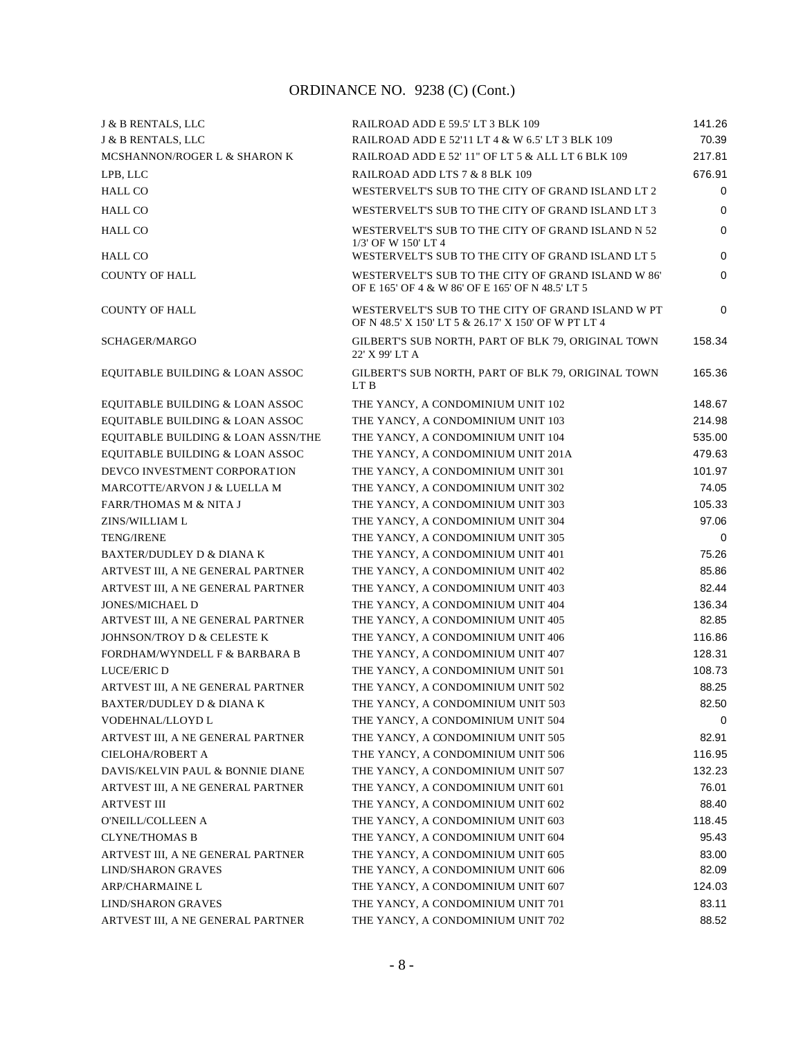## ORDINANCE NO. 9238 (C) (Cont.)

| | | |
|---|---|---|
| J & B RENTALS, LLC | RAILROAD ADD E 59.5' LT 3 BLK 109 | 141.26 |
| J & B RENTALS, LLC | RAILROAD ADD E 52'11 LT 4 & W 6.5' LT 3 BLK 109 | 70.39 |
| MCSHANNON/ROGER L & SHARON K | RAILROAD ADD E 52' 11" OF LT 5 & ALL LT 6 BLK 109 | 217.81 |
| LPB, LLC | RAILROAD ADD LTS 7 & 8 BLK 109 | 676.91 |
| HALL CO | WESTERVELT'S SUB TO THE CITY OF GRAND ISLAND LT 2 | 0 |
| HALL CO | WESTERVELT'S SUB TO THE CITY OF GRAND ISLAND LT 3 | 0 |
| HALL CO | WESTERVELT'S SUB TO THE CITY OF GRAND ISLAND N 52 1/3' OF W 150' LT 4 | 0 |
| HALL CO | WESTERVELT'S SUB TO THE CITY OF GRAND ISLAND LT 5 | 0 |
| COUNTY OF HALL | WESTERVELT'S SUB TO THE CITY OF GRAND ISLAND W 86' OF E 165' OF 4 & W 86' OF E 165' OF N 48.5' LT 5 | 0 |
| COUNTY OF HALL | WESTERVELT'S SUB TO THE CITY OF GRAND ISLAND W PT OF N 48.5' X 150' LT 5 & 26.17' X 150' OF W PT LT 4 | 0 |
| SCHAGER/MARGO | GILBERT'S SUB NORTH, PART OF BLK 79, ORIGINAL TOWN 22' X 99' LT A | 158.34 |
| EQUITABLE BUILDING & LOAN ASSOC | GILBERT'S SUB NORTH, PART OF BLK 79, ORIGINAL TOWN LT B | 165.36 |
| EQUITABLE BUILDING & LOAN ASSOC | THE YANCY, A CONDOMINIUM UNIT 102 | 148.67 |
| EQUITABLE BUILDING & LOAN ASSOC | THE YANCY, A CONDOMINIUM UNIT 103 | 214.98 |
| EQUITABLE BUILDING & LOAN ASSN/THE | THE YANCY, A CONDOMINIUM UNIT 104 | 535.00 |
| EQUITABLE BUILDING & LOAN ASSOC | THE YANCY, A CONDOMINIUM UNIT 201A | 479.63 |
| DEVCO INVESTMENT CORPORATION | THE YANCY, A CONDOMINIUM UNIT 301 | 101.97 |
| MARCOTTE/ARVON J & LUELLA M | THE YANCY, A CONDOMINIUM UNIT 302 | 74.05 |
| FARR/THOMAS M & NITA J | THE YANCY, A CONDOMINIUM UNIT 303 | 105.33 |
| ZINS/WILLIAM L | THE YANCY, A CONDOMINIUM UNIT 304 | 97.06 |
| TENG/IRENE | THE YANCY, A CONDOMINIUM UNIT 305 | 0 |
| BAXTER/DUDLEY D & DIANA K | THE YANCY, A CONDOMINIUM UNIT 401 | 75.26 |
| ARTVEST III, A NE GENERAL PARTNER | THE YANCY, A CONDOMINIUM UNIT 402 | 85.86 |
| ARTVEST III, A NE GENERAL PARTNER | THE YANCY, A CONDOMINIUM UNIT 403 | 82.44 |
| JONES/MICHAEL D | THE YANCY, A CONDOMINIUM UNIT 404 | 136.34 |
| ARTVEST III, A NE GENERAL PARTNER | THE YANCY, A CONDOMINIUM UNIT 405 | 82.85 |
| JOHNSON/TROY D & CELESTE K | THE YANCY, A CONDOMINIUM UNIT 406 | 116.86 |
| FORDHAM/WYNDELL F & BARBARA B | THE YANCY, A CONDOMINIUM UNIT 407 | 128.31 |
| LUCE/ERIC D | THE YANCY, A CONDOMINIUM UNIT 501 | 108.73 |
| ARTVEST III, A NE GENERAL PARTNER | THE YANCY, A CONDOMINIUM UNIT 502 | 88.25 |
| BAXTER/DUDLEY D & DIANA K | THE YANCY, A CONDOMINIUM UNIT 503 | 82.50 |
| VODEHNAL/LLOYD L | THE YANCY, A CONDOMINIUM UNIT 504 | 0 |
| ARTVEST III, A NE GENERAL PARTNER | THE YANCY, A CONDOMINIUM UNIT 505 | 82.91 |
| CIELOHA/ROBERT A | THE YANCY, A CONDOMINIUM UNIT 506 | 116.95 |
| DAVIS/KELVIN PAUL & BONNIE DIANE | THE YANCY, A CONDOMINIUM UNIT 507 | 132.23 |
| ARTVEST III, A NE GENERAL PARTNER | THE YANCY, A CONDOMINIUM UNIT 601 | 76.01 |
| ARTVEST III | THE YANCY, A CONDOMINIUM UNIT 602 | 88.40 |
| O'NEILL/COLLEEN A | THE YANCY, A CONDOMINIUM UNIT 603 | 118.45 |
| CLYNE/THOMAS B | THE YANCY, A CONDOMINIUM UNIT 604 | 95.43 |
| ARTVEST III, A NE GENERAL PARTNER | THE YANCY, A CONDOMINIUM UNIT 605 | 83.00 |
| LIND/SHARON GRAVES | THE YANCY, A CONDOMINIUM UNIT 606 | 82.09 |
| ARP/CHARMAINE L | THE YANCY, A CONDOMINIUM UNIT 607 | 124.03 |
| LIND/SHARON GRAVES | THE YANCY, A CONDOMINIUM UNIT 701 | 83.11 |
| ARTVEST III, A NE GENERAL PARTNER | THE YANCY, A CONDOMINIUM UNIT 702 | 88.52 |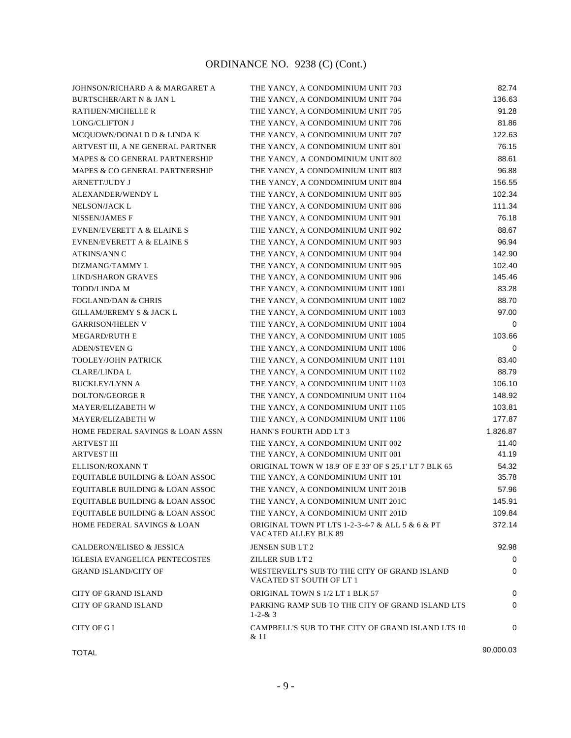# ORDINANCE NO. 9238 (C) (Cont.)

| | | |
|---|---|---|
| JOHNSON/RICHARD A & MARGARET A | THE YANCY, A CONDOMINIUM UNIT 703 | 82.74 |
| BURTSCHER/ART N & JAN L | THE YANCY, A CONDOMINIUM UNIT 704 | 136.63 |
| RATHJEN/MICHELLE R | THE YANCY, A CONDOMINIUM UNIT 705 | 91.28 |
| LONG/CLIFTON J | THE YANCY, A CONDOMINIUM UNIT 706 | 81.86 |
| MCQUOWN/DONALD D & LINDA K | THE YANCY, A CONDOMINIUM UNIT 707 | 122.63 |
| ARTVEST III, A NE GENERAL PARTNER | THE YANCY, A CONDOMINIUM UNIT 801 | 76.15 |
| MAPES & CO GENERAL PARTNERSHIP | THE YANCY, A CONDOMINIUM UNIT 802 | 88.61 |
| MAPES & CO GENERAL PARTNERSHIP | THE YANCY, A CONDOMINIUM UNIT 803 | 96.88 |
| ARNETT/JUDY J | THE YANCY, A CONDOMINIUM UNIT 804 | 156.55 |
| ALEXANDER/WENDY L | THE YANCY, A CONDOMINIUM UNIT 805 | 102.34 |
| NELSON/JACK L | THE YANCY, A CONDOMINIUM UNIT 806 | 111.34 |
| NISSEN/JAMES F | THE YANCY, A CONDOMINIUM UNIT 901 | 76.18 |
| EVNEN/EVERETT A & ELAINE S | THE YANCY, A CONDOMINIUM UNIT 902 | 88.67 |
| EVNEN/EVERETT A & ELAINE S | THE YANCY, A CONDOMINIUM UNIT 903 | 96.94 |
| ATKINS/ANN C | THE YANCY, A CONDOMINIUM UNIT 904 | 142.90 |
| DIZMANG/TAMMY L | THE YANCY, A CONDOMINIUM UNIT 905 | 102.40 |
| LIND/SHARON GRAVES | THE YANCY, A CONDOMINIUM UNIT 906 | 145.46 |
| TODD/LINDA M | THE YANCY, A CONDOMINIUM UNIT 1001 | 83.28 |
| FOGLAND/DAN & CHRIS | THE YANCY, A CONDOMINIUM UNIT 1002 | 88.70 |
| GILLAM/JEREMY S & JACK L | THE YANCY, A CONDOMINIUM UNIT 1003 | 97.00 |
| GARRISON/HELEN V | THE YANCY, A CONDOMINIUM UNIT 1004 | 0 |
| MEGARD/RUTH E | THE YANCY, A CONDOMINIUM UNIT 1005 | 103.66 |
| ADEN/STEVEN G | THE YANCY, A CONDOMINIUM UNIT 1006 | 0 |
| TOOLEY/JOHN PATRICK | THE YANCY, A CONDOMINIUM UNIT 1101 | 83.40 |
| CLARE/LINDA L | THE YANCY, A CONDOMINIUM UNIT 1102 | 88.79 |
| BUCKLEY/LYNN A | THE YANCY, A CONDOMINIUM UNIT 1103 | 106.10 |
| DOLTON/GEORGE R | THE YANCY, A CONDOMINIUM UNIT 1104 | 148.92 |
| MAYER/ELIZABETH W | THE YANCY, A CONDOMINIUM UNIT 1105 | 103.81 |
| MAYER/ELIZABETH W | THE YANCY, A CONDOMINIUM UNIT 1106 | 177.87 |
| HOME FEDERAL SAVINGS & LOAN ASSN | HANN'S FOURTH ADD LT 3 | 1,826.87 |
| ARTVEST III | THE YANCY, A CONDOMINIUM UNIT 002 | 11.40 |
| ARTVEST III | THE YANCY, A CONDOMINIUM UNIT 001 | 41.19 |
| ELLISON/ROXANN T | ORIGINAL TOWN W 18.9' OF E 33' OF S 25.1' LT 7 BLK 65 | 54.32 |
| EQUITABLE BUILDING & LOAN ASSOC | THE YANCY, A CONDOMINIUM UNIT 101 | 35.78 |
| EQUITABLE BUILDING & LOAN ASSOC | THE YANCY, A CONDOMINIUM UNIT 201B | 57.96 |
| EQUITABLE BUILDING & LOAN ASSOC | THE YANCY, A CONDOMINIUM UNIT 201C | 145.91 |
| EQUITABLE BUILDING & LOAN ASSOC | THE YANCY, A CONDOMINIUM UNIT 201D | 109.84 |
| HOME FEDERAL SAVINGS & LOAN | ORIGINAL TOWN PT LTS 1-2-3-4-7 & ALL 5 & 6 & PT VACATED ALLEY BLK 89 | 372.14 |
| CALDERON/ELISEO & JESSICA | JENSEN SUB LT 2 | 92.98 |
| IGLESIA EVANGELICA PENTECOSTES | ZILLER SUB LT 2 | 0 |
| GRAND ISLAND/CITY OF | WESTERVELT'S SUB TO THE CITY OF GRAND ISLAND VACATED ST SOUTH OF LT 1 | 0 |
| CITY OF GRAND ISLAND | ORIGINAL TOWN S 1/2 LT 1 BLK 57 | 0 |
| CITY OF GRAND ISLAND | PARKING RAMP SUB TO THE CITY OF GRAND ISLAND LTS 1-2-& 3 | 0 |
| CITY OF G I | CAMPBELL'S SUB TO THE CITY OF GRAND ISLAND LTS 10 & 11 | 0 |
| TOTAL | | 90,000.03 |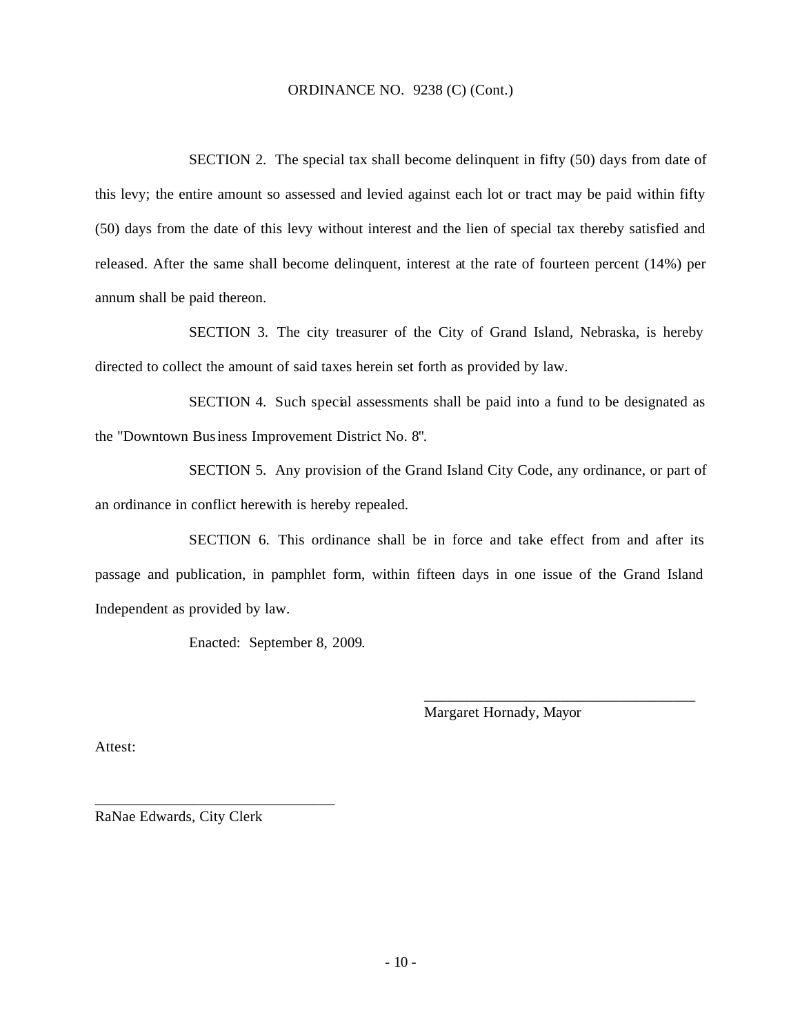ORDINANCE NO. 9238 (C) (Cont.)

SECTION 2. The special tax shall become delinquent in fifty (50) days from date of this levy; the entire amount so assessed and levied against each lot or tract may be paid within fifty (50) days from the date of this levy without interest and the lien of special tax thereby satisfied and released. After the same shall become delinquent, interest at the rate of fourteen percent (14%) per annum shall be paid thereon.

SECTION 3. The city treasurer of the City of Grand Island, Nebraska, is hereby directed to collect the amount of said taxes herein set forth as provided by law.

SECTION 4. Such special assessments shall be paid into a fund to be designated as the "Downtown Business Improvement District No. 8".

SECTION 5. Any provision of the Grand Island City Code, any ordinance, or part of an ordinance in conflict herewith is hereby repealed.

SECTION 6. This ordinance shall be in force and take effect from and after its passage and publication, in pamphlet form, within fifteen days in one issue of the Grand Island Independent as provided by law.

Enacted: September 8, 2009.

\_\_\_\_\_\_\_\_\_\_\_\_\_\_\_\_\_\_\_\_\_\_\_\_\_\_\_\_\_\_\_\_\_\_\_\_\_

Margaret Hornady, Mayor

Attest:

\_\_\_\_\_\_\_\_\_\_\_\_\_\_\_\_\_\_\_\_\_\_\_\_\_\_\_\_\_\_\_\_\_

RaNae Edwards, City Clerk